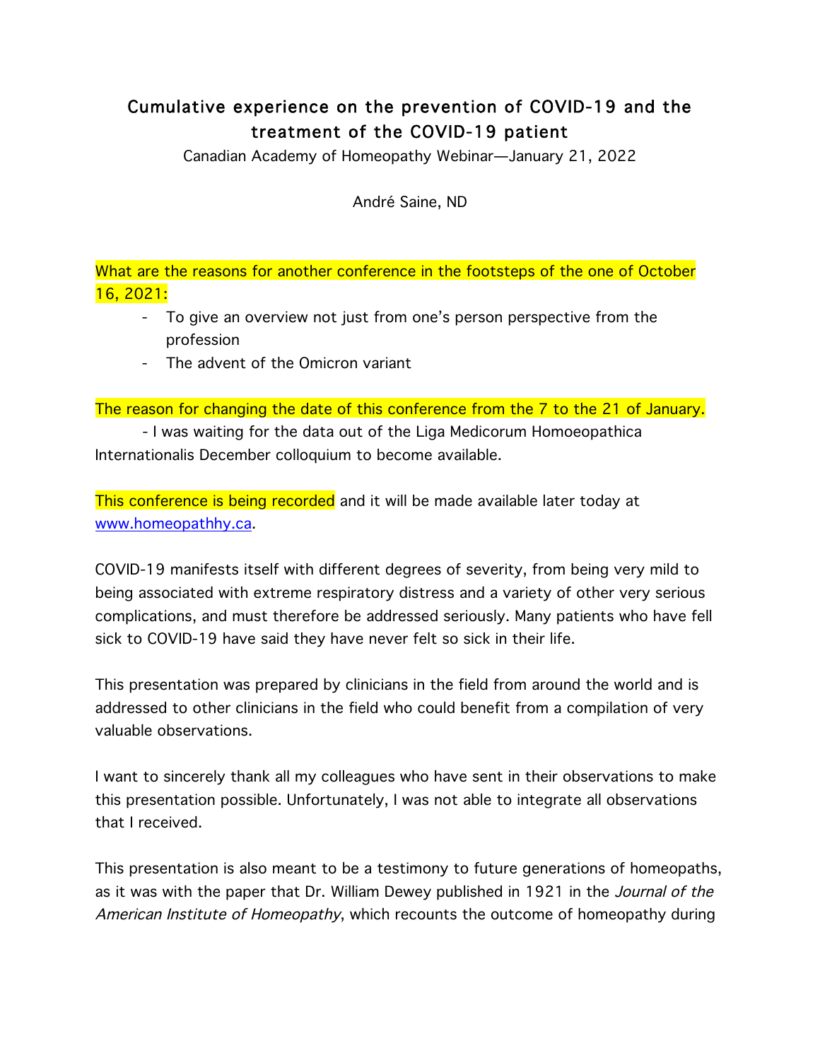# Cumulative experience on the prevention of COVID-19 and the treatment of the COVID-19 patient

Canadian Academy of Homeopathy Webinar—January 21, 2022

André Saine, ND

What are the reasons for another conference in the footsteps of the one of October 16, 2021:

- To give an overview not just from one's person perspective from the profession
- The advent of the Omicron variant

The reason for changing the date of this conference from the 7 to the 21 of January.

- I was waiting for the data out of the Liga Medicorum Homoeopathica Internationalis December colloquium to become available.

This conference is being recorded and it will be made available later today at www.homeopathhy.ca.

COVID-19 manifests itself with different degrees of severity, from being very mild to being associated with extreme respiratory distress and a variety of other very serious complications, and must therefore be addressed seriously. Many patients who have fell sick to COVID-19 have said they have never felt so sick in their life.

This presentation was prepared by clinicians in the field from around the world and is addressed to other clinicians in the field who could benefit from a compilation of very valuable observations.

I want to sincerely thank all my colleagues who have sent in their observations to make this presentation possible. Unfortunately, I was not able to integrate all observations that I received.

This presentation is also meant to be a testimony to future generations of homeopaths, as it was with the paper that Dr. William Dewey published in 1921 in the *Journal of the American Institute of Homeopathy*, which recounts the outcome of homeopathy during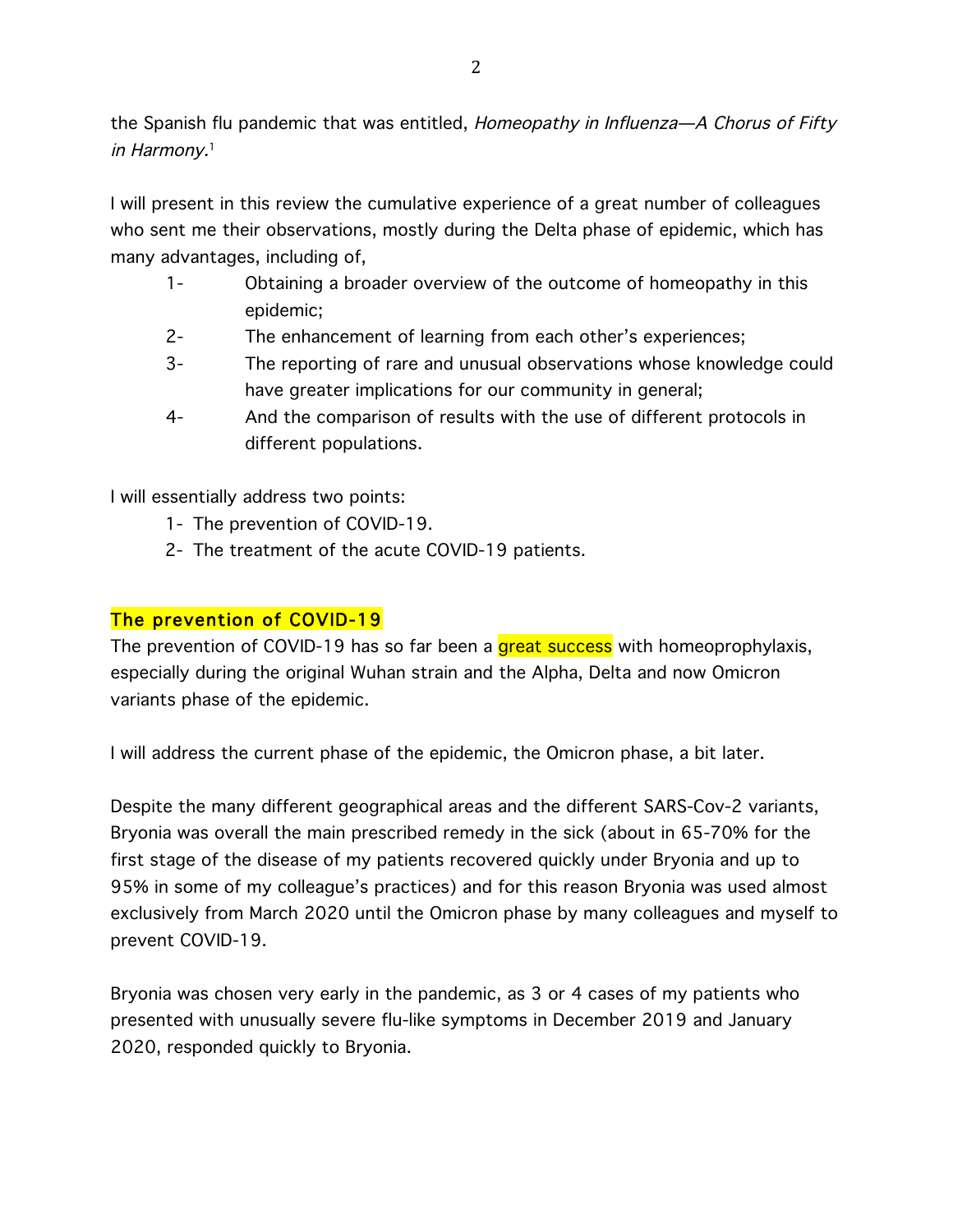the Spanish flu pandemic that was entitled, *Homeopathy in Influenza—A Chorus of Fifty in Harmony.*[1]

I will present in this review the cumulative experience of a great number of colleagues who sent me their observations, mostly during the Delta phase of epidemic, which has many advantages, including of,

1- Obtaining a broader overview of the outcome of homeopathy in this epidemic;
2- The enhancement of learning from each other's experiences;
3- The reporting of rare and unusual observations whose knowledge could have greater implications for our community in general;
4- And the comparison of results with the use of different protocols in different populations.

I will essentially address two points:

1- The prevention of COVID-19.
2- The treatment of the acute COVID-19 patients.

## The prevention of COVID-19

The prevention of COVID-19 has so far been a great success with homeoprophylaxis, especially during the original Wuhan strain and the Alpha, Delta and now Omicron variants phase of the epidemic.

I will address the current phase of the epidemic, the Omicron phase, a bit later.

Despite the many different geographical areas and the different SARS-Cov-2 variants, Bryonia was overall the main prescribed remedy in the sick (about in 65-70% for the first stage of the disease of my patients recovered quickly under Bryonia and up to 95% in some of my colleague's practices) and for this reason Bryonia was used almost exclusively from March 2020 until the Omicron phase by many colleagues and myself to prevent COVID-19.

Bryonia was chosen very early in the pandemic, as 3 or 4 cases of my patients who presented with unusually severe flu-like symptoms in December 2019 and January 2020, responded quickly to Bryonia.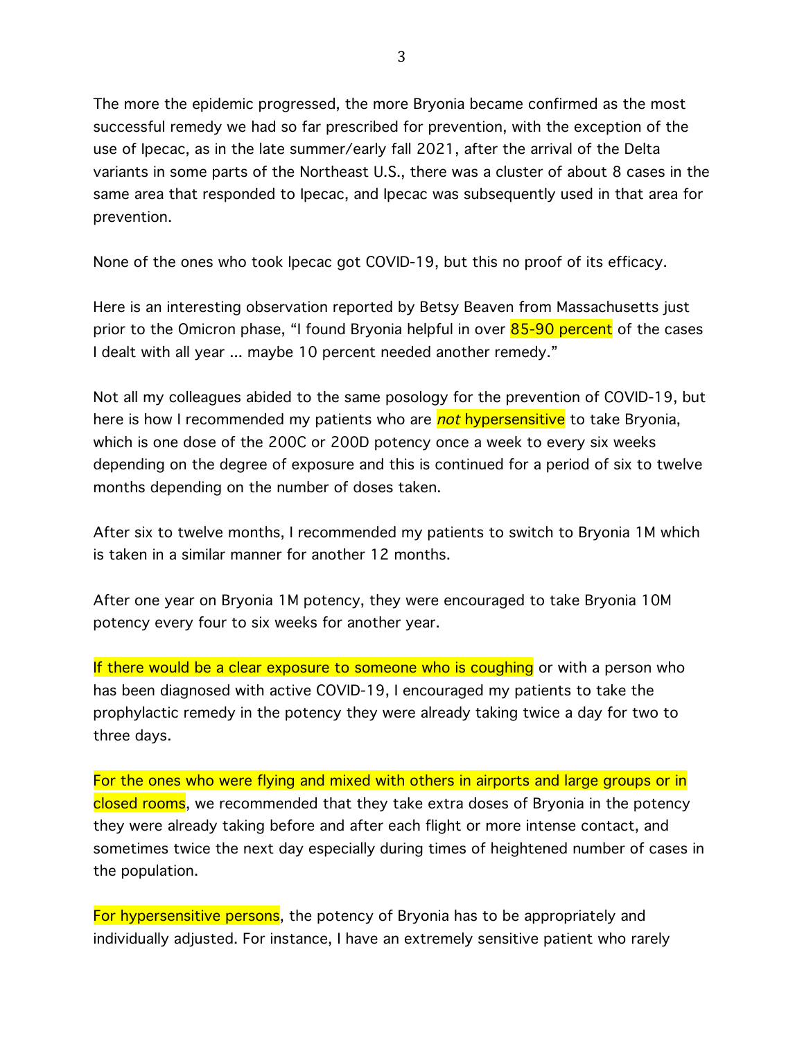The more the epidemic progressed, the more Bryonia became confirmed as the most successful remedy we had so far prescribed for prevention, with the exception of the use of Ipecac, as in the late summer/early fall 2021, after the arrival of the Delta variants in some parts of the Northeast U.S., there was a cluster of about 8 cases in the same area that responded to Ipecac, and Ipecac was subsequently used in that area for prevention.

None of the ones who took Ipecac got COVID-19, but this no proof of its efficacy.

Here is an interesting observation reported by Betsy Beaven from Massachusetts just prior to the Omicron phase, "I found Bryonia helpful in over 85-90 percent of the cases I dealt with all year ... maybe 10 percent needed another remedy."

Not all my colleagues abided to the same posology for the prevention of COVID-19, but here is how I recommended my patients who are *not* hypersensitive to take Bryonia, which is one dose of the 200C or 200D potency once a week to every six weeks depending on the degree of exposure and this is continued for a period of six to twelve months depending on the number of doses taken.

After six to twelve months, I recommended my patients to switch to Bryonia 1M which is taken in a similar manner for another 12 months.

After one year on Bryonia 1M potency, they were encouraged to take Bryonia 10M potency every four to six weeks for another year.

If there would be a clear exposure to someone who is coughing or with a person who has been diagnosed with active COVID-19, I encouraged my patients to take the prophylactic remedy in the potency they were already taking twice a day for two to three days.

For the ones who were flying and mixed with others in airports and large groups or in closed rooms, we recommended that they take extra doses of Bryonia in the potency they were already taking before and after each flight or more intense contact, and sometimes twice the next day especially during times of heightened number of cases in the population.

For hypersensitive persons, the potency of Bryonia has to be appropriately and individually adjusted. For instance, I have an extremely sensitive patient who rarely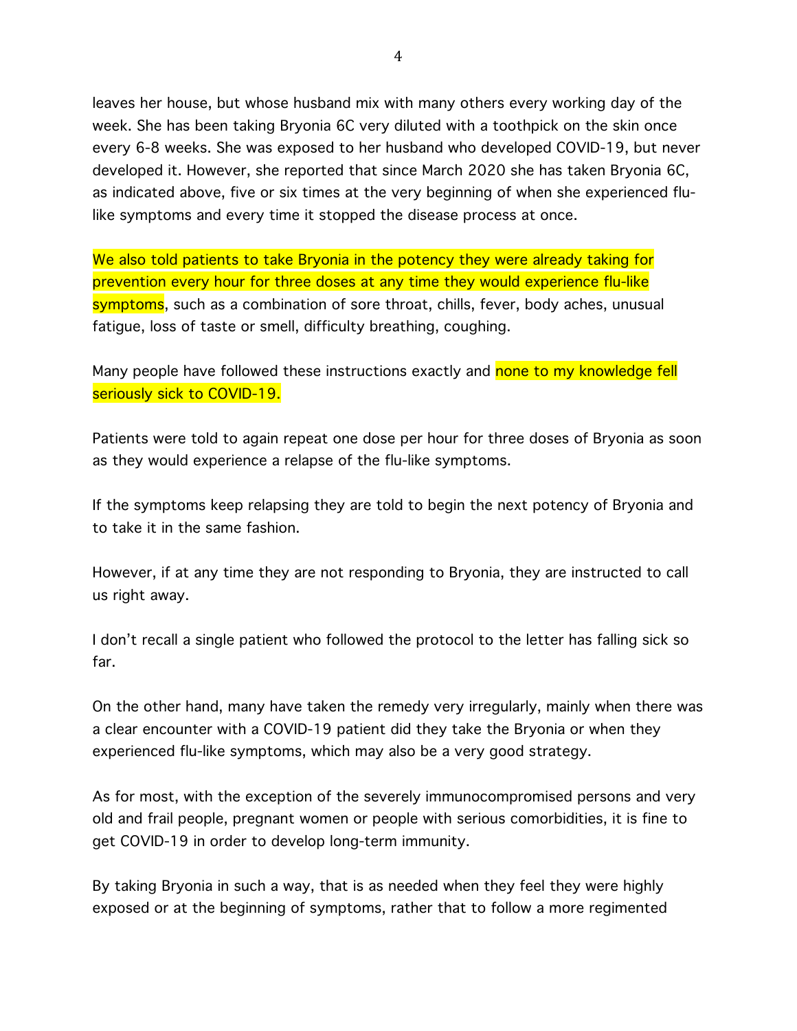leaves her house, but whose husband mix with many others every working day of the week. She has been taking Bryonia 6C very diluted with a toothpick on the skin once every 6-8 weeks. She was exposed to her husband who developed COVID-19, but never developed it. However, she reported that since March 2020 she has taken Bryonia 6C, as indicated above, five or six times at the very beginning of when she experienced flu-like symptoms and every time it stopped the disease process at once.

We also told patients to take Bryonia in the potency they were already taking for prevention every hour for three doses at any time they would experience flu-like symptoms, such as a combination of sore throat, chills, fever, body aches, unusual fatigue, loss of taste or smell, difficulty breathing, coughing.

Many people have followed these instructions exactly and none to my knowledge fell seriously sick to COVID-19.

Patients were told to again repeat one dose per hour for three doses of Bryonia as soon as they would experience a relapse of the flu-like symptoms.

If the symptoms keep relapsing they are told to begin the next potency of Bryonia and to take it in the same fashion.

However, if at any time they are not responding to Bryonia, they are instructed to call us right away.

I don't recall a single patient who followed the protocol to the letter has falling sick so far.

On the other hand, many have taken the remedy very irregularly, mainly when there was a clear encounter with a COVID-19 patient did they take the Bryonia or when they experienced flu-like symptoms, which may also be a very good strategy.

As for most, with the exception of the severely immunocompromised persons and very old and frail people, pregnant women or people with serious comorbidities, it is fine to get COVID-19 in order to develop long-term immunity.

By taking Bryonia in such a way, that is as needed when they feel they were highly exposed or at the beginning of symptoms, rather that to follow a more regimented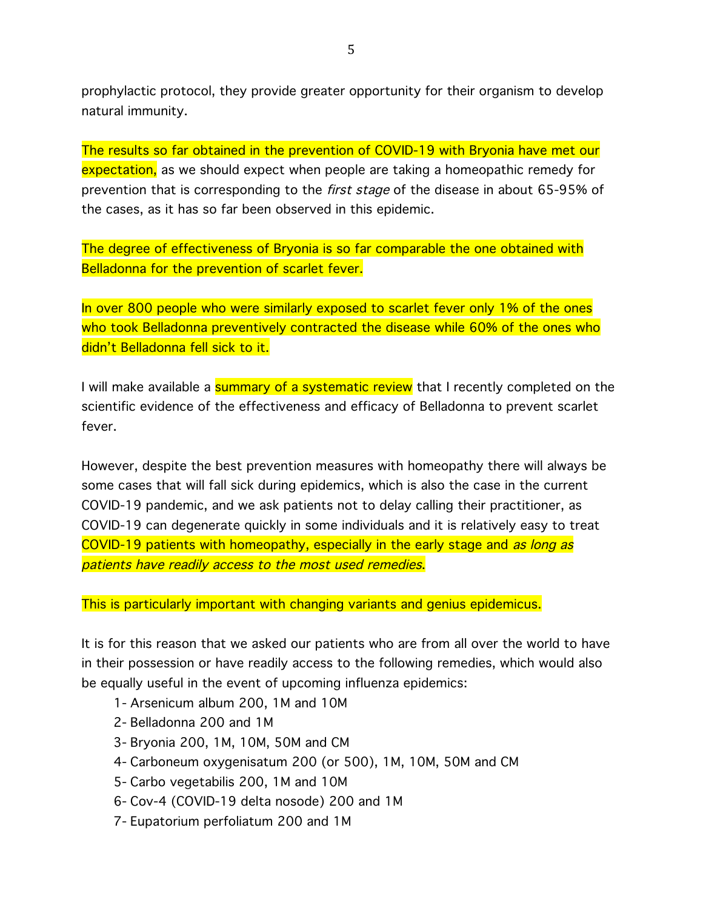prophylactic protocol, they provide greater opportunity for their organism to develop natural immunity.

The results so far obtained in the prevention of COVID-19 with Bryonia have met our expectation, as we should expect when people are taking a homeopathic remedy for prevention that is corresponding to the *first stage* of the disease in about 65-95% of the cases, as it has so far been observed in this epidemic.

The degree of effectiveness of Bryonia is so far comparable the one obtained with Belladonna for the prevention of scarlet fever.

In over 800 people who were similarly exposed to scarlet fever only 1% of the ones who took Belladonna preventively contracted the disease while 60% of the ones who didn't Belladonna fell sick to it.

I will make available a summary of a systematic review that I recently completed on the scientific evidence of the effectiveness and efficacy of Belladonna to prevent scarlet fever.

However, despite the best prevention measures with homeopathy there will always be some cases that will fall sick during epidemics, which is also the case in the current COVID-19 pandemic, and we ask patients not to delay calling their practitioner, as COVID-19 can degenerate quickly in some individuals and it is relatively easy to treat COVID-19 patients with homeopathy, especially in the early stage and *as long as patients have readily access to the most used remedies*.

This is particularly important with changing variants and genius epidemicus.

It is for this reason that we asked our patients who are from all over the world to have in their possession or have readily access to the following remedies, which would also be equally useful in the event of upcoming influenza epidemics:

1- Arsenicum album 200, 1M and 10M
2- Belladonna 200 and 1M
3- Bryonia 200, 1M, 10M, 50M and CM
4- Carboneum oxygenisatum 200 (or 500), 1M, 10M, 50M and CM
5- Carbo vegetabilis 200, 1M and 10M
6- Cov-4 (COVID-19 delta nosode) 200 and 1M
7- Eupatorium perfoliatum 200 and 1M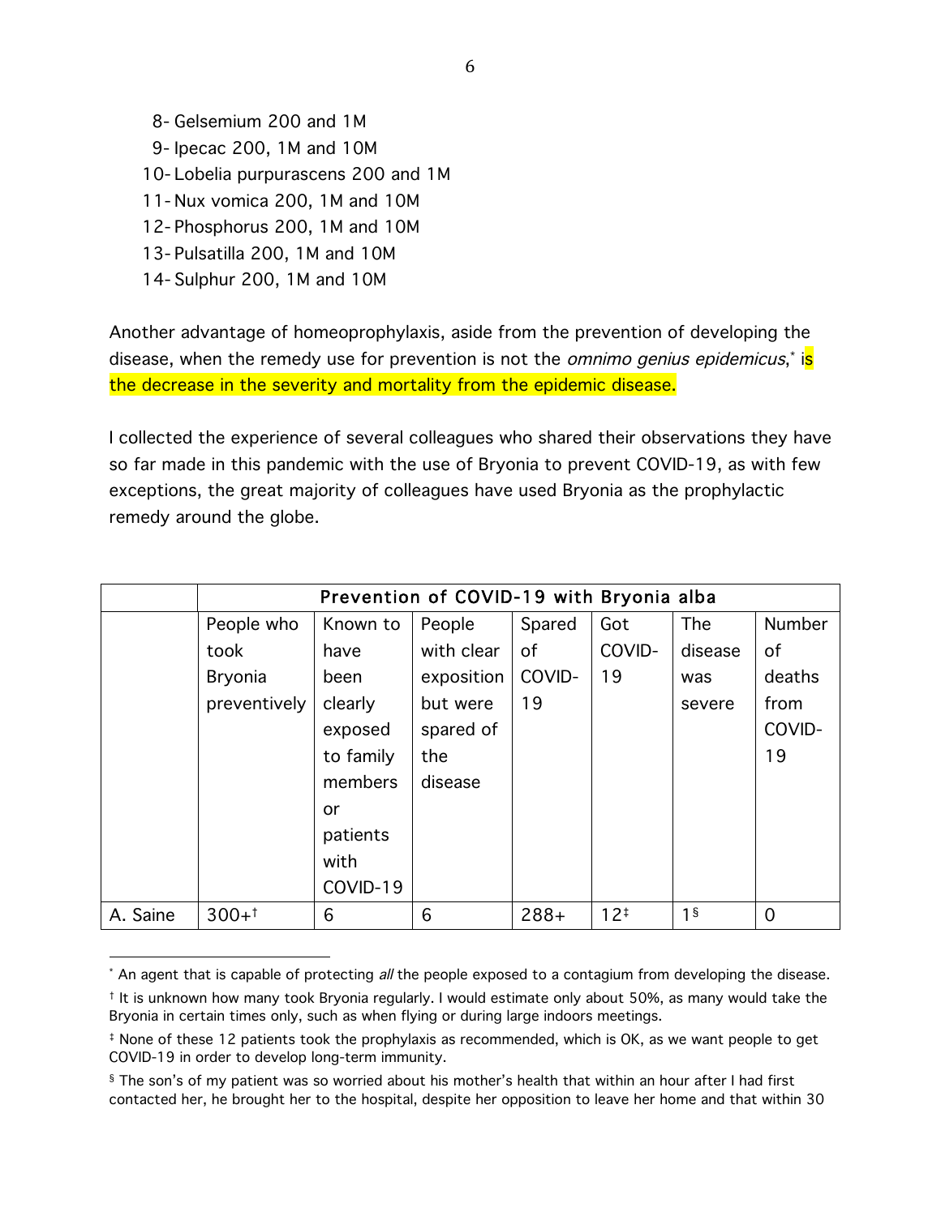8- Gelsemium 200 and 1M
9- Ipecac 200, 1M and 10M
10- Lobelia purpurascens 200 and 1M
11- Nux vomica 200, 1M and 10M
12- Phosphorus 200, 1M and 10M
13- Pulsatilla 200, 1M and 10M
14- Sulphur 200, 1M and 10M

Another advantage of homeoprophylaxis, aside from the prevention of developing the disease, when the remedy use for prevention is not the *omnimo genius epidemicus*,[*] is the decrease in the severity and mortality from the epidemic disease.

I collected the experience of several colleagues who shared their observations they have so far made in this pandemic with the use of Bryonia to prevent COVID-19, as with few exceptions, the great majority of colleagues have used Bryonia as the prophylactic remedy around the globe.

| | Prevention of COVID-19 with Bryonia alba | | | | | | |
|---|---|---|---|---|---|---|---|
| | People who took Bryonia preventively | Known to have been clearly exposed to family members or patients with COVID-19 | People with clear exposition but were spared of the disease | Spared of COVID-19 | Got COVID-19 | The disease was severe | Number of deaths from COVID-19 |
| A. Saine | 300+[†] | 6 | 6 | 288+ | 12[‡] | 1[§] | 0 |

[*] An agent that is capable of protecting *all* the people exposed to a contagium from developing the disease.

[†] It is unknown how many took Bryonia regularly. I would estimate only about 50%, as many would take the Bryonia in certain times only, such as when flying or during large indoors meetings.

[‡] None of these 12 patients took the prophylaxis as recommended, which is OK, as we want people to get COVID-19 in order to develop long-term immunity.

[§] The son's of my patient was so worried about his mother's health that within an hour after I had first contacted her, he brought her to the hospital, despite her opposition to leave her home and that within 30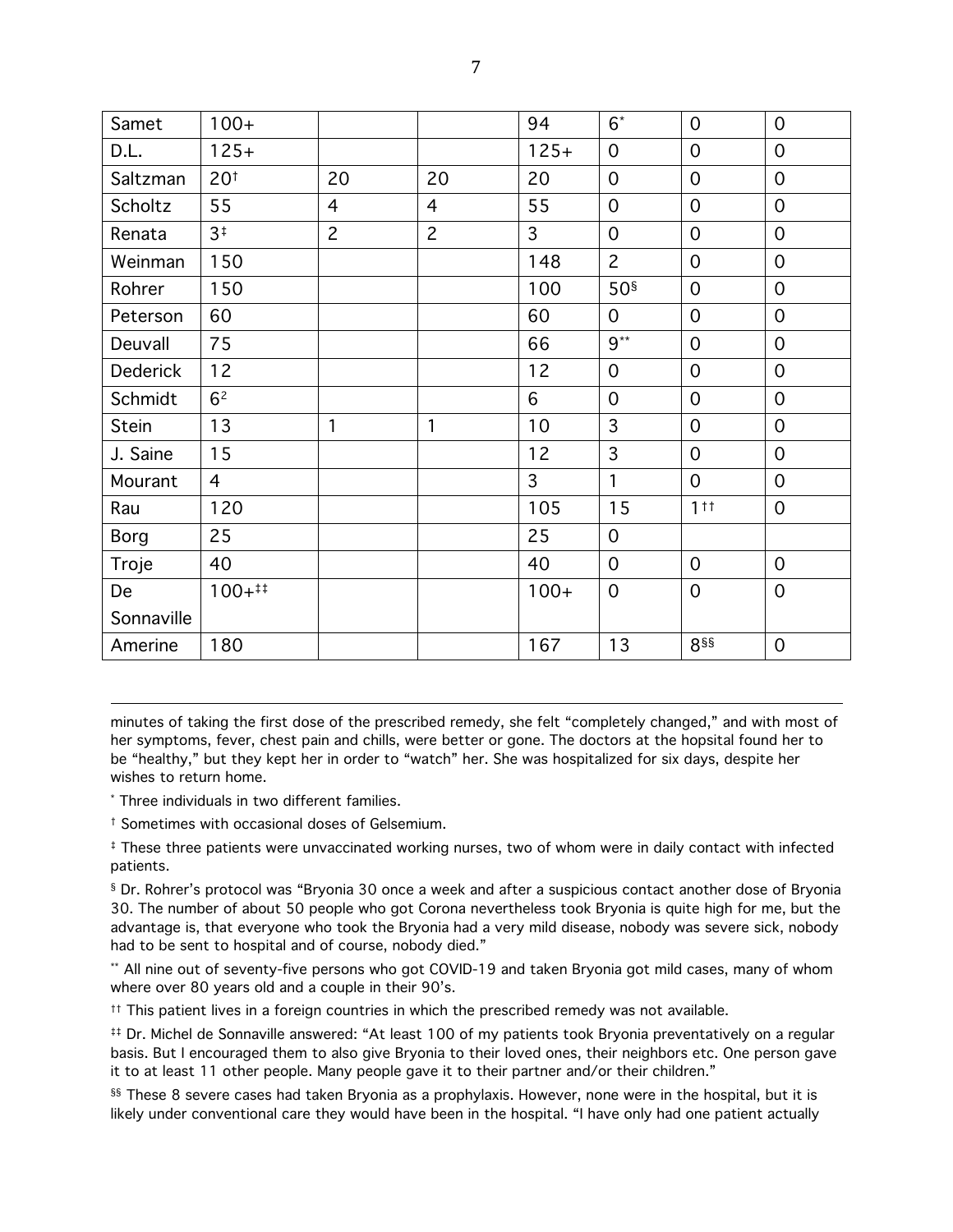| Samet | 100+ | | | 94 | 6[*] | 0 | 0 |
|---|---|---|---|---|---|---|---|
| D.L. | 125+ | | | 125+ | 0 | 0 | 0 |
| Saltzman | 20[†] | 20 | 20 | 20 | 0 | 0 | 0 |
| Scholtz | 55 | 4 | 4 | 55 | 0 | 0 | 0 |
| Renata | 3[‡] | 2 | 2 | 3 | 0 | 0 | 0 |
| Weinman | 150 | | | 148 | 2 | 0 | 0 |
| Rohrer | 150 | | | 100 | 50[§] | 0 | 0 |
| Peterson | 60 | | | 60 | 0 | 0 | 0 |
| Deuvall | 75 | | | 66 | 9[**] | 0 | 0 |
| Dederick | 12 | | | 12 | 0 | 0 | 0 |
| Schmidt | 6[2] | | | 6 | 0 | 0 | 0 |
| Stein | 13 | 1 | 1 | 10 | 3 | 0 | 0 |
| J. Saine | 15 | | | 12 | 3 | 0 | 0 |
| Mourant | 4 | | | 3 | 1 | 0 | 0 |
| Rau | 120 | | | 105 | 15 | 1[††] | 0 |
| Borg | 25 | | | 25 | 0 | | |
| Troje | 40 | | | 40 | 0 | 0 | 0 |
| De Sonnaville | 100+[‡‡] | | | 100+ | 0 | 0 | 0 |
| Amerine | 180 | | | 167 | 13 | 8[§§] | 0 |

minutes of taking the first dose of the prescribed remedy, she felt "completely changed," and with most of her symptoms, fever, chest pain and chills, were better or gone. The doctors at the hopsital found her to be "healthy," but they kept her in order to "watch" her. She was hospitalized for six days, despite her wishes to return home.

[*] Three individuals in two different families.

[†] Sometimes with occasional doses of Gelsemium.

[‡] These three patients were unvaccinated working nurses, two of whom were in daily contact with infected patients.

[§] Dr. Rohrer's protocol was "Bryonia 30 once a week and after a suspicious contact another dose of Bryonia 30. The number of about 50 people who got Corona nevertheless took Bryonia is quite high for me, but the advantage is, that everyone who took the Bryonia had a very mild disease, nobody was severe sick, nobody had to be sent to hospital and of course, nobody died."

[**] All nine out of seventy-five persons who got COVID-19 and taken Bryonia got mild cases, many of whom where over 80 years old and a couple in their 90's.

[††] This patient lives in a foreign countries in which the prescribed remedy was not available.

[‡‡] Dr. Michel de Sonnaville answered: "At least 100 of my patients took Bryonia preventatively on a regular basis. But I encouraged them to also give Bryonia to their loved ones, their neighbors etc. One person gave it to at least 11 other people. Many people gave it to their partner and/or their children."

[§§] These 8 severe cases had taken Bryonia as a prophylaxis. However, none were in the hospital, but it is likely under conventional care they would have been in the hospital. "I have only had one patient actually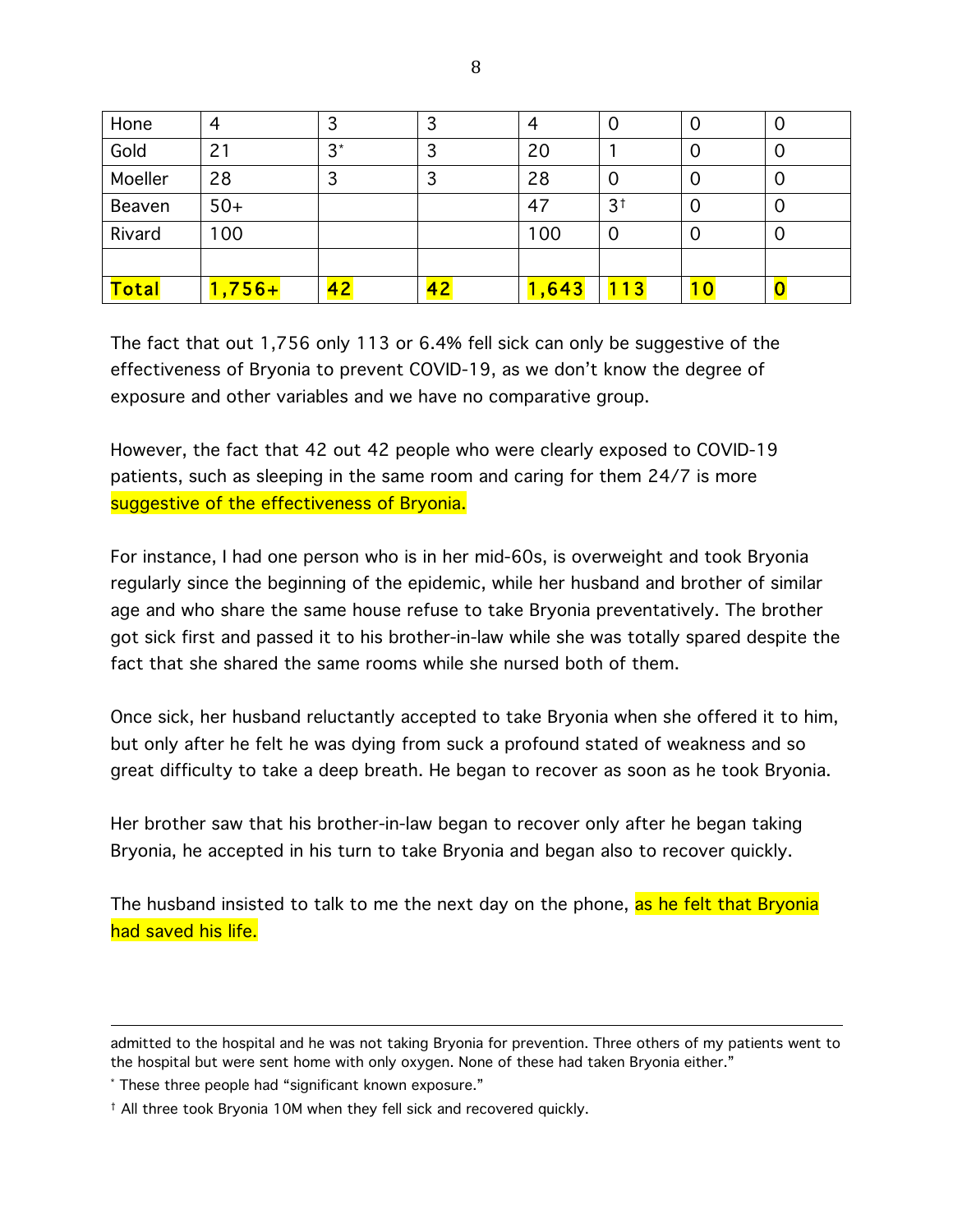| Hone | 4 | 3 | 3 | 4 | 0 | 0 | 0 |
|---|---|---|---|---|---|---|---|
| Gold | 21 | 3* | 3 | 20 | 1 | 0 | 0 |
| Moeller | 28 | 3 | 3 | 28 | 0 | 0 | 0 |
| Beaven | 50+ | | | 47 | 3† | 0 | 0 |
| Rivard | 100 | | | 100 | 0 | 0 | 0 |
| | | | | | | | |
| **Total** | **1,756+** | **42** | **42** | **1,643** | **113** | **10** | **0** |

The fact that out 1,756 only 113 or 6.4% fell sick can only be suggestive of the effectiveness of Bryonia to prevent COVID-19, as we don't know the degree of exposure and other variables and we have no comparative group.

However, the fact that 42 out 42 people who were clearly exposed to COVID-19 patients, such as sleeping in the same room and caring for them 24/7 is more suggestive of the effectiveness of Bryonia.

For instance, I had one person who is in her mid-60s, is overweight and took Bryonia regularly since the beginning of the epidemic, while her husband and brother of similar age and who share the same house refuse to take Bryonia preventatively. The brother got sick first and passed it to his brother-in-law while she was totally spared despite the fact that she shared the same rooms while she nursed both of them.

Once sick, her husband reluctantly accepted to take Bryonia when she offered it to him, but only after he felt he was dying from suck a profound stated of weakness and so great difficulty to take a deep breath. He began to recover as soon as he took Bryonia.

Her brother saw that his brother-in-law began to recover only after he began taking Bryonia, he accepted in his turn to take Bryonia and began also to recover quickly.

The husband insisted to talk to me the next day on the phone, as he felt that Bryonia had saved his life.

---

admitted to the hospital and he was not taking Bryonia for prevention. Three others of my patients went to the hospital but were sent home with only oxygen. None of these had taken Bryonia either."

* These three people had "significant known exposure."

† All three took Bryonia 10M when they fell sick and recovered quickly.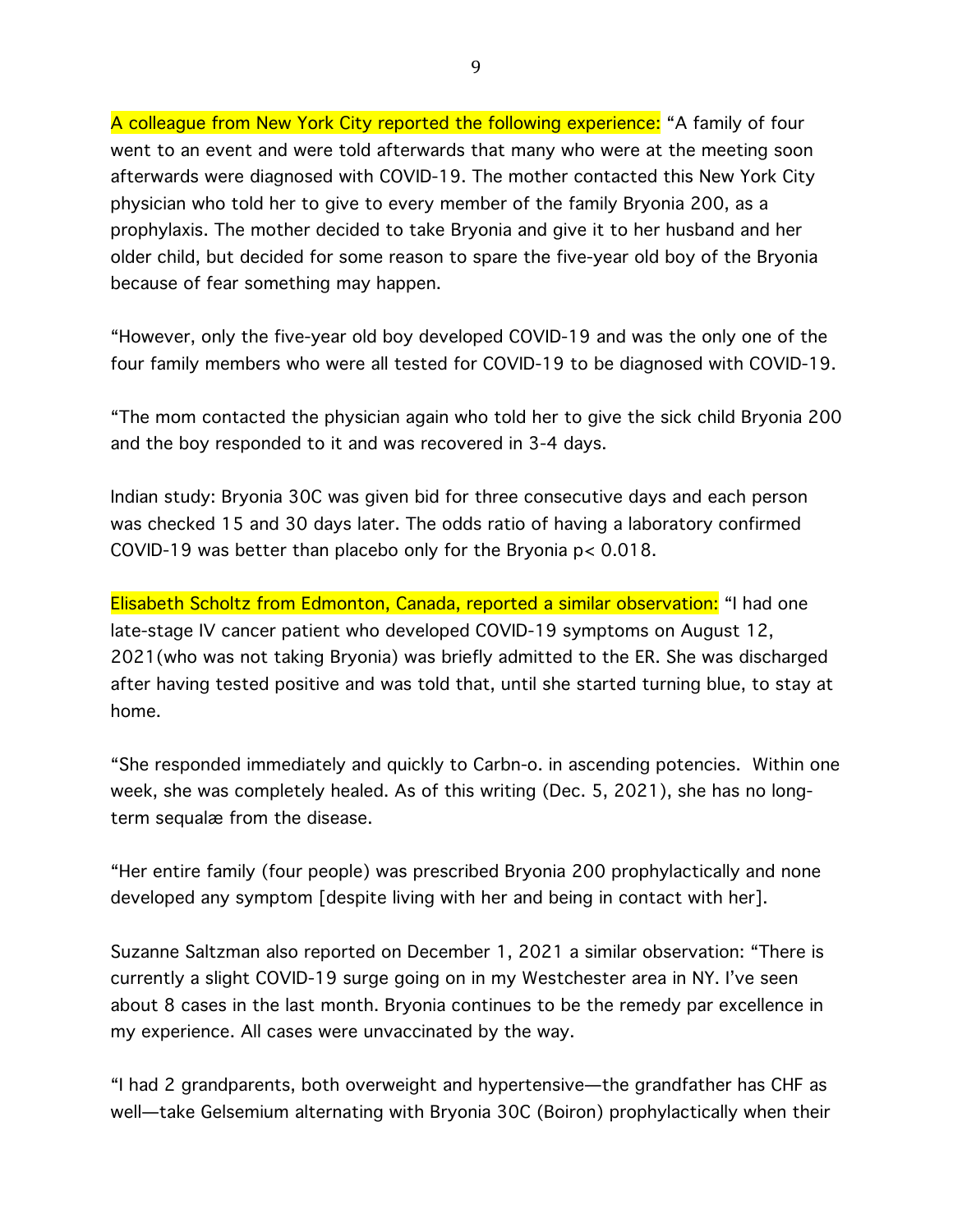A colleague from New York City reported the following experience: "A family of four went to an event and were told afterwards that many who were at the meeting soon afterwards were diagnosed with COVID-19. The mother contacted this New York City physician who told her to give to every member of the family Bryonia 200, as a prophylaxis. The mother decided to take Bryonia and give it to her husband and her older child, but decided for some reason to spare the five-year old boy of the Bryonia because of fear something may happen.

"However, only the five-year old boy developed COVID-19 and was the only one of the four family members who were all tested for COVID-19 to be diagnosed with COVID-19.

"The mom contacted the physician again who told her to give the sick child Bryonia 200 and the boy responded to it and was recovered in 3-4 days.

Indian study: Bryonia 30C was given bid for three consecutive days and each person was checked 15 and 30 days later. The odds ratio of having a laboratory confirmed COVID-19 was better than placebo only for the Bryonia $p < 0.018$.

Elisabeth Scholtz from Edmonton, Canada, reported a similar observation: "I had one late-stage IV cancer patient who developed COVID-19 symptoms on August 12, 2021(who was not taking Bryonia) was briefly admitted to the ER. She was discharged after having tested positive and was told that, until she started turning blue, to stay at home.

"She responded immediately and quickly to Carbn-o. in ascending potencies. Within one week, she was completely healed. As of this writing (Dec. 5, 2021), she has no long-term sequalæ from the disease.

"Her entire family (four people) was prescribed Bryonia 200 prophylactically and none developed any symptom [despite living with her and being in contact with her].

Suzanne Saltzman also reported on December 1, 2021 a similar observation: "There is currently a slight COVID-19 surge going on in my Westchester area in NY. I've seen about 8 cases in the last month. Bryonia continues to be the remedy par excellence in my experience. All cases were unvaccinated by the way.

"I had 2 grandparents, both overweight and hypertensive—the grandfather has CHF as well—take Gelsemium alternating with Bryonia 30C (Boiron) prophylactically when their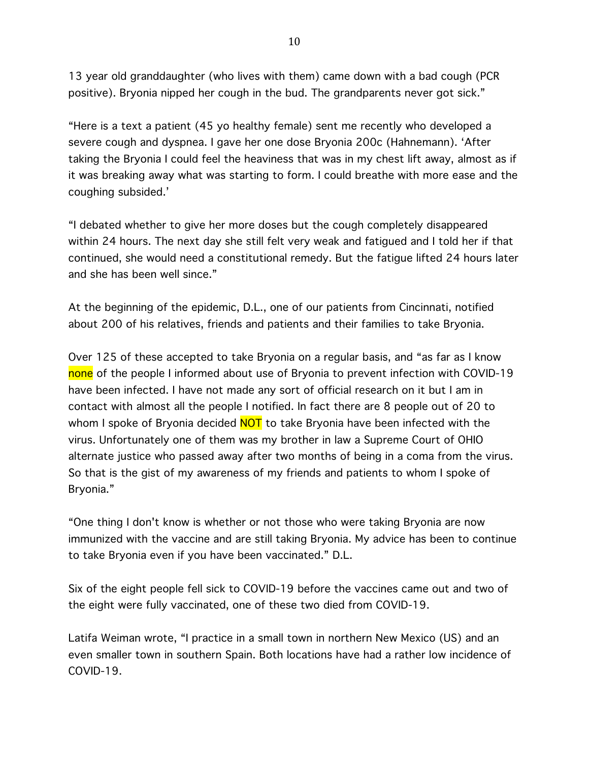13 year old granddaughter (who lives with them) came down with a bad cough (PCR positive). Bryonia nipped her cough in the bud. The grandparents never got sick."

"Here is a text a patient (45 yo healthy female) sent me recently who developed a severe cough and dyspnea. I gave her one dose Bryonia 200c (Hahnemann). 'After taking the Bryonia I could feel the heaviness that was in my chest lift away, almost as if it was breaking away what was starting to form. I could breathe with more ease and the coughing subsided.'

"I debated whether to give her more doses but the cough completely disappeared within 24 hours. The next day she still felt very weak and fatigued and I told her if that continued, she would need a constitutional remedy. But the fatigue lifted 24 hours later and she has been well since."

At the beginning of the epidemic, D.L., one of our patients from Cincinnati, notified about 200 of his relatives, friends and patients and their families to take Bryonia.

Over 125 of these accepted to take Bryonia on a regular basis, and "as far as I know none of the people I informed about use of Bryonia to prevent infection with COVID-19 have been infected. I have not made any sort of official research on it but I am in contact with almost all the people I notified. In fact there are 8 people out of 20 to whom I spoke of Bryonia decided NOT to take Bryonia have been infected with the virus. Unfortunately one of them was my brother in law a Supreme Court of OHIO alternate justice who passed away after two months of being in a coma from the virus. So that is the gist of my awareness of my friends and patients to whom I spoke of Bryonia."

"One thing I don't know is whether or not those who were taking Bryonia are now immunized with the vaccine and are still taking Bryonia. My advice has been to continue to take Bryonia even if you have been vaccinated." D.L.

Six of the eight people fell sick to COVID-19 before the vaccines came out and two of the eight were fully vaccinated, one of these two died from COVID-19.

Latifa Weiman wrote, "I practice in a small town in northern New Mexico (US) and an even smaller town in southern Spain. Both locations have had a rather low incidence of COVID-19.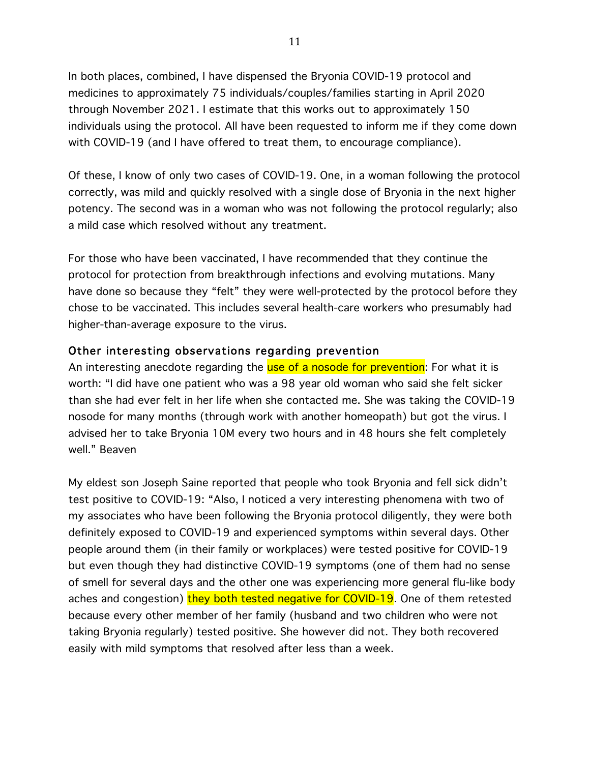In both places, combined, I have dispensed the Bryonia COVID-19 protocol and medicines to approximately 75 individuals/couples/families starting in April 2020 through November 2021. I estimate that this works out to approximately 150 individuals using the protocol. All have been requested to inform me if they come down with COVID-19 (and I have offered to treat them, to encourage compliance).

Of these, I know of only two cases of COVID-19. One, in a woman following the protocol correctly, was mild and quickly resolved with a single dose of Bryonia in the next higher potency. The second was in a woman who was not following the protocol regularly; also a mild case which resolved without any treatment.

For those who have been vaccinated, I have recommended that they continue the protocol for protection from breakthrough infections and evolving mutations. Many have done so because they "felt" they were well-protected by the protocol before they chose to be vaccinated. This includes several health-care workers who presumably had higher-than-average exposure to the virus.

### Other interesting observations regarding prevention

An interesting anecdote regarding the use of a nosode for prevention: For what it is worth: "I did have one patient who was a 98 year old woman who said she felt sicker than she had ever felt in her life when she contacted me. She was taking the COVID-19 nosode for many months (through work with another homeopath) but got the virus. I advised her to take Bryonia 10M every two hours and in 48 hours she felt completely well." Beaven

My eldest son Joseph Saine reported that people who took Bryonia and fell sick didn't test positive to COVID-19: "Also, I noticed a very interesting phenomena with two of my associates who have been following the Bryonia protocol diligently, they were both definitely exposed to COVID-19 and experienced symptoms within several days. Other people around them (in their family or workplaces) were tested positive for COVID-19 but even though they had distinctive COVID-19 symptoms (one of them had no sense of smell for several days and the other one was experiencing more general flu-like body aches and congestion) they both tested negative for COVID-19. One of them retested because every other member of her family (husband and two children who were not taking Bryonia regularly) tested positive. She however did not. They both recovered easily with mild symptoms that resolved after less than a week.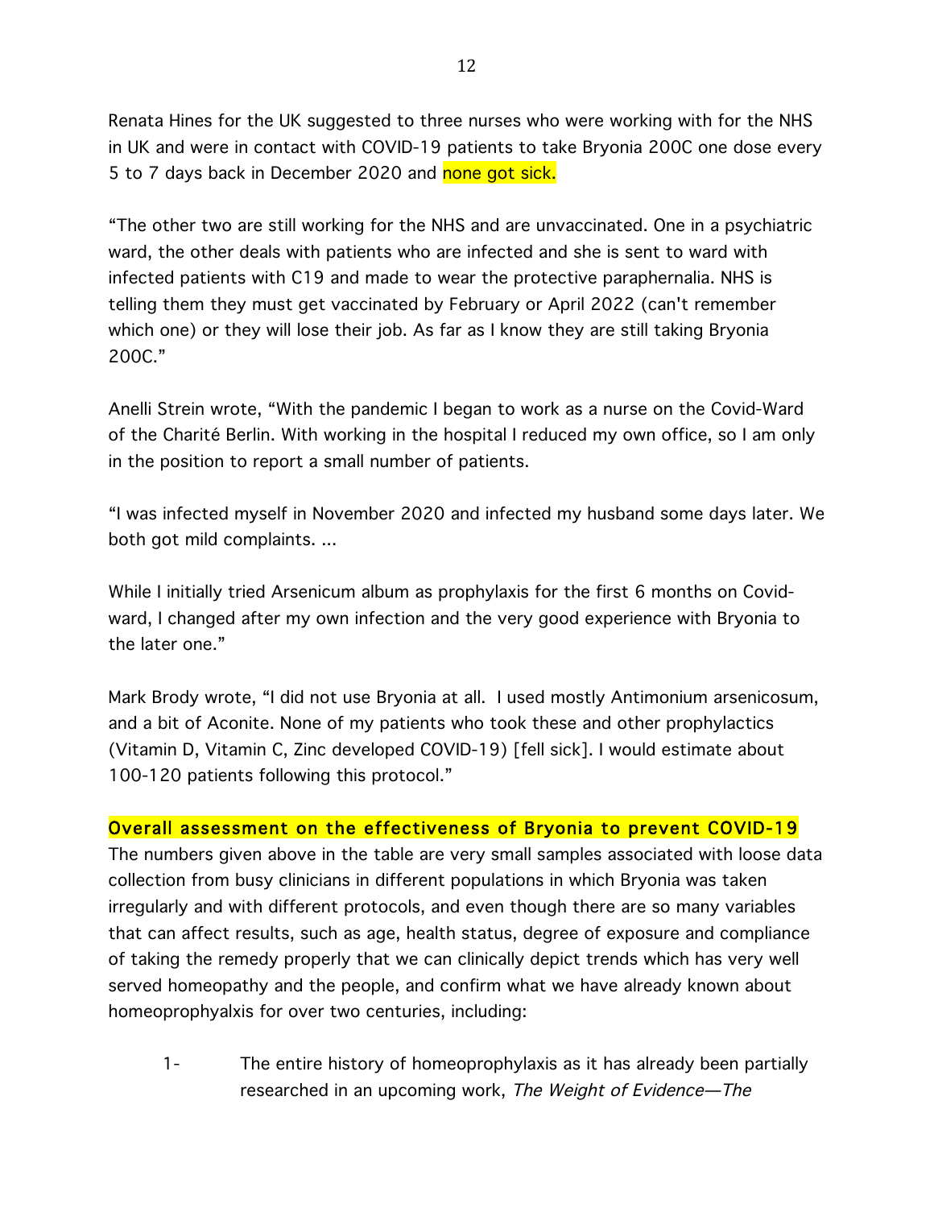Renata Hines for the UK suggested to three nurses who were working with for the NHS in UK and were in contact with COVID-19 patients to take Bryonia 200C one dose every 5 to 7 days back in December 2020 and none got sick.

"The other two are still working for the NHS and are unvaccinated. One in a psychiatric ward, the other deals with patients who are infected and she is sent to ward with infected patients with C19 and made to wear the protective paraphernalia. NHS is telling them they must get vaccinated by February or April 2022 (can't remember which one) or they will lose their job. As far as I know they are still taking Bryonia 200C."

Anelli Strein wrote, "With the pandemic I began to work as a nurse on the Covid-Ward of the Charité Berlin. With working in the hospital I reduced my own office, so I am only in the position to report a small number of patients.

"I was infected myself in November 2020 and infected my husband some days later. We both got mild complaints. ...

While I initially tried Arsenicum album as prophylaxis for the first 6 months on Covid-ward, I changed after my own infection and the very good experience with Bryonia to the later one."

Mark Brody wrote, "I did not use Bryonia at all. I used mostly Antimonium arsenicosum, and a bit of Aconite. None of my patients who took these and other prophylactics (Vitamin D, Vitamin C, Zinc developed COVID-19) [fell sick]. I would estimate about 100-120 patients following this protocol."

## Overall assessment on the effectiveness of Bryonia to prevent COVID-19

The numbers given above in the table are very small samples associated with loose data collection from busy clinicians in different populations in which Bryonia was taken irregularly and with different protocols, and even though there are so many variables that can affect results, such as age, health status, degree of exposure and compliance of taking the remedy properly that we can clinically depict trends which has very well served homeopathy and the people, and confirm what we have already known about homeoprophyalxis for over two centuries, including:

1- The entire history of homeoprophylaxis as it has already been partially researched in an upcoming work, *The Weight of Evidence—The*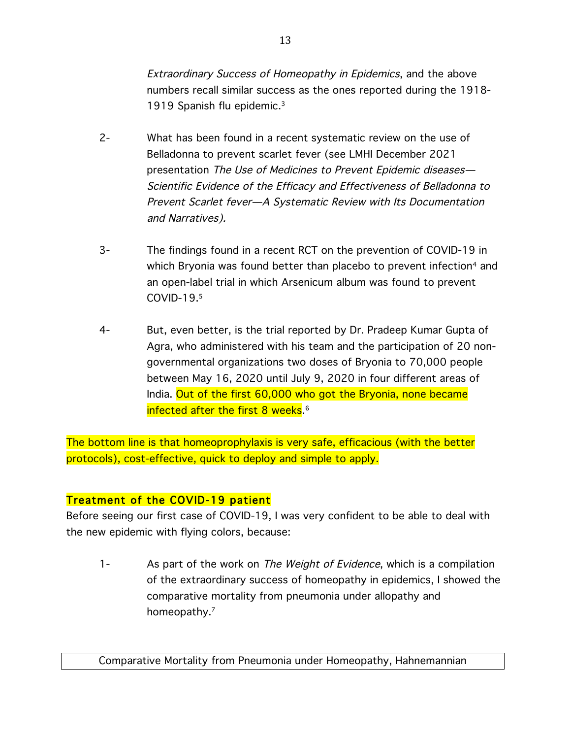*Extraordinary Success of Homeopathy in Epidemics*, and the above numbers recall similar success as the ones reported during the 1918-1919 Spanish flu epidemic.[3]

2- What has been found in a recent systematic review on the use of Belladonna to prevent scarlet fever (see LMHI December 2021 presentation *The Use of Medicines to Prevent Epidemic diseases—Scientific Evidence of the Efficacy and Effectiveness of Belladonna to Prevent Scarlet fever—A Systematic Review with Its Documentation and Narratives).*

3- The findings found in a recent RCT on the prevention of COVID-19 in which Bryonia was found better than placebo to prevent infection[4] and an open-label trial in which Arsenicum album was found to prevent COVID-19.[5]

4- But, even better, is the trial reported by Dr. Pradeep Kumar Gupta of Agra, who administered with his team and the participation of 20 non-governmental organizations two doses of Bryonia to 70,000 people between May 16, 2020 until July 9, 2020 in four different areas of India. Out of the first 60,000 who got the Bryonia, none became infected after the first 8 weeks.[6]

The bottom line is that homeoprophylaxis is very safe, efficacious (with the better protocols), cost-effective, quick to deploy and simple to apply.

## Treatment of the COVID-19 patient

Before seeing our first case of COVID-19, I was very confident to be able to deal with the new epidemic with flying colors, because:

1- As part of the work on *The Weight of Evidence*, which is a compilation of the extraordinary success of homeopathy in epidemics, I showed the comparative mortality from pneumonia under allopathy and homeopathy.[7]

| Comparative Mortality from Pneumonia under Homeopathy, Hahnemannian |
|---|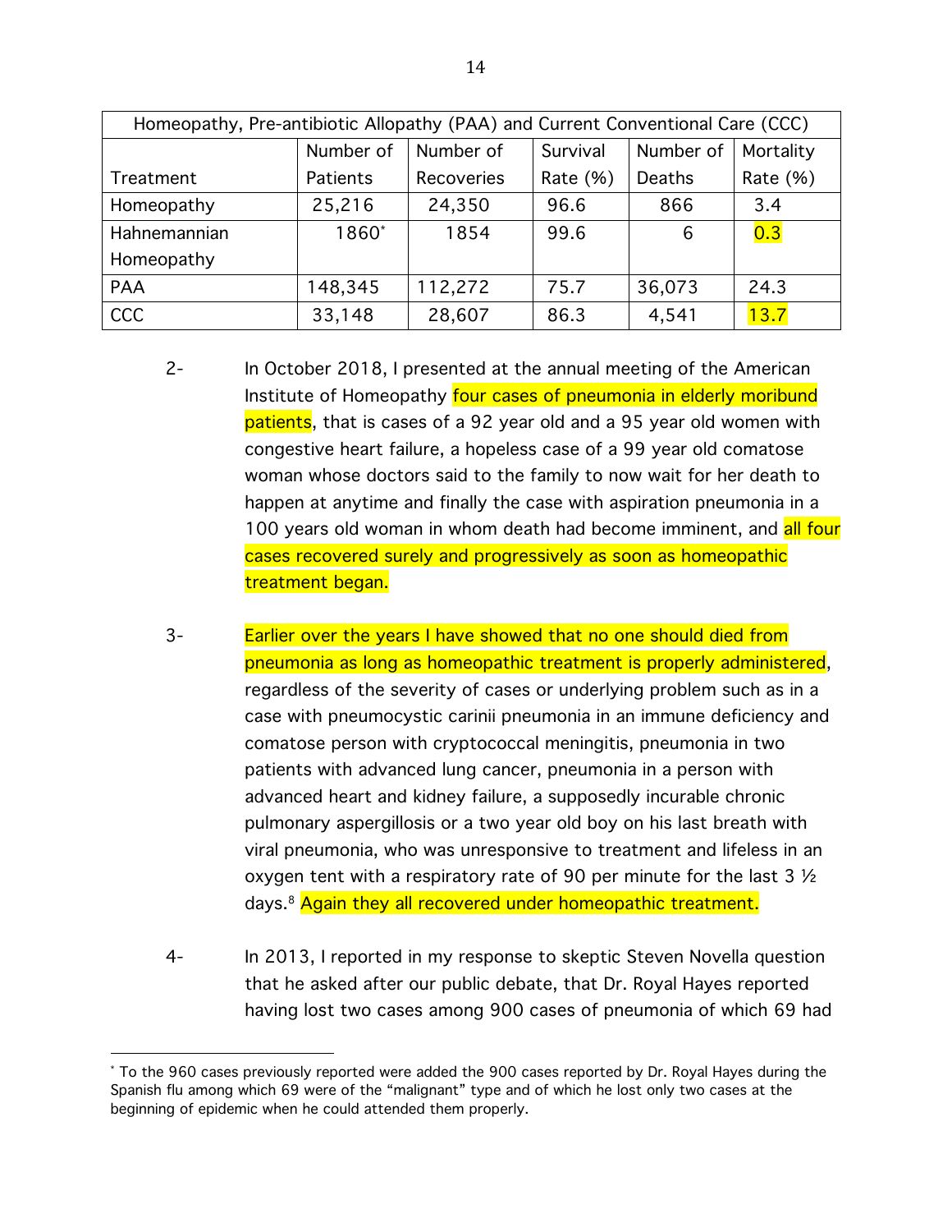| Homeopathy, Pre-antibiotic Allopathy (PAA) and Current Conventional Care (CCC) | | | | | |
|---|---|---|---|---|---|
| Treatment | Number of Patients | Number of Recoveries | Survival Rate (%) | Number of Deaths | Mortality Rate (%) |
| Homeopathy | 25,216 | 24,350 | 96.6 | 866 | 3.4 |
| Hahnemannian Homeopathy | 1860* | 1854 | 99.6 | 6 | 0.3 |
| PAA | 148,345 | 112,272 | 75.7 | 36,073 | 24.3 |
| CCC | 33,148 | 28,607 | 86.3 | 4,541 | 13.7 |

2- In October 2018, I presented at the annual meeting of the American Institute of Homeopathy four cases of pneumonia in elderly moribund patients, that is cases of a 92 year old and a 95 year old women with congestive heart failure, a hopeless case of a 99 year old comatose woman whose doctors said to the family to now wait for her death to happen at anytime and finally the case with aspiration pneumonia in a 100 years old woman in whom death had become imminent, and all four cases recovered surely and progressively as soon as homeopathic treatment began.

3- Earlier over the years I have showed that no one should died from pneumonia as long as homeopathic treatment is properly administered, regardless of the severity of cases or underlying problem such as in a case with pneumocystic carinii pneumonia in an immune deficiency and comatose person with cryptococcal meningitis, pneumonia in two patients with advanced lung cancer, pneumonia in a person with advanced heart and kidney failure, a supposedly incurable chronic pulmonary aspergillosis or a two year old boy on his last breath with viral pneumonia, who was unresponsive to treatment and lifeless in an oxygen tent with a respiratory rate of 90 per minute for the last 3 ½ days.[8] Again they all recovered under homeopathic treatment.

4- In 2013, I reported in my response to skeptic Steven Novella question that he asked after our public debate, that Dr. Royal Hayes reported having lost two cases among 900 cases of pneumonia of which 69 had

---

* To the 960 cases previously reported were added the 900 cases reported by Dr. Royal Hayes during the Spanish flu among which 69 were of the "malignant" type and of which he lost only two cases at the beginning of epidemic when he could attended them properly.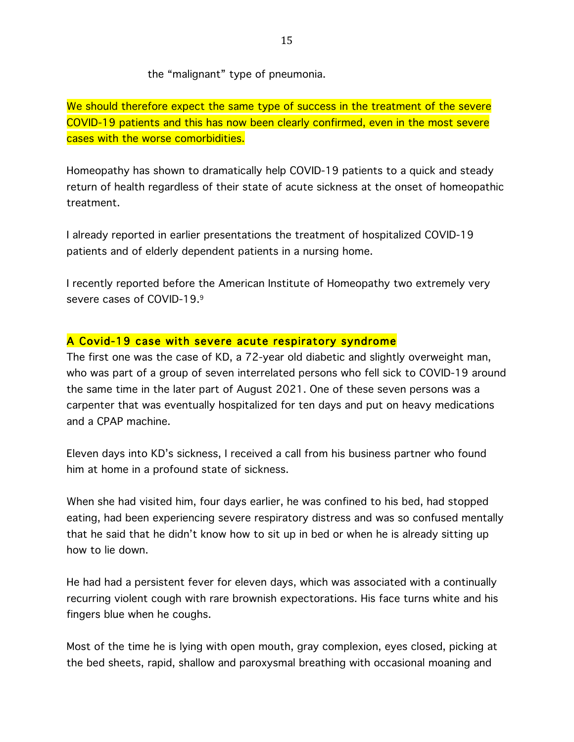the "malignant" type of pneumonia.

We should therefore expect the same type of success in the treatment of the severe COVID-19 patients and this has now been clearly confirmed, even in the most severe cases with the worse comorbidities.

Homeopathy has shown to dramatically help COVID-19 patients to a quick and steady return of health regardless of their state of acute sickness at the onset of homeopathic treatment.

I already reported in earlier presentations the treatment of hospitalized COVID-19 patients and of elderly dependent patients in a nursing home.

I recently reported before the American Institute of Homeopathy two extremely very severe cases of COVID-19.[9]

### A Covid-19 case with severe acute respiratory syndrome

The first one was the case of KD, a 72-year old diabetic and slightly overweight man, who was part of a group of seven interrelated persons who fell sick to COVID-19 around the same time in the later part of August 2021. One of these seven persons was a carpenter that was eventually hospitalized for ten days and put on heavy medications and a CPAP machine.

Eleven days into KD's sickness, I received a call from his business partner who found him at home in a profound state of sickness.

When she had visited him, four days earlier, he was confined to his bed, had stopped eating, had been experiencing severe respiratory distress and was so confused mentally that he said that he didn't know how to sit up in bed or when he is already sitting up how to lie down.

He had had a persistent fever for eleven days, which was associated with a continually recurring violent cough with rare brownish expectorations. His face turns white and his fingers blue when he coughs.

Most of the time he is lying with open mouth, gray complexion, eyes closed, picking at the bed sheets, rapid, shallow and paroxysmal breathing with occasional moaning and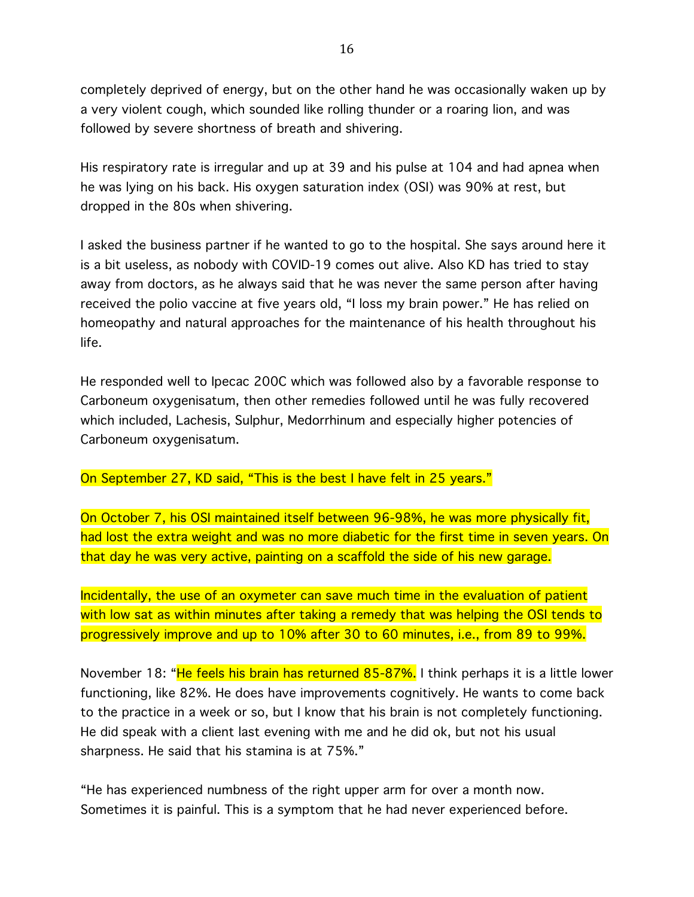completely deprived of energy, but on the other hand he was occasionally waken up by a very violent cough, which sounded like rolling thunder or a roaring lion, and was followed by severe shortness of breath and shivering.

His respiratory rate is irregular and up at 39 and his pulse at 104 and had apnea when he was lying on his back. His oxygen saturation index (OSI) was 90% at rest, but dropped in the 80s when shivering.

I asked the business partner if he wanted to go to the hospital. She says around here it is a bit useless, as nobody with COVID-19 comes out alive. Also KD has tried to stay away from doctors, as he always said that he was never the same person after having received the polio vaccine at five years old, "I loss my brain power." He has relied on homeopathy and natural approaches for the maintenance of his health throughout his life.

He responded well to Ipecac 200C which was followed also by a favorable response to Carboneum oxygenisatum, then other remedies followed until he was fully recovered which included, Lachesis, Sulphur, Medorrhinum and especially higher potencies of Carboneum oxygenisatum.

On September 27, KD said, "This is the best I have felt in 25 years."

On October 7, his OSI maintained itself between 96-98%, he was more physically fit, had lost the extra weight and was no more diabetic for the first time in seven years. On that day he was very active, painting on a scaffold the side of his new garage.

Incidentally, the use of an oxymeter can save much time in the evaluation of patient with low sat as within minutes after taking a remedy that was helping the OSI tends to progressively improve and up to 10% after 30 to 60 minutes, i.e., from 89 to 99%.

November 18: "He feels his brain has returned 85-87%. I think perhaps it is a little lower functioning, like 82%. He does have improvements cognitively. He wants to come back to the practice in a week or so, but I know that his brain is not completely functioning. He did speak with a client last evening with me and he did ok, but not his usual sharpness. He said that his stamina is at 75%."

"He has experienced numbness of the right upper arm for over a month now. Sometimes it is painful. This is a symptom that he had never experienced before.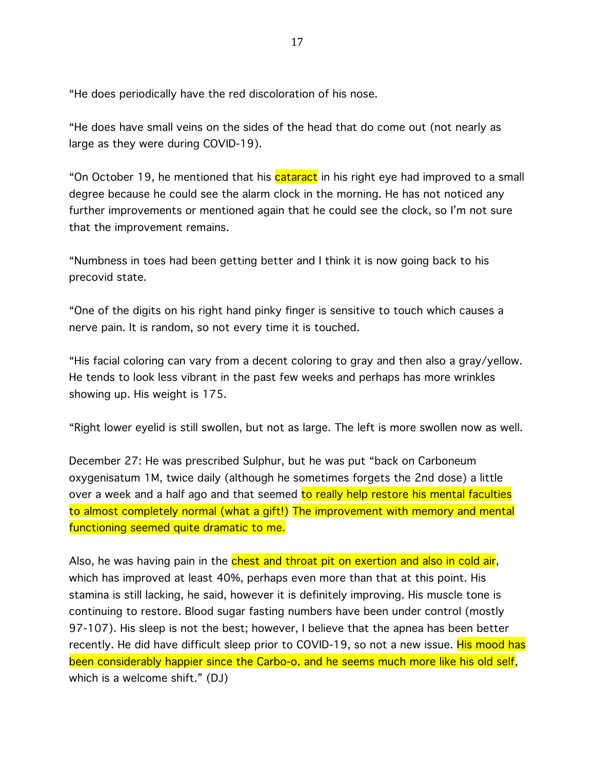"He does periodically have the red discoloration of his nose.

"He does have small veins on the sides of the head that do come out (not nearly as large as they were during COVID-19).

"On October 19, he mentioned that his cataract in his right eye had improved to a small degree because he could see the alarm clock in the morning. He has not noticed any further improvements or mentioned again that he could see the clock, so I'm not sure that the improvement remains.

"Numbness in toes had been getting better and I think it is now going back to his precovid state.

"One of the digits on his right hand pinky finger is sensitive to touch which causes a nerve pain. It is random, so not every time it is touched.

"His facial coloring can vary from a decent coloring to gray and then also a gray/yellow. He tends to look less vibrant in the past few weeks and perhaps has more wrinkles showing up. His weight is 175.

"Right lower eyelid is still swollen, but not as large. The left is more swollen now as well.

December 27: He was prescribed Sulphur, but he was put "back on Carboneum oxygenisatum 1M, twice daily (although he sometimes forgets the 2nd dose) a little over a week and a half ago and that seemed to really help restore his mental faculties to almost completely normal (what a gift!) The improvement with memory and mental functioning seemed quite dramatic to me.

Also, he was having pain in the chest and throat pit on exertion and also in cold air, which has improved at least 40%, perhaps even more than that at this point. His stamina is still lacking, he said, however it is definitely improving. His muscle tone is continuing to restore. Blood sugar fasting numbers have been under control (mostly 97-107). His sleep is not the best; however, I believe that the apnea has been better recently. He did have difficult sleep prior to COVID-19, so not a new issue. His mood has been considerably happier since the Carbo-o. and he seems much more like his old self, which is a welcome shift." (DJ)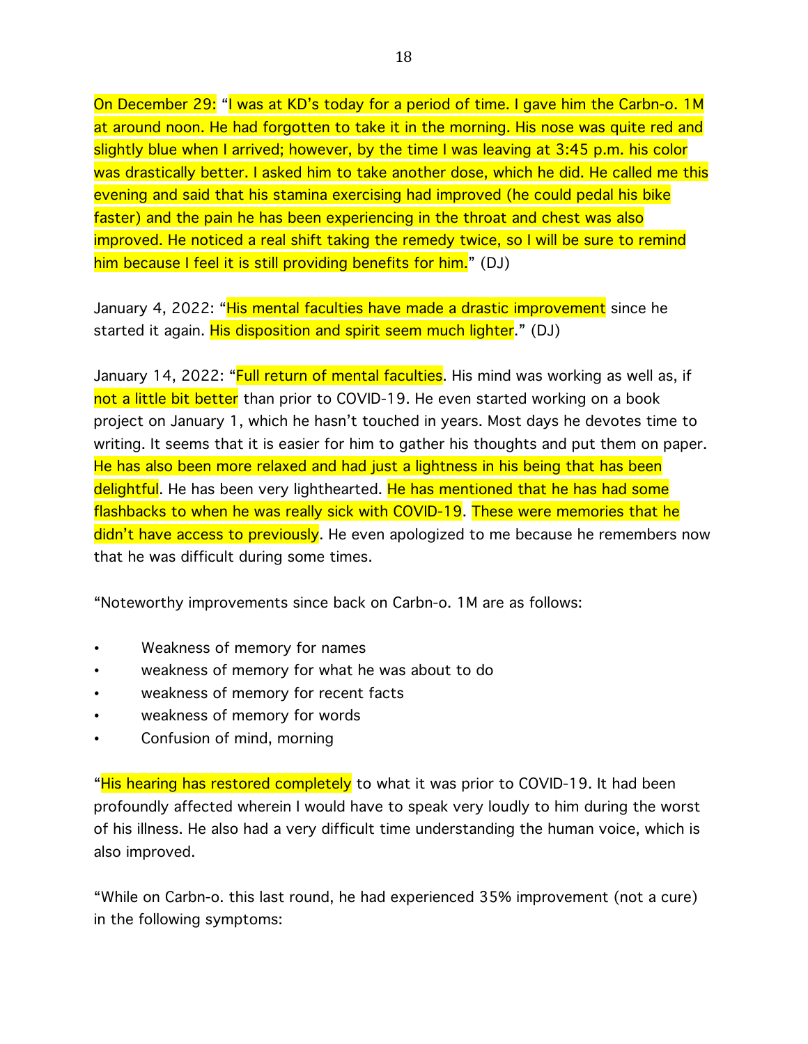On December 29: "I was at KD's today for a period of time. I gave him the Carbn-o. 1M at around noon. He had forgotten to take it in the morning. His nose was quite red and slightly blue when I arrived; however, by the time I was leaving at 3:45 p.m. his color was drastically better. I asked him to take another dose, which he did. He called me this evening and said that his stamina exercising had improved (he could pedal his bike faster) and the pain he has been experiencing in the throat and chest was also improved. He noticed a real shift taking the remedy twice, so I will be sure to remind him because I feel it is still providing benefits for him." (DJ)

January 4, 2022: "His mental faculties have made a drastic improvement since he started it again. His disposition and spirit seem much lighter." (DJ)

January 14, 2022: "Full return of mental faculties. His mind was working as well as, if not a little bit better than prior to COVID-19. He even started working on a book project on January 1, which he hasn't touched in years. Most days he devotes time to writing. It seems that it is easier for him to gather his thoughts and put them on paper. He has also been more relaxed and had just a lightness in his being that has been delightful. He has been very lighthearted. He has mentioned that he has had some flashbacks to when he was really sick with COVID-19. These were memories that he didn't have access to previously. He even apologized to me because he remembers now that he was difficult during some times.

"Noteworthy improvements since back on Carbn-o. 1M are as follows:

- Weakness of memory for names
- weakness of memory for what he was about to do
- weakness of memory for recent facts
- weakness of memory for words
- Confusion of mind, morning

"His hearing has restored completely to what it was prior to COVID-19. It had been profoundly affected wherein I would have to speak very loudly to him during the worst of his illness. He also had a very difficult time understanding the human voice, which is also improved.

"While on Carbn-o. this last round, he had experienced 35% improvement (not a cure) in the following symptoms: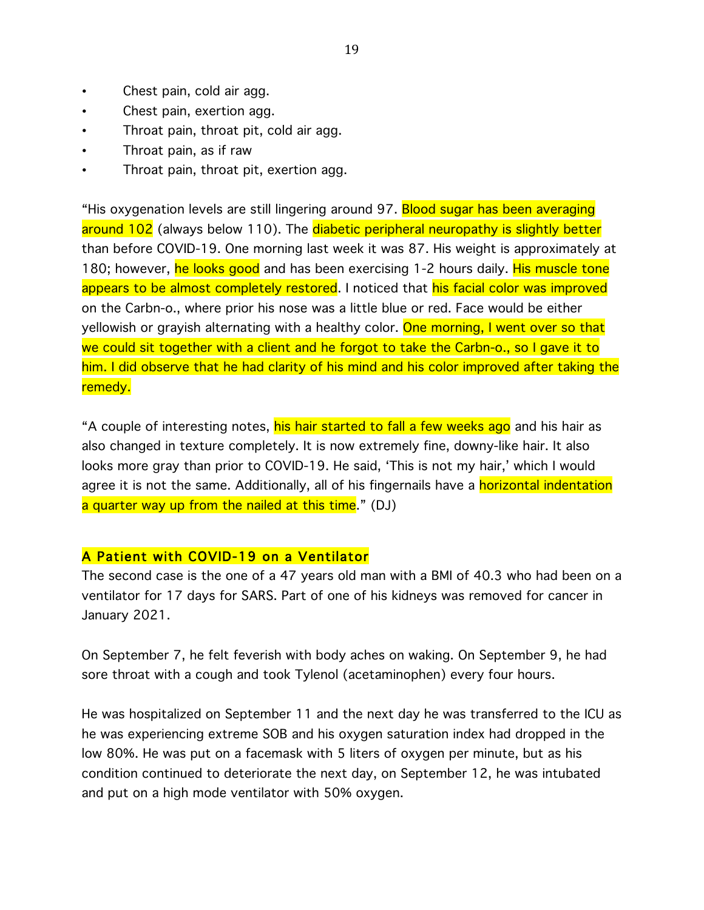- Chest pain, cold air agg.
- Chest pain, exertion agg.
- Throat pain, throat pit, cold air agg.
- Throat pain, as if raw
- Throat pain, throat pit, exertion agg.

"His oxygenation levels are still lingering around 97. Blood sugar has been averaging around 102 (always below 110). The diabetic peripheral neuropathy is slightly better than before COVID-19. One morning last week it was 87. His weight is approximately at 180; however, he looks good and has been exercising 1-2 hours daily. His muscle tone appears to be almost completely restored. I noticed that his facial color was improved on the Carbn-o., where prior his nose was a little blue or red. Face would be either yellowish or grayish alternating with a healthy color. One morning, I went over so that we could sit together with a client and he forgot to take the Carbn-o., so I gave it to him. I did observe that he had clarity of his mind and his color improved after taking the remedy.

"A couple of interesting notes, his hair started to fall a few weeks ago and his hair as also changed in texture completely. It is now extremely fine, downy-like hair. It also looks more gray than prior to COVID-19. He said, 'This is not my hair,' which I would agree it is not the same. Additionally, all of his fingernails have a horizontal indentation a quarter way up from the nailed at this time." (DJ)

## A Patient with COVID-19 on a Ventilator

The second case is the one of a 47 years old man with a BMI of 40.3 who had been on a ventilator for 17 days for SARS. Part of one of his kidneys was removed for cancer in January 2021.

On September 7, he felt feverish with body aches on waking. On September 9, he had sore throat with a cough and took Tylenol (acetaminophen) every four hours.

He was hospitalized on September 11 and the next day he was transferred to the ICU as he was experiencing extreme SOB and his oxygen saturation index had dropped in the low 80%. He was put on a facemask with 5 liters of oxygen per minute, but as his condition continued to deteriorate the next day, on September 12, he was intubated and put on a high mode ventilator with 50% oxygen.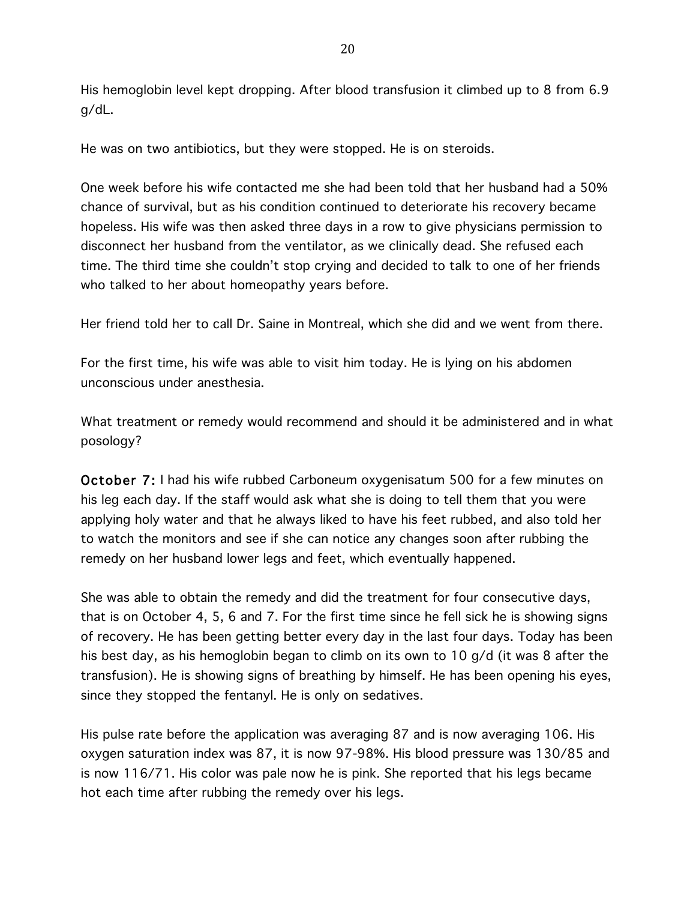His hemoglobin level kept dropping. After blood transfusion it climbed up to 8 from 6.9 g/dL.

He was on two antibiotics, but they were stopped. He is on steroids.

One week before his wife contacted me she had been told that her husband had a 50% chance of survival, but as his condition continued to deteriorate his recovery became hopeless. His wife was then asked three days in a row to give physicians permission to disconnect her husband from the ventilator, as we clinically dead. She refused each time. The third time she couldn't stop crying and decided to talk to one of her friends who talked to her about homeopathy years before.

Her friend told her to call Dr. Saine in Montreal, which she did and we went from there.

For the first time, his wife was able to visit him today. He is lying on his abdomen unconscious under anesthesia.

What treatment or remedy would recommend and should it be administered and in what posology?

**October 7:** I had his wife rubbed Carboneum oxygenisatum 500 for a few minutes on his leg each day. If the staff would ask what she is doing to tell them that you were applying holy water and that he always liked to have his feet rubbed, and also told her to watch the monitors and see if she can notice any changes soon after rubbing the remedy on her husband lower legs and feet, which eventually happened.

She was able to obtain the remedy and did the treatment for four consecutive days, that is on October 4, 5, 6 and 7. For the first time since he fell sick he is showing signs of recovery. He has been getting better every day in the last four days. Today has been his best day, as his hemoglobin began to climb on its own to 10 g/d (it was 8 after the transfusion). He is showing signs of breathing by himself. He has been opening his eyes, since they stopped the fentanyl. He is only on sedatives.

His pulse rate before the application was averaging 87 and is now averaging 106. His oxygen saturation index was 87, it is now 97-98%. His blood pressure was 130/85 and is now 116/71. His color was pale now he is pink. She reported that his legs became hot each time after rubbing the remedy over his legs.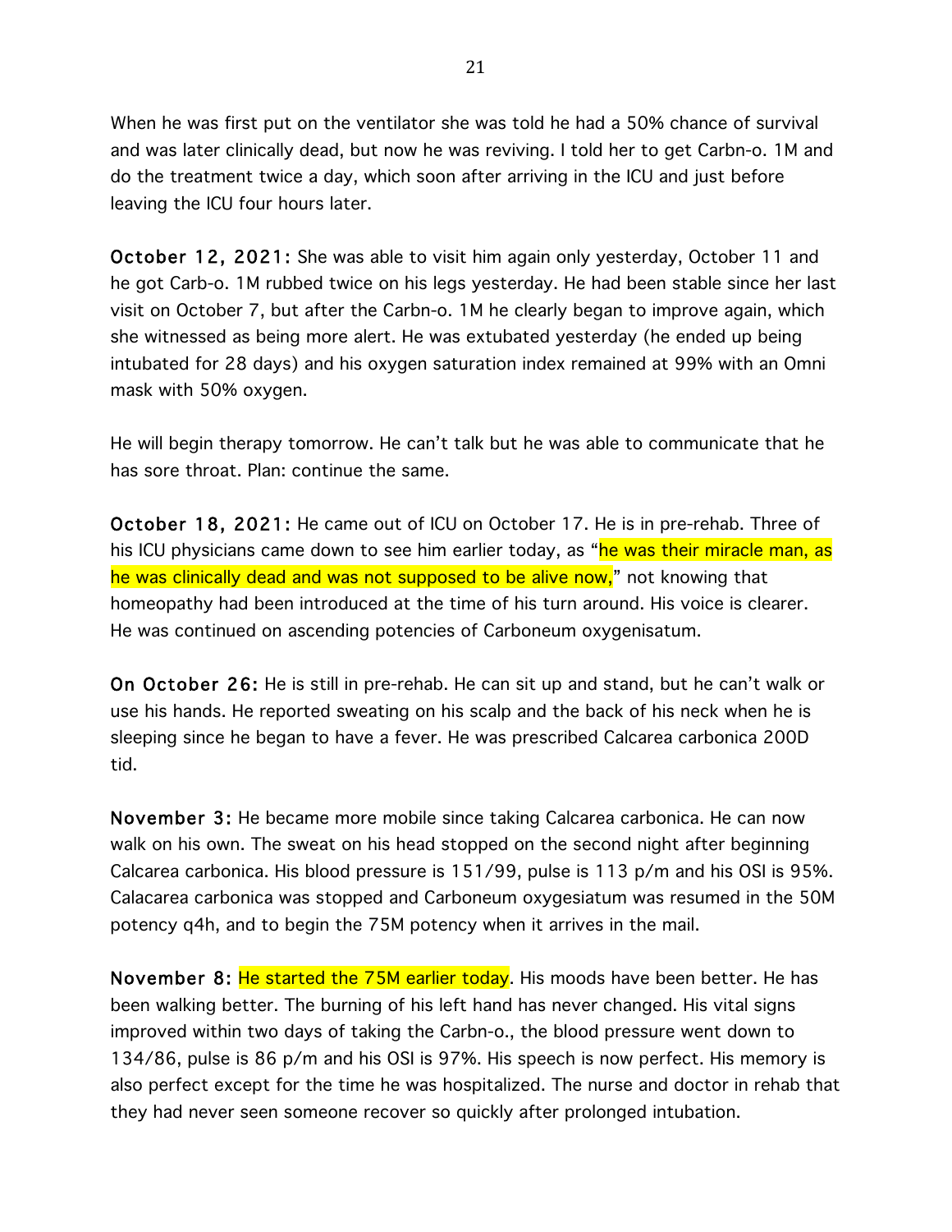When he was first put on the ventilator she was told he had a 50% chance of survival and was later clinically dead, but now he was reviving. I told her to get Carbn-o. 1M and do the treatment twice a day, which soon after arriving in the ICU and just before leaving the ICU four hours later.

**October 12, 2021:** She was able to visit him again only yesterday, October 11 and he got Carb-o. 1M rubbed twice on his legs yesterday. He had been stable since her last visit on October 7, but after the Carbn-o. 1M he clearly began to improve again, which she witnessed as being more alert. He was extubated yesterday (he ended up being intubated for 28 days) and his oxygen saturation index remained at 99% with an Omni mask with 50% oxygen.

He will begin therapy tomorrow. He can't talk but he was able to communicate that he has sore throat. Plan: continue the same.

**October 18, 2021:** He came out of ICU on October 17. He is in pre-rehab. Three of his ICU physicians came down to see him earlier today, as "he was their miracle man, as he was clinically dead and was not supposed to be alive now," not knowing that homeopathy had been introduced at the time of his turn around. His voice is clearer. He was continued on ascending potencies of Carboneum oxygenisatum.

**On October 26:** He is still in pre-rehab. He can sit up and stand, but he can't walk or use his hands. He reported sweating on his scalp and the back of his neck when he is sleeping since he began to have a fever. He was prescribed Calcarea carbonica 200D tid.

**November 3:** He became more mobile since taking Calcarea carbonica. He can now walk on his own. The sweat on his head stopped on the second night after beginning Calcarea carbonica. His blood pressure is 151/99, pulse is 113 p/m and his OSI is 95%. Calacarea carbonica was stopped and Carboneum oxygesiatum was resumed in the 50M potency q4h, and to begin the 75M potency when it arrives in the mail.

**November 8:** He started the 75M earlier today. His moods have been better. He has been walking better. The burning of his left hand has never changed. His vital signs improved within two days of taking the Carbn-o., the blood pressure went down to 134/86, pulse is 86 p/m and his OSI is 97%. His speech is now perfect. His memory is also perfect except for the time he was hospitalized. The nurse and doctor in rehab that they had never seen someone recover so quickly after prolonged intubation.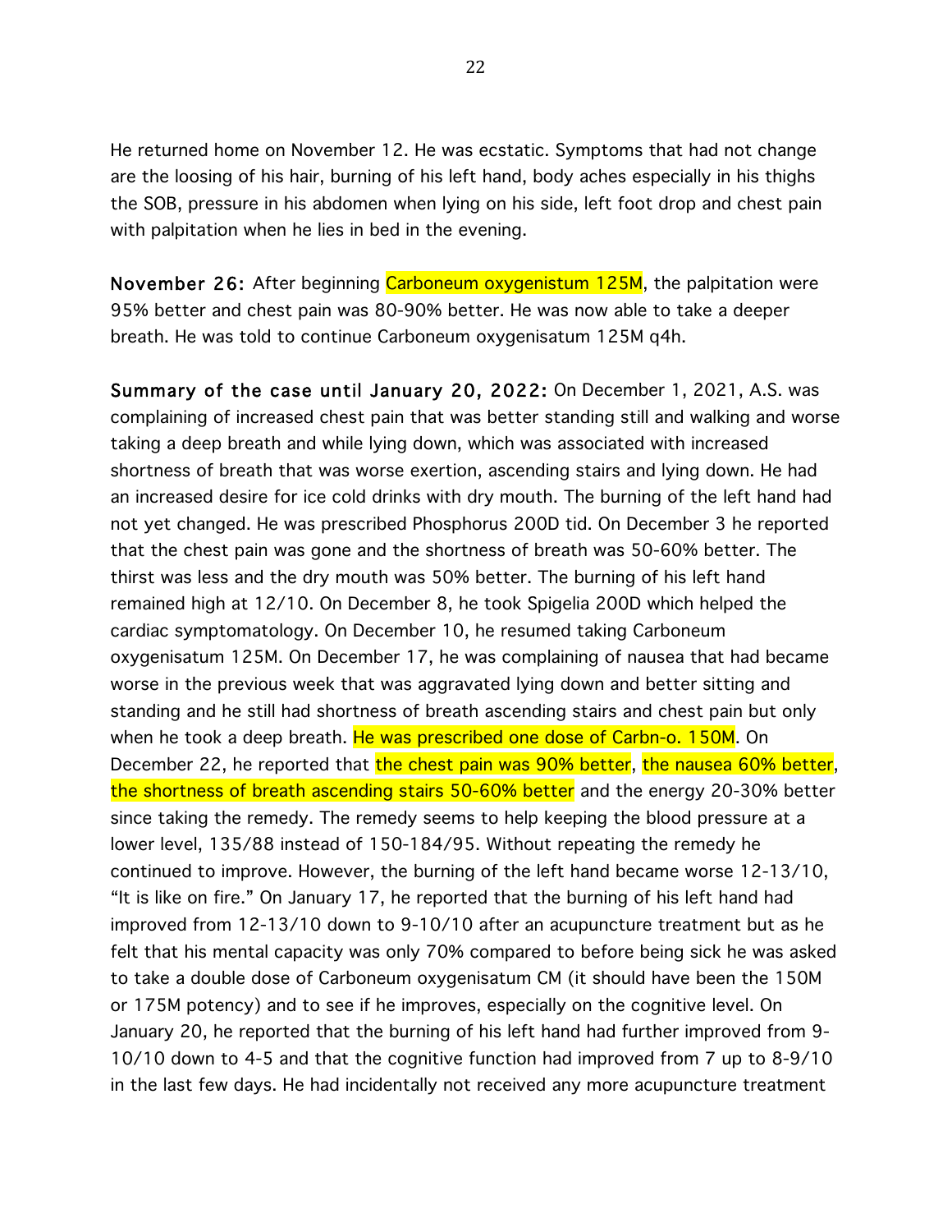He returned home on November 12. He was ecstatic. Symptoms that had not change are the loosing of his hair, burning of his left hand, body aches especially in his thighs the SOB, pressure in his abdomen when lying on his side, left foot drop and chest pain with palpitation when he lies in bed in the evening.

**November 26:** After beginning Carboneum oxygenistum 125M, the palpitation were 95% better and chest pain was 80-90% better. He was now able to take a deeper breath. He was told to continue Carboneum oxygenisatum 125M q4h.

**Summary of the case until January 20, 2022:** On December 1, 2021, A.S. was complaining of increased chest pain that was better standing still and walking and worse taking a deep breath and while lying down, which was associated with increased shortness of breath that was worse exertion, ascending stairs and lying down. He had an increased desire for ice cold drinks with dry mouth. The burning of the left hand had not yet changed. He was prescribed Phosphorus 200D tid. On December 3 he reported that the chest pain was gone and the shortness of breath was 50-60% better. The thirst was less and the dry mouth was 50% better. The burning of his left hand remained high at 12/10. On December 8, he took Spigelia 200D which helped the cardiac symptomatology. On December 10, he resumed taking Carboneum oxygenisatum 125M. On December 17, he was complaining of nausea that had became worse in the previous week that was aggravated lying down and better sitting and standing and he still had shortness of breath ascending stairs and chest pain but only when he took a deep breath. He was prescribed one dose of Carbn-o. 150M. On December 22, he reported that the chest pain was 90% better, the nausea 60% better, the shortness of breath ascending stairs 50-60% better and the energy 20-30% better since taking the remedy. The remedy seems to help keeping the blood pressure at a lower level, 135/88 instead of 150-184/95. Without repeating the remedy he continued to improve. However, the burning of the left hand became worse 12-13/10, "It is like on fire." On January 17, he reported that the burning of his left hand had improved from 12-13/10 down to 9-10/10 after an acupuncture treatment but as he felt that his mental capacity was only 70% compared to before being sick he was asked to take a double dose of Carboneum oxygenisatum CM (it should have been the 150M or 175M potency) and to see if he improves, especially on the cognitive level. On January 20, he reported that the burning of his left hand had further improved from 9-10/10 down to 4-5 and that the cognitive function had improved from 7 up to 8-9/10 in the last few days. He had incidentally not received any more acupuncture treatment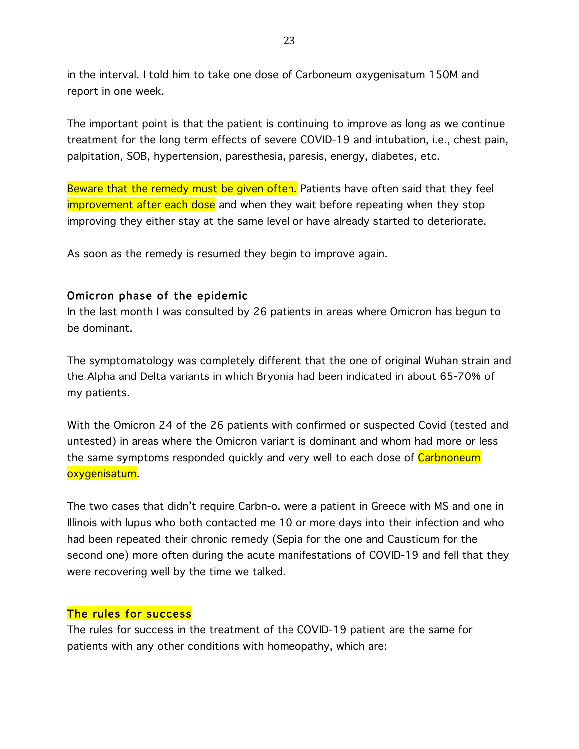in the interval. I told him to take one dose of Carboneum oxygenisatum 150M and report in one week.

The important point is that the patient is continuing to improve as long as we continue treatment for the long term effects of severe COVID-19 and intubation, i.e., chest pain, palpitation, SOB, hypertension, paresthesia, paresis, energy, diabetes, etc.

Beware that the remedy must be given often. Patients have often said that they feel improvement after each dose and when they wait before repeating when they stop improving they either stay at the same level or have already started to deteriorate.

As soon as the remedy is resumed they begin to improve again.

## Omicron phase of the epidemic

In the last month I was consulted by 26 patients in areas where Omicron has begun to be dominant.

The symptomatology was completely different that the one of original Wuhan strain and the Alpha and Delta variants in which Bryonia had been indicated in about 65-70% of my patients.

With the Omicron 24 of the 26 patients with confirmed or suspected Covid (tested and untested) in areas where the Omicron variant is dominant and whom had more or less the same symptoms responded quickly and very well to each dose of Carbnoneum oxygenisatum.

The two cases that didn't require Carbn-o. were a patient in Greece with MS and one in Illinois with lupus who both contacted me 10 or more days into their infection and who had been repeated their chronic remedy (Sepia for the one and Causticum for the second one) more often during the acute manifestations of COVID-19 and fell that they were recovering well by the time we talked.

## The rules for success

The rules for success in the treatment of the COVID-19 patient are the same for patients with any other conditions with homeopathy, which are: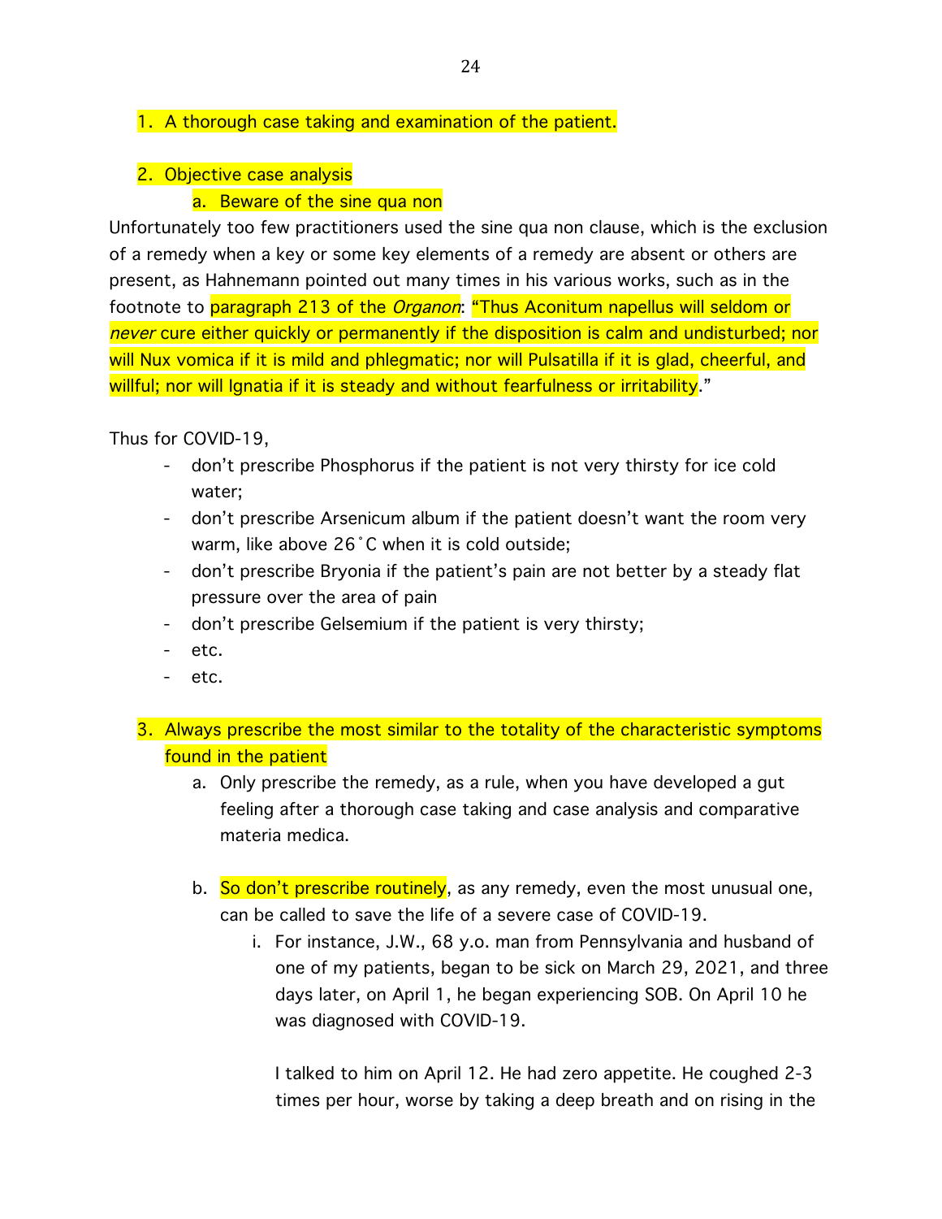1. A thorough case taking and examination of the patient.

2. Objective case analysis

    a. Beware of the sine qua non

Unfortunately too few practitioners used the sine qua non clause, which is the exclusion of a remedy when a key or some key elements of a remedy are absent or others are present, as Hahnemann pointed out many times in his various works, such as in the footnote to paragraph 213 of the *Organon*: "Thus Aconitum napellus will seldom or *never* cure either quickly or permanently if the disposition is calm and undisturbed; nor will Nux vomica if it is mild and phlegmatic; nor will Pulsatilla if it is glad, cheerful, and willful; nor will Ignatia if it is steady and without fearfulness or irritability."

Thus for COVID-19,

- don't prescribe Phosphorus if the patient is not very thirsty for ice cold water;
- don't prescribe Arsenicum album if the patient doesn't want the room very warm, like above 26˚C when it is cold outside;
- don't prescribe Bryonia if the patient's pain are not better by a steady flat pressure over the area of pain
- don't prescribe Gelsemium if the patient is very thirsty;
- etc.
- etc.

3. Always prescribe the most similar to the totality of the characteristic symptoms found in the patient

    a. Only prescribe the remedy, as a rule, when you have developed a gut feeling after a thorough case taking and case analysis and comparative materia medica.

    b. So don't prescribe routinely, as any remedy, even the most unusual one, can be called to save the life of a severe case of COVID-19.

        i. For instance, J.W., 68 y.o. man from Pennsylvania and husband of one of my patients, began to be sick on March 29, 2021, and three days later, on April 1, he began experiencing SOB. On April 10 he was diagnosed with COVID-19.

        I talked to him on April 12. He had zero appetite. He coughed 2-3 times per hour, worse by taking a deep breath and on rising in the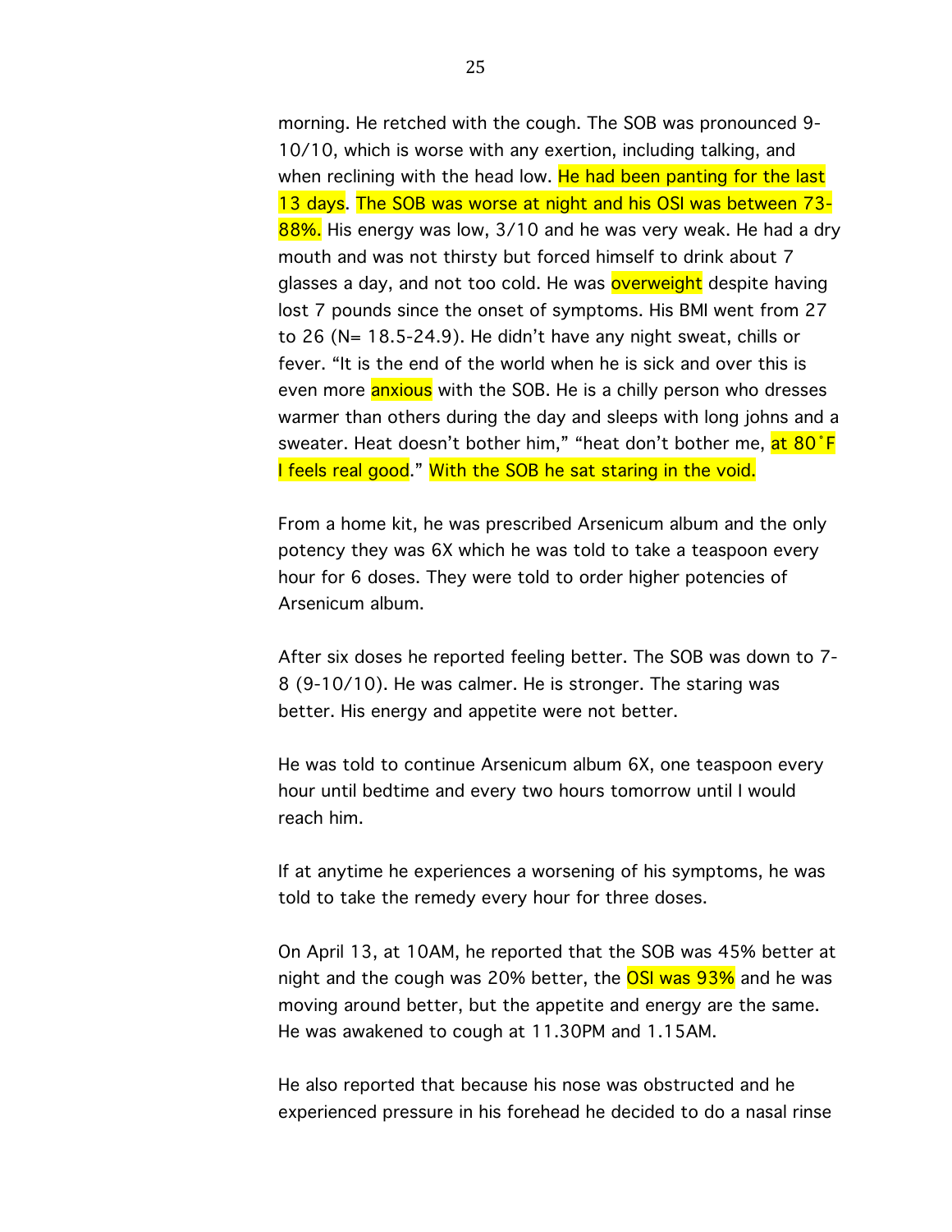morning. He retched with the cough. The SOB was pronounced 9-10/10, which is worse with any exertion, including talking, and when reclining with the head low. He had been panting for the last 13 days. The SOB was worse at night and his OSI was between 73-88%. His energy was low, 3/10 and he was very weak. He had a dry mouth and was not thirsty but forced himself to drink about 7 glasses a day, and not too cold. He was overweight despite having lost 7 pounds since the onset of symptoms. His BMI went from 27 to 26 (N= 18.5-24.9). He didn't have any night sweat, chills or fever. "It is the end of the world when he is sick and over this is even more anxious with the SOB. He is a chilly person who dresses warmer than others during the day and sleeps with long johns and a sweater. Heat doesn't bother him," "heat don't bother me, at 80˚F I feels real good." With the SOB he sat staring in the void.

From a home kit, he was prescribed Arsenicum album and the only potency they was 6X which he was told to take a teaspoon every hour for 6 doses. They were told to order higher potencies of Arsenicum album.

After six doses he reported feeling better. The SOB was down to 7-8 (9-10/10). He was calmer. He is stronger. The staring was better. His energy and appetite were not better.

He was told to continue Arsenicum album 6X, one teaspoon every hour until bedtime and every two hours tomorrow until I would reach him.

If at anytime he experiences a worsening of his symptoms, he was told to take the remedy every hour for three doses.

On April 13, at 10AM, he reported that the SOB was 45% better at night and the cough was 20% better, the OSI was 93% and he was moving around better, but the appetite and energy are the same. He was awakened to cough at 11.30PM and 1.15AM.

He also reported that because his nose was obstructed and he experienced pressure in his forehead he decided to do a nasal rinse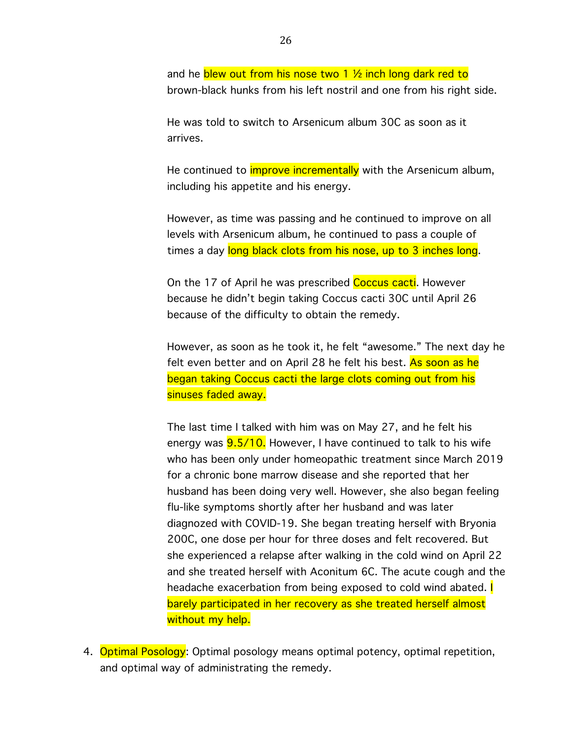and he blew out from his nose two 1 ½ inch long dark red to brown-black hunks from his left nostril and one from his right side.

He was told to switch to Arsenicum album 30C as soon as it arrives.

He continued to improve incrementally with the Arsenicum album, including his appetite and his energy.

However, as time was passing and he continued to improve on all levels with Arsenicum album, he continued to pass a couple of times a day long black clots from his nose, up to 3 inches long.

On the 17 of April he was prescribed Coccus cacti. However because he didn't begin taking Coccus cacti 30C until April 26 because of the difficulty to obtain the remedy.

However, as soon as he took it, he felt "awesome." The next day he felt even better and on April 28 he felt his best. As soon as he began taking Coccus cacti the large clots coming out from his sinuses faded away.

The last time I talked with him was on May 27, and he felt his energy was 9.5/10. However, I have continued to talk to his wife who has been only under homeopathic treatment since March 2019 for a chronic bone marrow disease and she reported that her husband has been doing very well. However, she also began feeling flu-like symptoms shortly after her husband and was later diagnozed with COVID-19. She began treating herself with Bryonia 200C, one dose per hour for three doses and felt recovered. But she experienced a relapse after walking in the cold wind on April 22 and she treated herself with Aconitum 6C. The acute cough and the headache exacerbation from being exposed to cold wind abated. I barely participated in her recovery as she treated herself almost without my help.

4. Optimal Posology: Optimal posology means optimal potency, optimal repetition, and optimal way of administrating the remedy.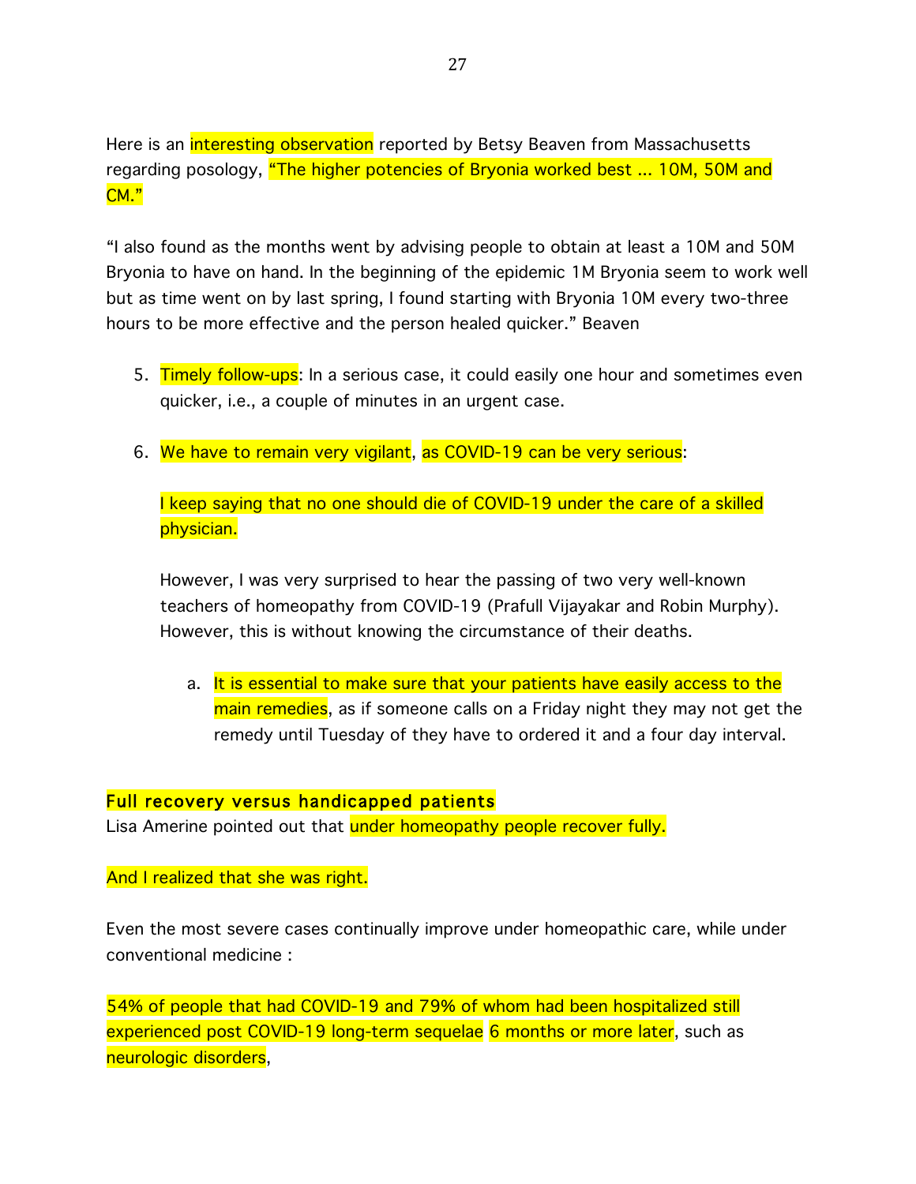Here is an interesting observation reported by Betsy Beaven from Massachusetts regarding posology, "The higher potencies of Bryonia worked best ... 10M, 50M and CM."

"I also found as the months went by advising people to obtain at least a 10M and 50M Bryonia to have on hand. In the beginning of the epidemic 1M Bryonia seem to work well but as time went on by last spring, I found starting with Bryonia 10M every two-three hours to be more effective and the person healed quicker." Beaven

5. Timely follow-ups: In a serious case, it could easily one hour and sometimes even quicker, i.e., a couple of minutes in an urgent case.

6. We have to remain very vigilant, as COVID-19 can be very serious:

   I keep saying that no one should die of COVID-19 under the care of a skilled physician.

   However, I was very surprised to hear the passing of two very well-known teachers of homeopathy from COVID-19 (Prafull Vijayakar and Robin Murphy). However, this is without knowing the circumstance of their deaths.

   a. It is essential to make sure that your patients have easily access to the main remedies, as if someone calls on a Friday night they may not get the remedy until Tuesday of they have to ordered it and a four day interval.

## Full recovery versus handicapped patients

Lisa Amerine pointed out that under homeopathy people recover fully.

And I realized that she was right.

Even the most severe cases continually improve under homeopathic care, while under conventional medicine :

54% of people that had COVID-19 and 79% of whom had been hospitalized still experienced post COVID-19 long-term sequelae 6 months or more later, such as neurologic disorders,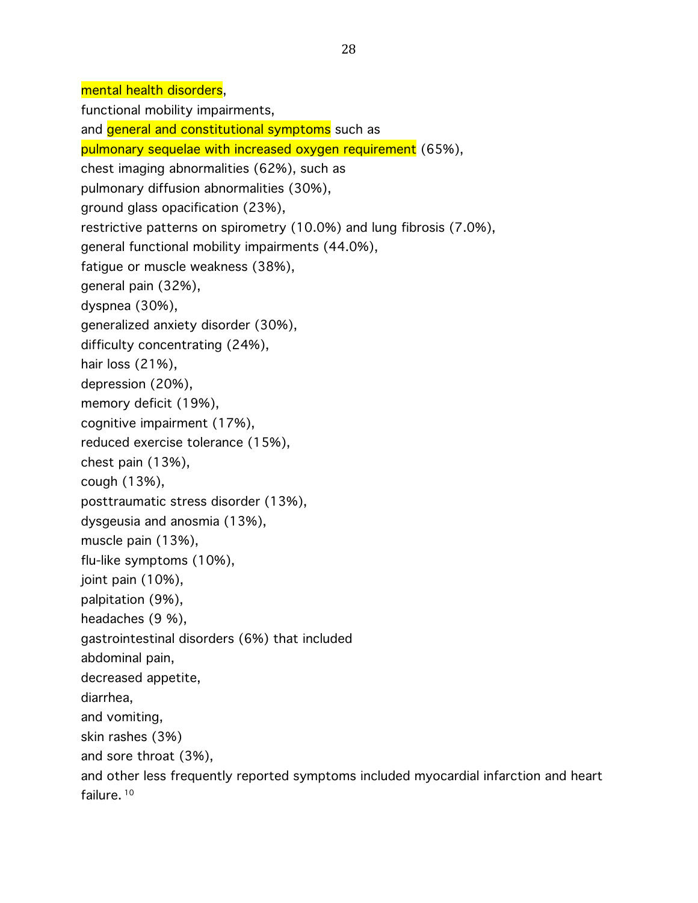mental health disorders,
functional mobility impairments,
and general and constitutional symptoms such as
pulmonary sequelae with increased oxygen requirement (65%),
chest imaging abnormalities (62%), such as
pulmonary diffusion abnormalities (30%),
ground glass opacification (23%),
restrictive patterns on spirometry (10.0%) and lung fibrosis (7.0%),
general functional mobility impairments (44.0%),
fatigue or muscle weakness (38%),
general pain (32%),
dyspnea (30%),
generalized anxiety disorder (30%),
difficulty concentrating (24%),
hair loss (21%),
depression (20%),
memory deficit (19%),
cognitive impairment (17%),
reduced exercise tolerance (15%),
chest pain (13%),
cough (13%),
posttraumatic stress disorder (13%),
dysgeusia and anosmia (13%),
muscle pain (13%),
flu-like symptoms (10%),
joint pain (10%),
palpitation (9%),
headaches (9 %),
gastrointestinal disorders (6%) that included
abdominal pain,
decreased appetite,
diarrhea,
and vomiting,
skin rashes (3%)
and sore throat (3%),
and other less frequently reported symptoms included myocardial infarction and heart failure.[10]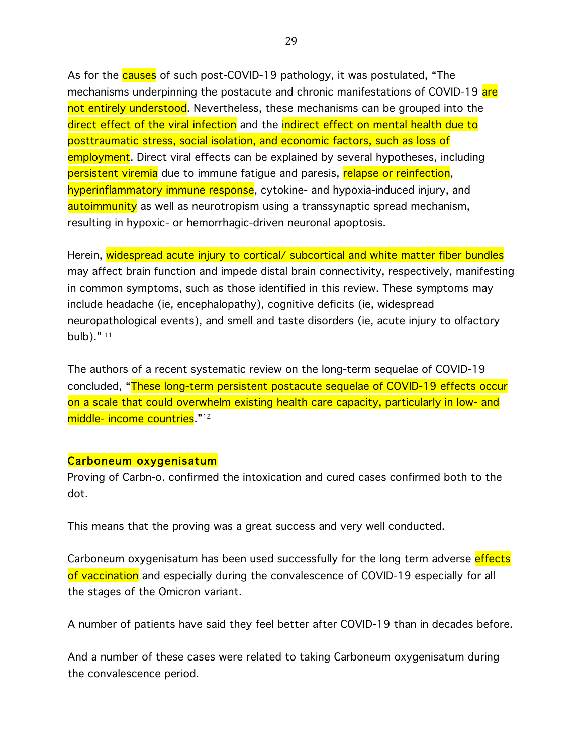As for the causes of such post-COVID-19 pathology, it was postulated, "The mechanisms underpinning the postacute and chronic manifestations of COVID-19 are not entirely understood. Nevertheless, these mechanisms can be grouped into the direct effect of the viral infection and the indirect effect on mental health due to posttraumatic stress, social isolation, and economic factors, such as loss of employment. Direct viral effects can be explained by several hypotheses, including persistent viremia due to immune fatigue and paresis, relapse or reinfection, hyperinflammatory immune response, cytokine- and hypoxia-induced injury, and autoimmunity as well as neurotropism using a transsynaptic spread mechanism, resulting in hypoxic- or hemorrhagic-driven neuronal apoptosis.

Herein, widespread acute injury to cortical/ subcortical and white matter fiber bundles may affect brain function and impede distal brain connectivity, respectively, manifesting in common symptoms, such as those identified in this review. These symptoms may include headache (ie, encephalopathy), cognitive deficits (ie, widespread neuropathological events), and smell and taste disorders (ie, acute injury to olfactory bulb)." [11]

The authors of a recent systematic review on the long-term sequelae of COVID-19 concluded, "These long-term persistent postacute sequelae of COVID-19 effects occur on a scale that could overwhelm existing health care capacity, particularly in low- and middle- income countries."[12]

## Carboneum oxygenisatum

Proving of Carbn-o. confirmed the intoxication and cured cases confirmed both to the dot.

This means that the proving was a great success and very well conducted.

Carboneum oxygenisatum has been used successfully for the long term adverse effects of vaccination and especially during the convalescence of COVID-19 especially for all the stages of the Omicron variant.

A number of patients have said they feel better after COVID-19 than in decades before.

And a number of these cases were related to taking Carboneum oxygenisatum during the convalescence period.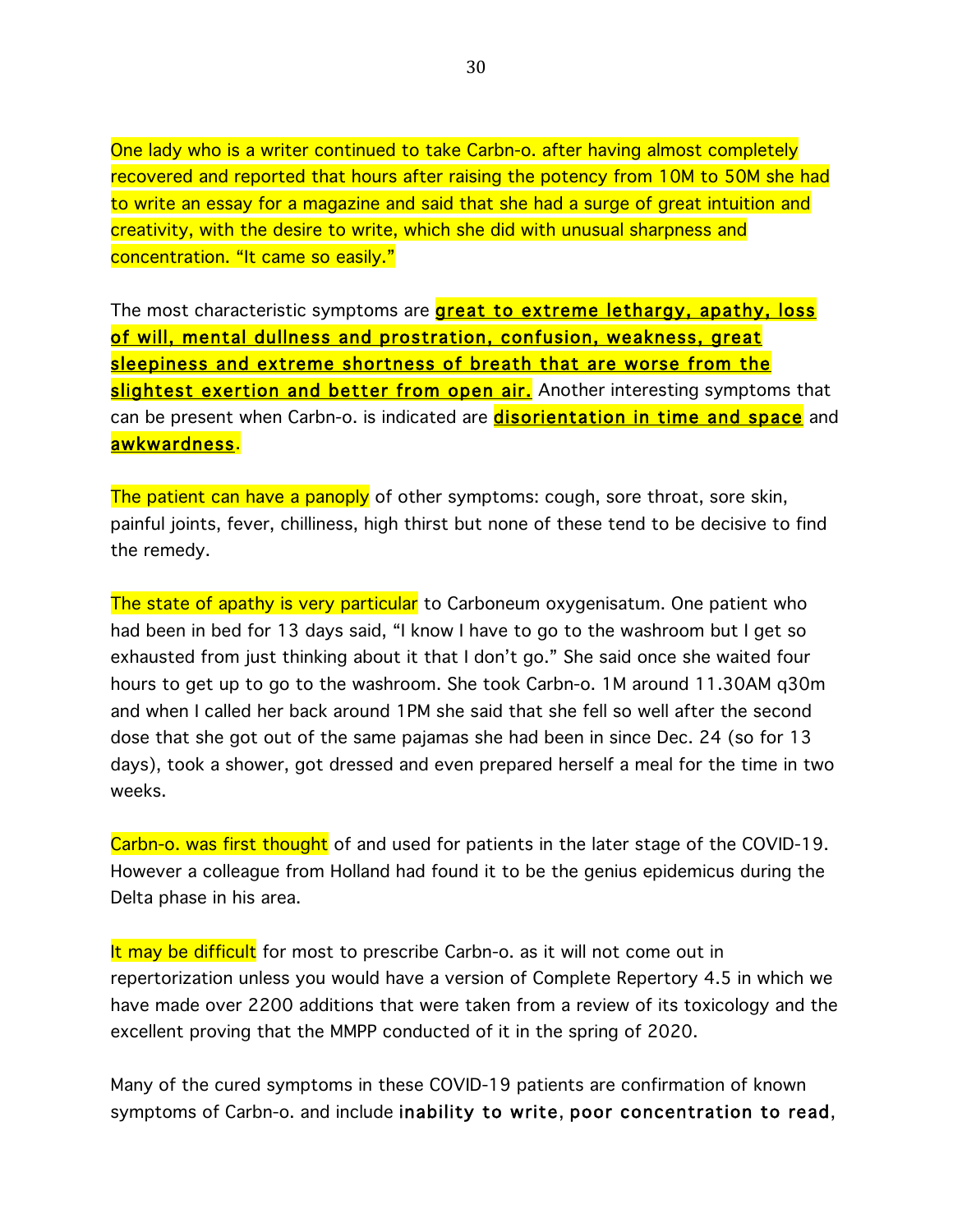One lady who is a writer continued to take Carbn-o. after having almost completely recovered and reported that hours after raising the potency from 10M to 50M she had to write an essay for a magazine and said that she had a surge of great intuition and creativity, with the desire to write, which she did with unusual sharpness and concentration. “It came so easily.”

The most characteristic symptoms are **great to extreme lethargy, apathy, loss of will, mental dullness and prostration, confusion, weakness, great sleepiness and extreme shortness of breath that are worse from the slightest exertion and better from open air.** Another interesting symptoms that can be present when Carbn-o. is indicated are **disorientation in time and space** and **awkwardness**.

The patient can have a panoply of other symptoms: cough, sore throat, sore skin, painful joints, fever, chilliness, high thirst but none of these tend to be decisive to find the remedy.

The state of apathy is very particular to Carboneum oxygenisatum. One patient who had been in bed for 13 days said, “I know I have to go to the washroom but I get so exhausted from just thinking about it that I don’t go.” She said once she waited four hours to get up to go to the washroom. She took Carbn-o. 1M around 11.30AM q30m and when I called her back around 1PM she said that she fell so well after the second dose that she got out of the same pajamas she had been in since Dec. 24 (so for 13 days), took a shower, got dressed and even prepared herself a meal for the time in two weeks.

Carbn-o. was first thought of and used for patients in the later stage of the COVID-19. However a colleague from Holland had found it to be the genius epidemicus during the Delta phase in his area.

It may be difficult for most to prescribe Carbn-o. as it will not come out in repertorization unless you would have a version of Complete Repertory 4.5 in which we have made over 2200 additions that were taken from a review of its toxicology and the excellent proving that the MMPP conducted of it in the spring of 2020.

Many of the cured symptoms in these COVID-19 patients are confirmation of known symptoms of Carbn-o. and include inability to write, poor concentration to read,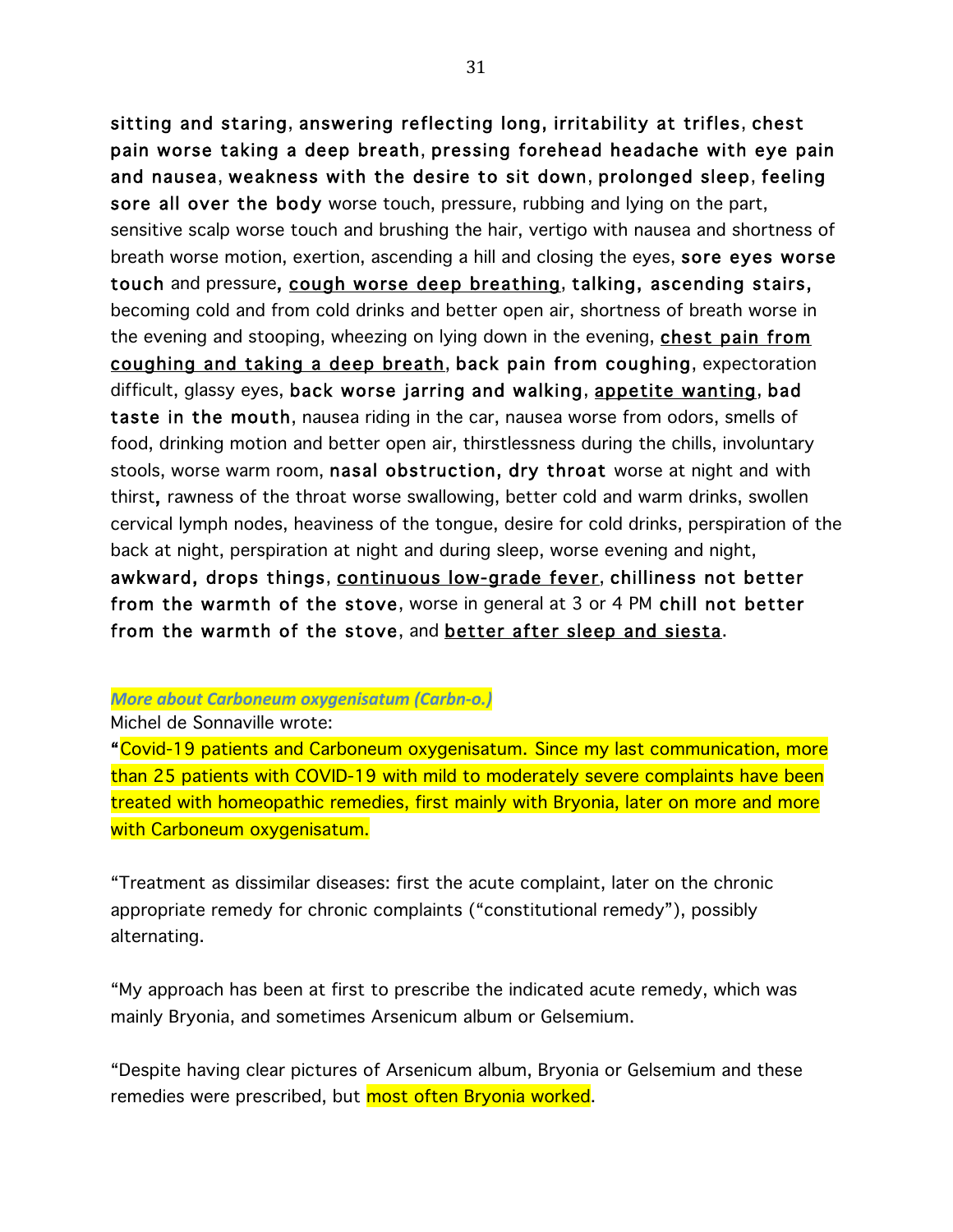**sitting and staring**, **answering reflecting long, irritability at trifles**, **chest pain worse taking a deep breath**, **pressing forehead headache with eye pain and nausea**, **weakness with the desire to sit down**, **prolonged sleep**, **feeling sore all over the body** worse touch, pressure, rubbing and lying on the part, sensitive scalp worse touch and brushing the hair, vertigo with nausea and shortness of breath worse motion, exertion, ascending a hill and closing the eyes, **sore eyes worse touch** and pressure**,** <u>**cough worse deep breathing**</u>, **talking, ascending stairs,** becoming cold and from cold drinks and better open air, shortness of breath worse in the evening and stooping, wheezing on lying down in the evening, <u>**chest pain from coughing and taking a deep breath**</u>, **back pain from coughing**, expectoration difficult, glassy eyes, **back worse jarring and walking**, <u>**appetite wanting**</u>, **bad taste in the mouth**, nausea riding in the car, nausea worse from odors, smells of food, drinking motion and better open air, thirstlessness during the chills, involuntary stools, worse warm room, **nasal obstruction, dry throat** worse at night and with thirst**,** rawness of the throat worse swallowing, better cold and warm drinks, swollen cervical lymph nodes, heaviness of the tongue, desire for cold drinks, perspiration of the back at night, perspiration at night and during sleep, worse evening and night, **awkward, drops things**, <u>**continuous low-grade fever**</u>, **chilliness not better from the warmth of the stove**, worse in general at 3 or 4 PM **chill not better from the warmth of the stove**, and <u>**better after sleep and siesta**</u>.

***More about Carboneum oxygenisatum (Carbn-o.)***

Michel de Sonnaville wrote:

**"**Covid-19 patients and Carboneum oxygenisatum. Since my last communication, more than 25 patients with COVID-19 with mild to moderately severe complaints have been treated with homeopathic remedies, first mainly with Bryonia, later on more and more with Carboneum oxygenisatum.

"Treatment as dissimilar diseases: first the acute complaint, later on the chronic appropriate remedy for chronic complaints ("constitutional remedy"), possibly alternating.

"My approach has been at first to prescribe the indicated acute remedy, which was mainly Bryonia, and sometimes Arsenicum album or Gelsemium.

"Despite having clear pictures of Arsenicum album, Bryonia or Gelsemium and these remedies were prescribed, but most often Bryonia worked.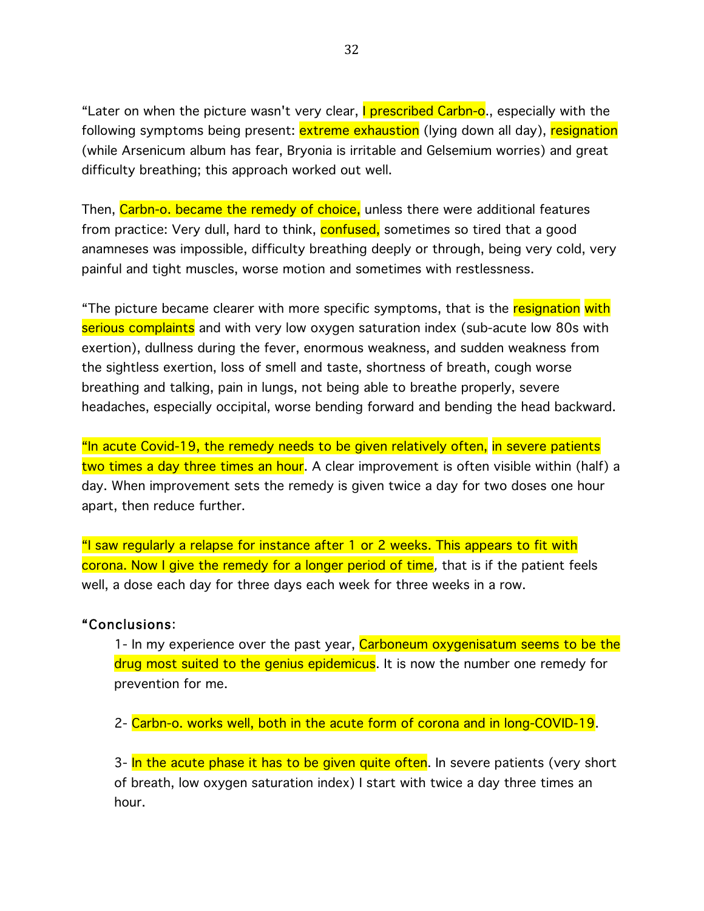"Later on when the picture wasn't very clear, I prescribed Carbn-o., especially with the following symptoms being present: extreme exhaustion (lying down all day), resignation (while Arsenicum album has fear, Bryonia is irritable and Gelsemium worries) and great difficulty breathing; this approach worked out well.

Then, Carbn-o. became the remedy of choice, unless there were additional features from practice: Very dull, hard to think, confused, sometimes so tired that a good anamneses was impossible, difficulty breathing deeply or through, being very cold, very painful and tight muscles, worse motion and sometimes with restlessness.

"The picture became clearer with more specific symptoms, that is the resignation with serious complaints and with very low oxygen saturation index (sub-acute low 80s with exertion), dullness during the fever, enormous weakness, and sudden weakness from the sightless exertion, loss of smell and taste, shortness of breath, cough worse breathing and talking, pain in lungs, not being able to breathe properly, severe headaches, especially occipital, worse bending forward and bending the head backward.

"In acute Covid-19, the remedy needs to be given relatively often, in severe patients two times a day three times an hour. A clear improvement is often visible within (half) a day. When improvement sets the remedy is given twice a day for two doses one hour apart, then reduce further.

"I saw regularly a relapse for instance after 1 or 2 weeks. This appears to fit with corona. Now I give the remedy for a longer period of time*,* that is if the patient feels well, a dose each day for three days each week for three weeks in a row.

**"Conclusions**:

1- In my experience over the past year, Carboneum oxygenisatum seems to be the drug most suited to the genius epidemicus. It is now the number one remedy for prevention for me.

2- Carbn-o. works well, both in the acute form of corona and in long-COVID-19.

3- In the acute phase it has to be given quite often. In severe patients (very short of breath, low oxygen saturation index) I start with twice a day three times an hour.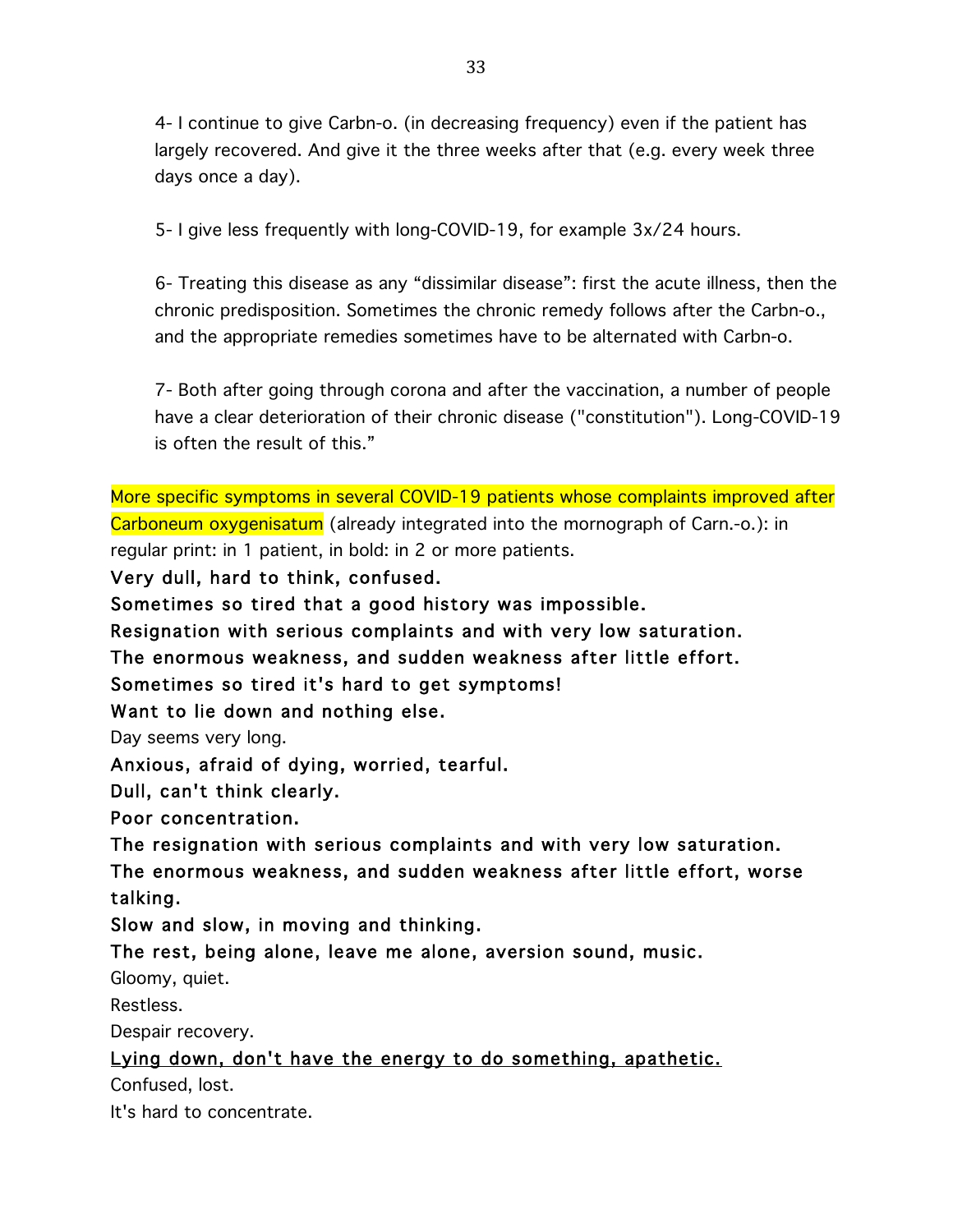4- I continue to give Carbn-o. (in decreasing frequency) even if the patient has largely recovered. And give it the three weeks after that (e.g. every week three days once a day).

5- I give less frequently with long-COVID-19, for example 3x/24 hours.

6- Treating this disease as any "dissimilar disease": first the acute illness, then the chronic predisposition. Sometimes the chronic remedy follows after the Carbn-o., and the appropriate remedies sometimes have to be alternated with Carbn-o.

7- Both after going through corona and after the vaccination, a number of people have a clear deterioration of their chronic disease ("constitution"). Long-COVID-19 is often the result of this."

More specific symptoms in several COVID-19 patients whose complaints improved after Carboneum oxygenisatum (already integrated into the mornograph of Carn.-o.): in regular print: in 1 patient, in bold: in 2 or more patients.

**Very dull, hard to think, confused.**
**Sometimes so tired that a good history was impossible.**
**Resignation with serious complaints and with very low saturation.**
**The enormous weakness, and sudden weakness after little effort.**
**Sometimes so tired it's hard to get symptoms!**
**Want to lie down and nothing else.**
Day seems very long.
**Anxious, afraid of dying, worried, tearful.**
**Dull, can't think clearly.**
**Poor concentration.**
**The resignation with serious complaints and with very low saturation.**
**The enormous weakness, and sudden weakness after little effort, worse talking.**
**Slow and slow, in moving and thinking.**
**The rest, being alone, leave me alone, aversion sound, music.**
Gloomy, quiet.
Restless.
Despair recovery.
<u>**Lying down, don't have the energy to do something, apathetic.**</u>
Confused, lost.
It's hard to concentrate.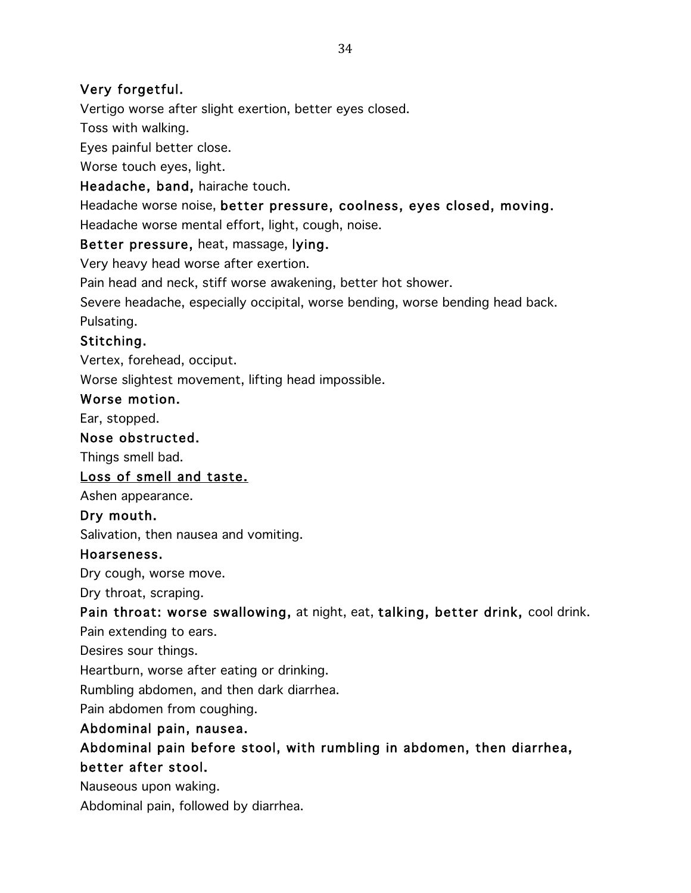**Very forgetful.**

Vertigo worse after slight exertion, better eyes closed.

Toss with walking.

Eyes painful better close.

Worse touch eyes, light.

**Headache, band,** hairache touch.

Headache worse noise, **better pressure, coolness, eyes closed, moving.**

Headache worse mental effort, light, cough, noise.

**Better pressure,** heat, massage, **lying.**

Very heavy head worse after exertion.

Pain head and neck, stiff worse awakening, better hot shower.

Severe headache, especially occipital, worse bending, worse bending head back.

Pulsating.

**Stitching.**

Vertex, forehead, occiput.

Worse slightest movement, lifting head impossible.

**Worse motion.**

Ear, stopped.

**Nose obstructed.**

Things smell bad.

<u>**Loss of smell and taste.**</u>

Ashen appearance.

**Dry mouth.**

Salivation, then nausea and vomiting.

**Hoarseness.**

Dry cough, worse move.

Dry throat, scraping.

**Pain throat: worse swallowing,** at night, eat, **talking, better drink,** cool drink.

Pain extending to ears.

Desires sour things.

Heartburn, worse after eating or drinking.

Rumbling abdomen, and then dark diarrhea.

Pain abdomen from coughing.

**Abdominal pain, nausea.**

**Abdominal pain before stool, with rumbling in abdomen, then diarrhea, better after stool.**

Nauseous upon waking.

Abdominal pain, followed by diarrhea.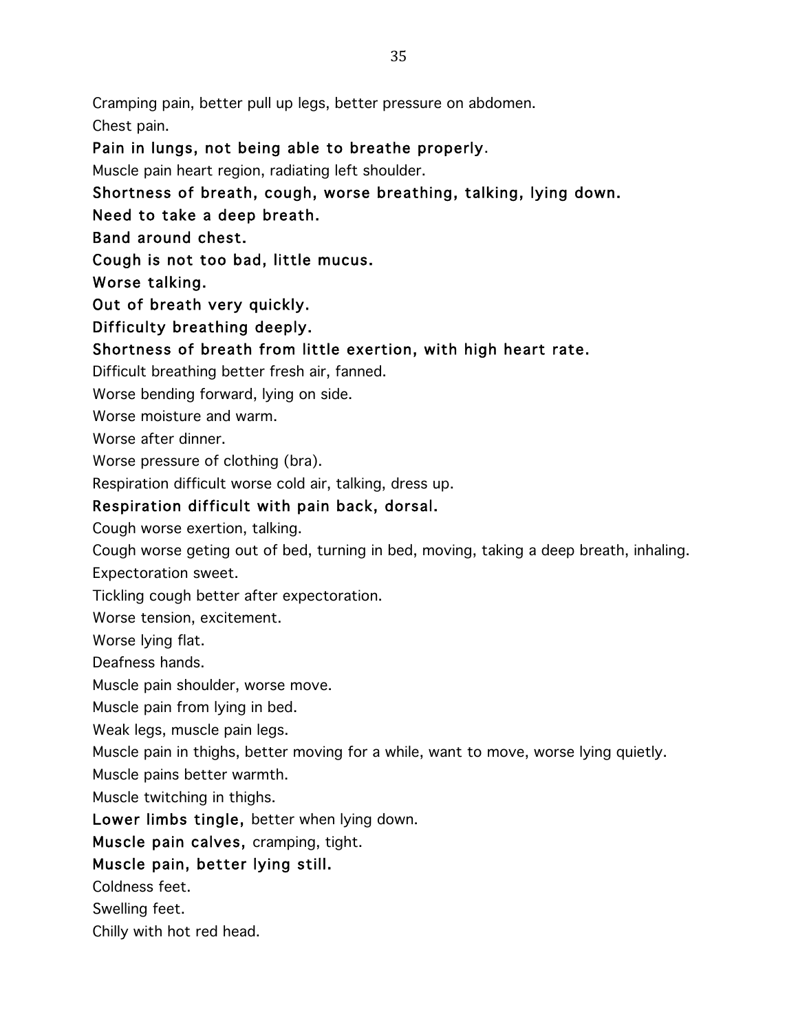Cramping pain, better pull up legs, better pressure on abdomen.

Chest pain.

**Pain in lungs, not being able to breathe properly**.

Muscle pain heart region, radiating left shoulder.

**Shortness of breath, cough, worse breathing, talking, lying down.**

**Need to take a deep breath.**

**Band around chest.**

**Cough is not too bad, little mucus.**

**Worse talking.**

**Out of breath very quickly.**

**Difficulty breathing deeply.**

**Shortness of breath from little exertion, with high heart rate.**

Difficult breathing better fresh air, fanned.

Worse bending forward, lying on side.

Worse moisture and warm.

Worse after dinner.

Worse pressure of clothing (bra).

Respiration difficult worse cold air, talking, dress up.

**Respiration difficult with pain back, dorsal.**

Cough worse exertion, talking.

Cough worse geting out of bed, turning in bed, moving, taking a deep breath, inhaling.

Expectoration sweet.

Tickling cough better after expectoration.

Worse tension, excitement.

Worse lying flat.

Deafness hands.

Muscle pain shoulder, worse move.

Muscle pain from lying in bed.

Weak legs, muscle pain legs.

Muscle pain in thighs, better moving for a while, want to move, worse lying quietly.

Muscle pains better warmth.

Muscle twitching in thighs.

**Lower limbs tingle,** better when lying down.

**Muscle pain calves,** cramping, tight.

**Muscle pain, better lying still.**

Coldness feet.

Swelling feet.

Chilly with hot red head.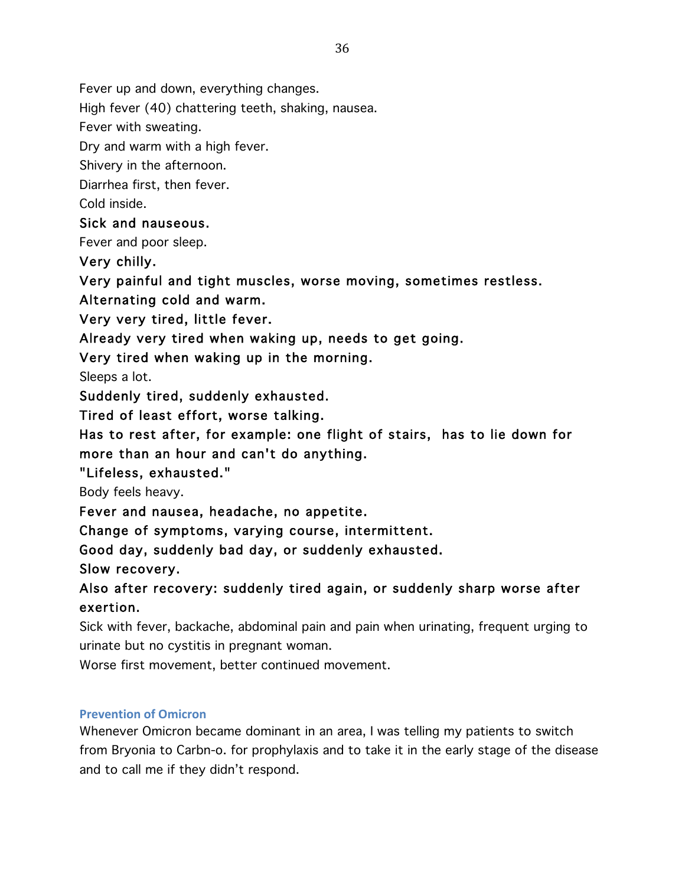Fever up and down, everything changes.

High fever (40) chattering teeth, shaking, nausea.

Fever with sweating.

Dry and warm with a high fever.

Shivery in the afternoon.

Diarrhea first, then fever.

Cold inside.

Sick and nauseous.

Fever and poor sleep.

Very chilly.

Very painful and tight muscles, worse moving, sometimes restless.

Alternating cold and warm.

Very very tired, little fever.

Already very tired when waking up, needs to get going.

Very tired when waking up in the morning.

Sleeps a lot.

Suddenly tired, suddenly exhausted.

Tired of least effort, worse talking.

Has to rest after, for example: one flight of stairs, has to lie down for more than an hour and can't do anything.

"Lifeless, exhausted."

Body feels heavy.

Fever and nausea, headache, no appetite.

Change of symptoms, varying course, intermittent.

Good day, suddenly bad day, or suddenly exhausted.

Slow recovery.

Also after recovery: suddenly tired again, or suddenly sharp worse after exertion.

Sick with fever, backache, abdominal pain and pain when urinating, frequent urging to urinate but no cystitis in pregnant woman.

Worse first movement, better continued movement.

### Prevention of Omicron

Whenever Omicron became dominant in an area, I was telling my patients to switch from Bryonia to Carbn-o. for prophylaxis and to take it in the early stage of the disease and to call me if they didn't respond.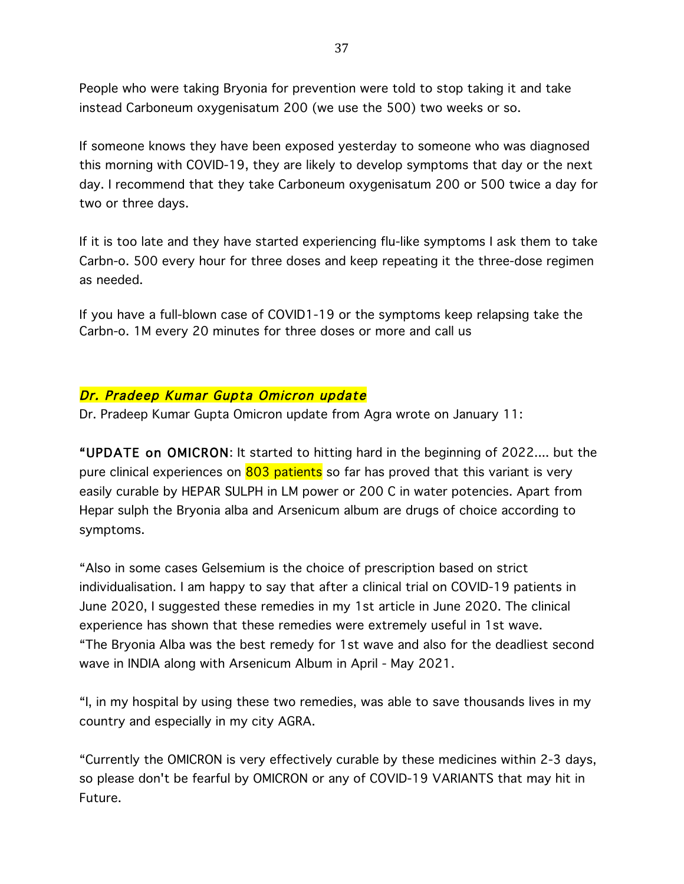People who were taking Bryonia for prevention were told to stop taking it and take instead Carboneum oxygenisatum 200 (we use the 500) two weeks or so.

If someone knows they have been exposed yesterday to someone who was diagnosed this morning with COVID-19, they are likely to develop symptoms that day or the next day. I recommend that they take Carboneum oxygenisatum 200 or 500 twice a day for two or three days.

If it is too late and they have started experiencing flu-like symptoms I ask them to take Carbn-o. 500 every hour for three doses and keep repeating it the three-dose regimen as needed.

If you have a full-blown case of COVID1-19 or the symptoms keep relapsing take the Carbn-o. 1M every 20 minutes for three doses or more and call us

### *Dr. Pradeep Kumar Gupta Omicron update*

Dr. Pradeep Kumar Gupta Omicron update from Agra wrote on January 11:

"**UPDATE on OMICRON**: It started to hitting hard in the beginning of 2022.... but the pure clinical experiences on 803 patients so far has proved that this variant is very easily curable by HEPAR SULPH in LM power or 200 C in water potencies. Apart from Hepar sulph the Bryonia alba and Arsenicum album are drugs of choice according to symptoms.

"Also in some cases Gelsemium is the choice of prescription based on strict individualisation. I am happy to say that after a clinical trial on COVID-19 patients in June 2020, I suggested these remedies in my 1st article in June 2020. The clinical experience has shown that these remedies were extremely useful in 1st wave.
"The Bryonia Alba was the best remedy for 1st wave and also for the deadliest second wave in INDIA along with Arsenicum Album in April - May 2021.

"I, in my hospital by using these two remedies, was able to save thousands lives in my country and especially in my city AGRA.

"Currently the OMICRON is very effectively curable by these medicines within 2-3 days, so please don't be fearful by OMICRON or any of COVID-19 VARIANTS that may hit in Future.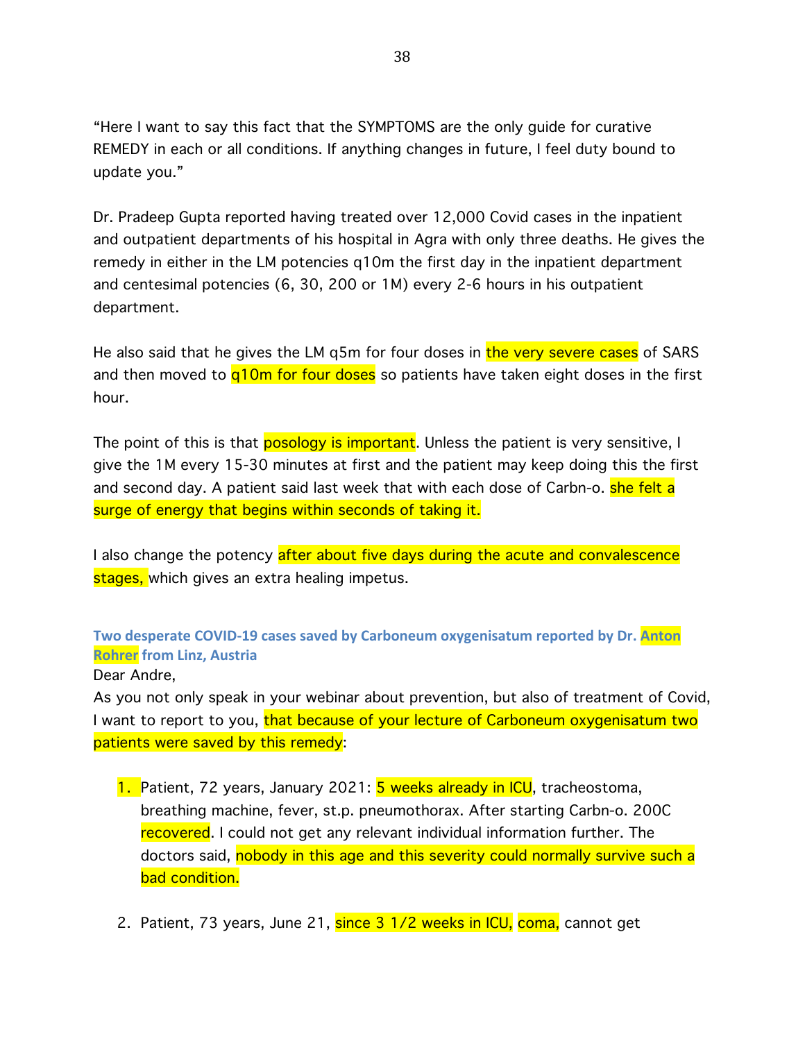"Here I want to say this fact that the SYMPTOMS are the only guide for curative REMEDY in each or all conditions. If anything changes in future, I feel duty bound to update you."

Dr. Pradeep Gupta reported having treated over 12,000 Covid cases in the inpatient and outpatient departments of his hospital in Agra with only three deaths. He gives the remedy in either in the LM potencies q10m the first day in the inpatient department and centesimal potencies (6, 30, 200 or 1M) every 2-6 hours in his outpatient department.

He also said that he gives the LM q5m for four doses in the very severe cases of SARS and then moved to q10m for four doses so patients have taken eight doses in the first hour.

The point of this is that posology is important. Unless the patient is very sensitive, I give the 1M every 15-30 minutes at first and the patient may keep doing this the first and second day. A patient said last week that with each dose of Carbn-o. she felt a surge of energy that begins within seconds of taking it.

I also change the potency after about five days during the acute and convalescence stages, which gives an extra healing impetus.

### Two desperate COVID-19 cases saved by Carboneum oxygenisatum reported by Dr. Anton Rohrer from Linz, Austria

Dear Andre,

As you not only speak in your webinar about prevention, but also of treatment of Covid, I want to report to you, that because of your lecture of Carboneum oxygenisatum two patients were saved by this remedy:

1. Patient, 72 years, January 2021: 5 weeks already in ICU, tracheostoma, breathing machine, fever, st.p. pneumothorax. After starting Carbn-o. 200C recovered. I could not get any relevant individual information further. The doctors said, nobody in this age and this severity could normally survive such a bad condition.

2. Patient, 73 years, June 21, since 3 1/2 weeks in ICU, coma, cannot get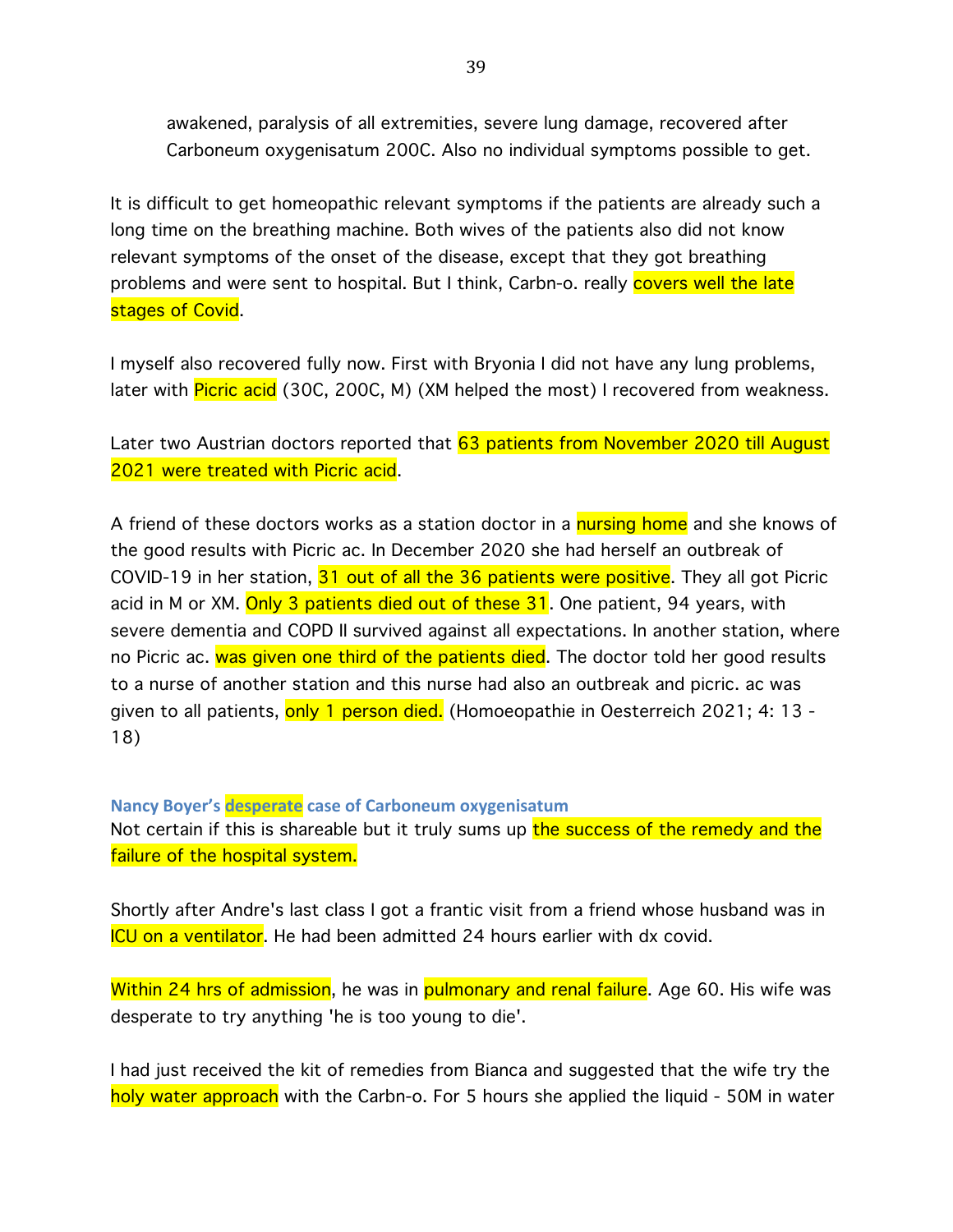awakened, paralysis of all extremities, severe lung damage, recovered after Carboneum oxygenisatum 200C. Also no individual symptoms possible to get.

It is difficult to get homeopathic relevant symptoms if the patients are already such a long time on the breathing machine. Both wives of the patients also did not know relevant symptoms of the onset of the disease, except that they got breathing problems and were sent to hospital. But I think, Carbn-o. really covers well the late stages of Covid.

I myself also recovered fully now. First with Bryonia I did not have any lung problems, later with Picric acid (30C, 200C, M) (XM helped the most) I recovered from weakness.

Later two Austrian doctors reported that 63 patients from November 2020 till August 2021 were treated with Picric acid.

A friend of these doctors works as a station doctor in a nursing home and she knows of the good results with Picric ac. In December 2020 she had herself an outbreak of COVID-19 in her station, 31 out of all the 36 patients were positive. They all got Picric acid in M or XM. Only 3 patients died out of these 31. One patient, 94 years, with severe dementia and COPD II survived against all expectations. In another station, where no Picric ac. was given one third of the patients died. The doctor told her good results to a nurse of another station and this nurse had also an outbreak and picric. ac was given to all patients, only 1 person died. (Homoeopathie in Oesterreich 2021; 4: 13 - 18)

**Nancy Boyer's desperate case of Carboneum oxygenisatum**

Not certain if this is shareable but it truly sums up the success of the remedy and the failure of the hospital system.

Shortly after Andre's last class I got a frantic visit from a friend whose husband was in ICU on a ventilator. He had been admitted 24 hours earlier with dx covid.

Within 24 hrs of admission, he was in pulmonary and renal failure. Age 60. His wife was desperate to try anything 'he is too young to die'.

I had just received the kit of remedies from Bianca and suggested that the wife try the holy water approach with the Carbn-o. For 5 hours she applied the liquid - 50M in water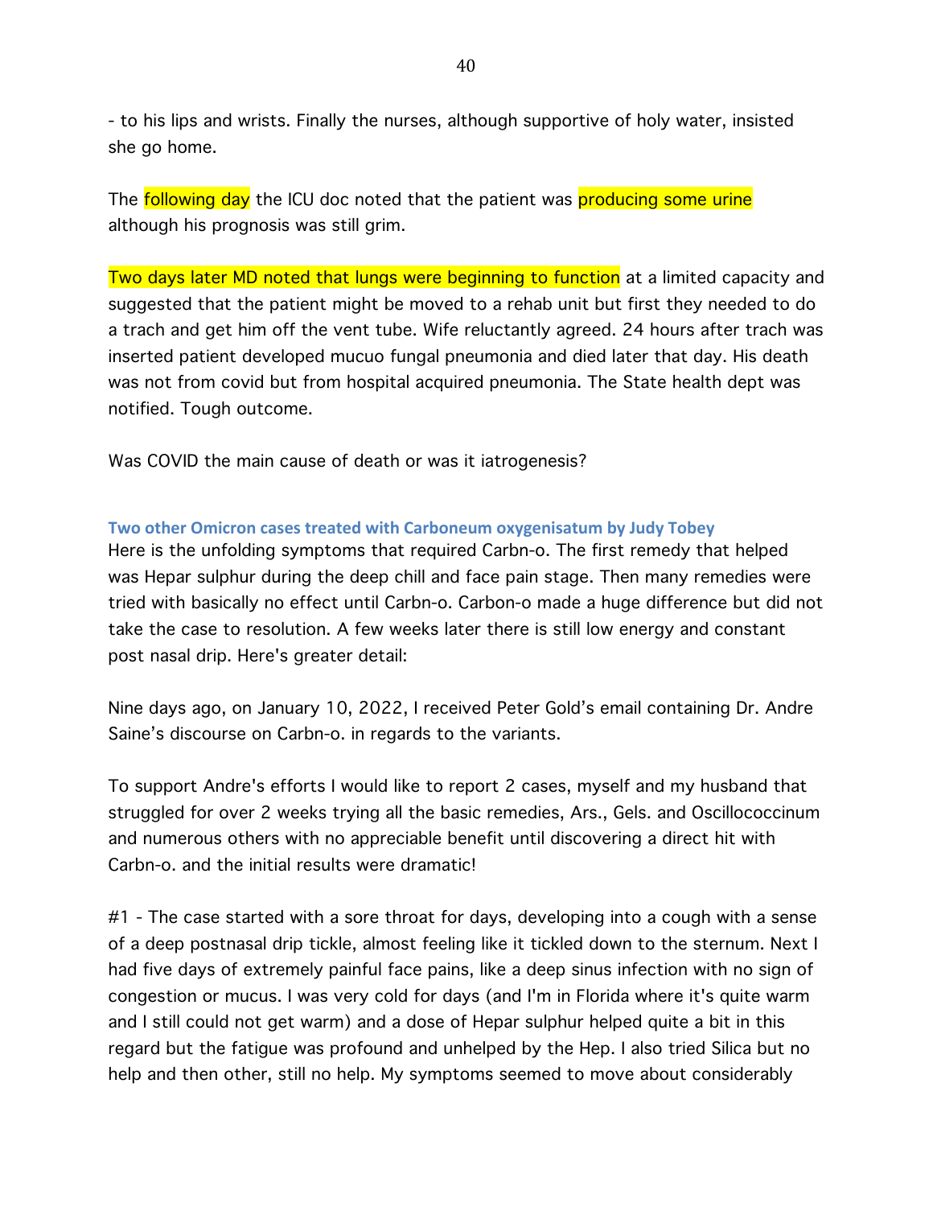- to his lips and wrists. Finally the nurses, although supportive of holy water, insisted she go home.

The following day the ICU doc noted that the patient was producing some urine although his prognosis was still grim.

Two days later MD noted that lungs were beginning to function at a limited capacity and suggested that the patient might be moved to a rehab unit but first they needed to do a trach and get him off the vent tube. Wife reluctantly agreed. 24 hours after trach was inserted patient developed mucuo fungal pneumonia and died later that day. His death was not from covid but from hospital acquired pneumonia. The State health dept was notified. Tough outcome.

Was COVID the main cause of death or was it iatrogenesis?

### Two other Omicron cases treated with Carboneum oxygenisatum by Judy Tobey

Here is the unfolding symptoms that required Carbn-o. The first remedy that helped was Hepar sulphur during the deep chill and face pain stage. Then many remedies were tried with basically no effect until Carbn-o. Carbon-o made a huge difference but did not take the case to resolution. A few weeks later there is still low energy and constant post nasal drip. Here's greater detail:

Nine days ago, on January 10, 2022, I received Peter Gold's email containing Dr. Andre Saine's discourse on Carbn-o. in regards to the variants.

To support Andre's efforts I would like to report 2 cases, myself and my husband that struggled for over 2 weeks trying all the basic remedies, Ars., Gels. and Oscillococcinum and numerous others with no appreciable benefit until discovering a direct hit with Carbn-o. and the initial results were dramatic!

#1 - The case started with a sore throat for days, developing into a cough with a sense of a deep postnasal drip tickle, almost feeling like it tickled down to the sternum. Next I had five days of extremely painful face pains, like a deep sinus infection with no sign of congestion or mucus. I was very cold for days (and I'm in Florida where it's quite warm and I still could not get warm) and a dose of Hepar sulphur helped quite a bit in this regard but the fatigue was profound and unhelped by the Hep. I also tried Silica but no help and then other, still no help. My symptoms seemed to move about considerably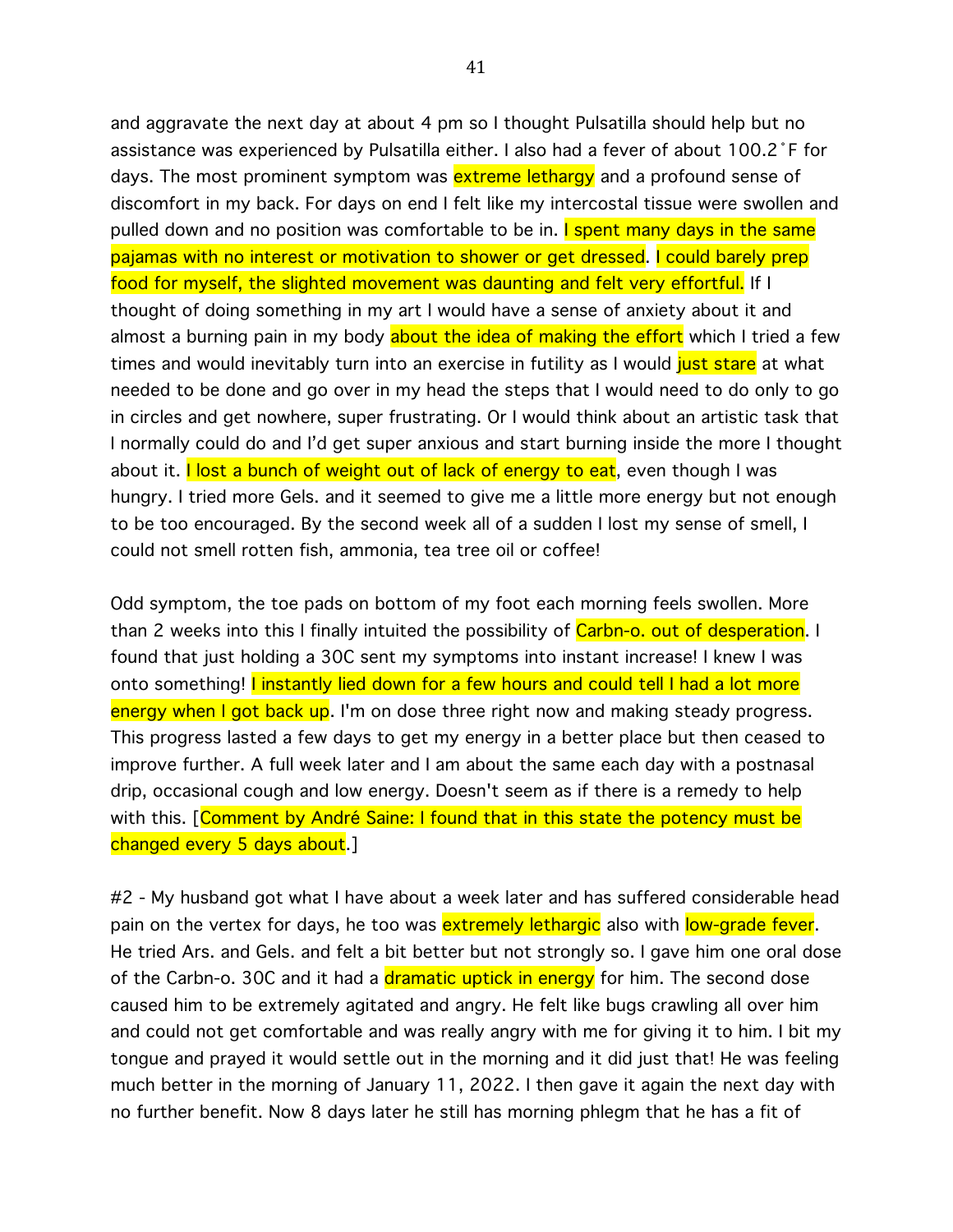and aggravate the next day at about 4 pm so I thought Pulsatilla should help but no assistance was experienced by Pulsatilla either. I also had a fever of about 100.2˚F for days. The most prominent symptom was extreme lethargy and a profound sense of discomfort in my back. For days on end I felt like my intercostal tissue were swollen and pulled down and no position was comfortable to be in. I spent many days in the same pajamas with no interest or motivation to shower or get dressed. I could barely prep food for myself, the slighted movement was daunting and felt very effortful. If I thought of doing something in my art I would have a sense of anxiety about it and almost a burning pain in my body about the idea of making the effort which I tried a few times and would inevitably turn into an exercise in futility as I would just stare at what needed to be done and go over in my head the steps that I would need to do only to go in circles and get nowhere, super frustrating. Or I would think about an artistic task that I normally could do and I'd get super anxious and start burning inside the more I thought about it. I lost a bunch of weight out of lack of energy to eat, even though I was hungry. I tried more Gels. and it seemed to give me a little more energy but not enough to be too encouraged. By the second week all of a sudden I lost my sense of smell, I could not smell rotten fish, ammonia, tea tree oil or coffee!

Odd symptom, the toe pads on bottom of my foot each morning feels swollen. More than 2 weeks into this I finally intuited the possibility of Carbn-o. out of desperation. I found that just holding a 30C sent my symptoms into instant increase! I knew I was onto something! I instantly lied down for a few hours and could tell I had a lot more energy when I got back up. I'm on dose three right now and making steady progress. This progress lasted a few days to get my energy in a better place but then ceased to improve further. A full week later and I am about the same each day with a postnasal drip, occasional cough and low energy. Doesn't seem as if there is a remedy to help with this. [Comment by André Saine: I found that in this state the potency must be changed every 5 days about.]

#2 - My husband got what I have about a week later and has suffered considerable head pain on the vertex for days, he too was extremely lethargic also with low-grade fever. He tried Ars. and Gels. and felt a bit better but not strongly so. I gave him one oral dose of the Carbn-o. 30C and it had a dramatic uptick in energy for him. The second dose caused him to be extremely agitated and angry. He felt like bugs crawling all over him and could not get comfortable and was really angry with me for giving it to him. I bit my tongue and prayed it would settle out in the morning and it did just that! He was feeling much better in the morning of January 11, 2022. I then gave it again the next day with no further benefit. Now 8 days later he still has morning phlegm that he has a fit of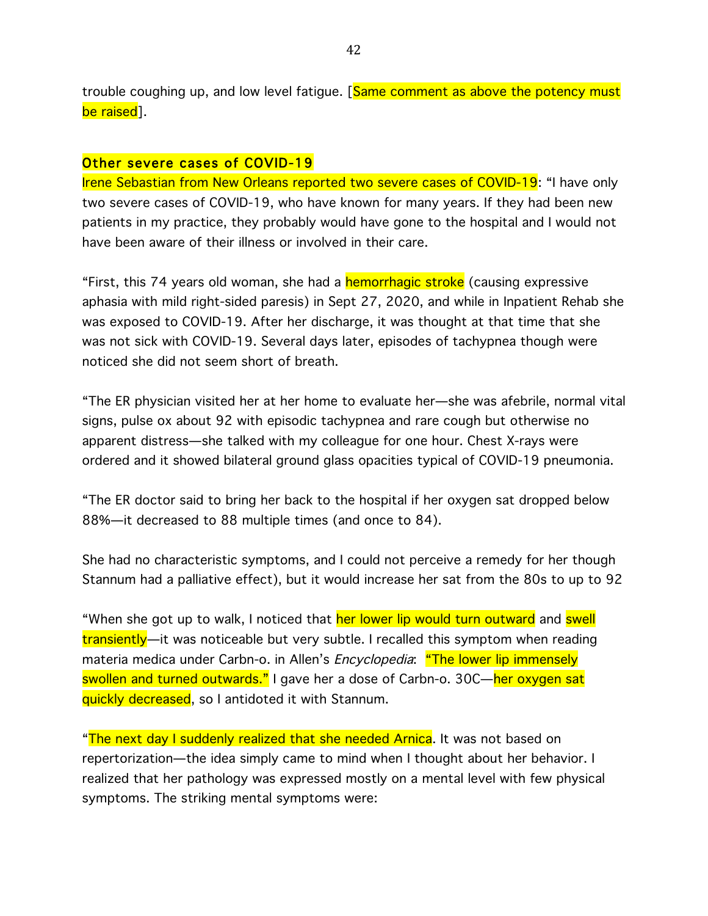trouble coughing up, and low level fatigue. [Same comment as above the potency must be raised].

## Other severe cases of COVID-19

Irene Sebastian from New Orleans reported two severe cases of COVID-19: "I have only two severe cases of COVID-19, who have known for many years. If they had been new patients in my practice, they probably would have gone to the hospital and I would not have been aware of their illness or involved in their care.

"First, this 74 years old woman, she had a hemorrhagic stroke (causing expressive aphasia with mild right-sided paresis) in Sept 27, 2020, and while in Inpatient Rehab she was exposed to COVID-19. After her discharge, it was thought at that time that she was not sick with COVID-19. Several days later, episodes of tachypnea though were noticed she did not seem short of breath.

"The ER physician visited her at her home to evaluate her—she was afebrile, normal vital signs, pulse ox about 92 with episodic tachypnea and rare cough but otherwise no apparent distress—she talked with my colleague for one hour. Chest X-rays were ordered and it showed bilateral ground glass opacities typical of COVID-19 pneumonia.

"The ER doctor said to bring her back to the hospital if her oxygen sat dropped below 88%—it decreased to 88 multiple times (and once to 84).

She had no characteristic symptoms, and I could not perceive a remedy for her though Stannum had a palliative effect), but it would increase her sat from the 80s to up to 92

"When she got up to walk, I noticed that her lower lip would turn outward and swell transiently—it was noticeable but very subtle. I recalled this symptom when reading materia medica under Carbn-o. in Allen's *Encyclopedia*: "The lower lip immensely swollen and turned outwards." I gave her a dose of Carbn-o. 30C—her oxygen sat quickly decreased, so I antidoted it with Stannum.

"The next day I suddenly realized that she needed Arnica. It was not based on repertorization—the idea simply came to mind when I thought about her behavior. I realized that her pathology was expressed mostly on a mental level with few physical symptoms. The striking mental symptoms were: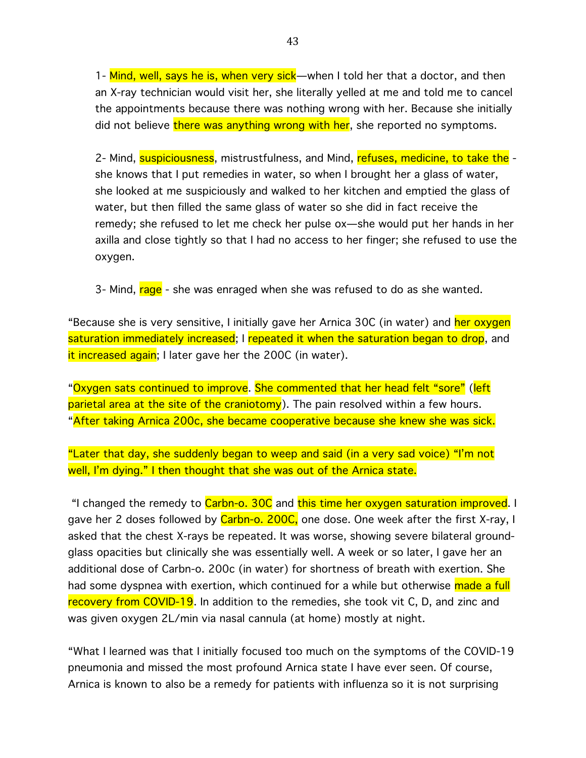1- Mind, well, says he is, when very sick—when I told her that a doctor, and then an X-ray technician would visit her, she literally yelled at me and told me to cancel the appointments because there was nothing wrong with her. Because she initially did not believe there was anything wrong with her, she reported no symptoms.

2- Mind, suspiciousness, mistrustfulness, and Mind, refuses, medicine, to take the - she knows that I put remedies in water, so when I brought her a glass of water, she looked at me suspiciously and walked to her kitchen and emptied the glass of water, but then filled the same glass of water so she did in fact receive the remedy; she refused to let me check her pulse ox—she would put her hands in her axilla and close tightly so that I had no access to her finger; she refused to use the oxygen.

3- Mind, rage - she was enraged when she was refused to do as she wanted.

"Because she is very sensitive, I initially gave her Arnica 30C (in water) and her oxygen saturation immediately increased; I repeated it when the saturation began to drop, and it increased again; I later gave her the 200C (in water).

"Oxygen sats continued to improve. She commented that her head felt "sore" (left parietal area at the site of the craniotomy). The pain resolved within a few hours. "After taking Arnica 200c, she became cooperative because she knew she was sick.

"Later that day, she suddenly began to weep and said (in a very sad voice) "I'm not well, I'm dying." I then thought that she was out of the Arnica state.

"I changed the remedy to Carbn-o. 30C and this time her oxygen saturation improved. I gave her 2 doses followed by Carbn-o. 200C, one dose. One week after the first X-ray, I asked that the chest X-rays be repeated. It was worse, showing severe bilateral ground-glass opacities but clinically she was essentially well. A week or so later, I gave her an additional dose of Carbn-o. 200c (in water) for shortness of breath with exertion. She had some dyspnea with exertion, which continued for a while but otherwise made a full recovery from COVID-19. In addition to the remedies, she took vit C, D, and zinc and was given oxygen 2L/min via nasal cannula (at home) mostly at night.

"What I learned was that I initially focused too much on the symptoms of the COVID-19 pneumonia and missed the most profound Arnica state I have ever seen. Of course, Arnica is known to also be a remedy for patients with influenza so it is not surprising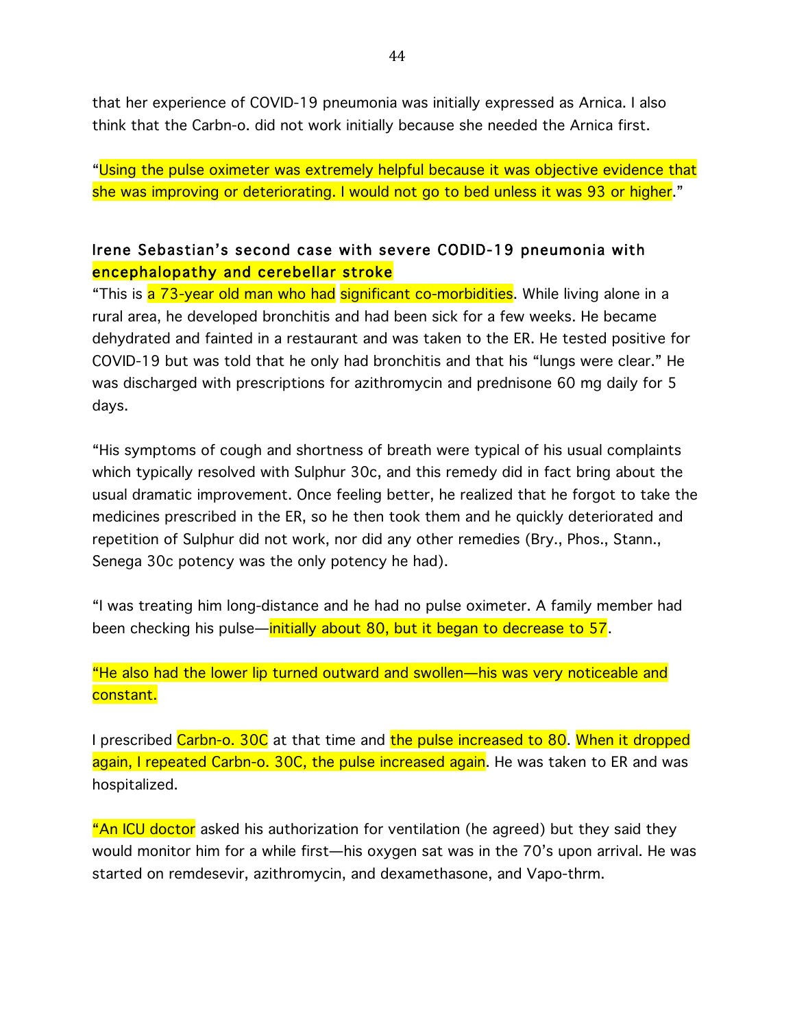that her experience of COVID-19 pneumonia was initially expressed as Arnica. I also think that the Carbn-o. did not work initially because she needed the Arnica first.

"Using the pulse oximeter was extremely helpful because it was objective evidence that she was improving or deteriorating. I would not go to bed unless it was 93 or higher."

### Irene Sebastian's second case with severe CODID-19 pneumonia with encephalopathy and cerebellar stroke

"This is a 73-year old man who had significant co-morbidities. While living alone in a rural area, he developed bronchitis and had been sick for a few weeks. He became dehydrated and fainted in a restaurant and was taken to the ER. He tested positive for COVID-19 but was told that he only had bronchitis and that his "lungs were clear." He was discharged with prescriptions for azithromycin and prednisone 60 mg daily for 5 days.

"His symptoms of cough and shortness of breath were typical of his usual complaints which typically resolved with Sulphur 30c, and this remedy did in fact bring about the usual dramatic improvement. Once feeling better, he realized that he forgot to take the medicines prescribed in the ER, so he then took them and he quickly deteriorated and repetition of Sulphur did not work, nor did any other remedies (Bry., Phos., Stann., Senega 30c potency was the only potency he had).

"I was treating him long-distance and he had no pulse oximeter. A family member had been checking his pulse—initially about 80, but it began to decrease to 57.

"He also had the lower lip turned outward and swollen—his was very noticeable and constant.

I prescribed Carbn-o. 30C at that time and the pulse increased to 80. When it dropped again, I repeated Carbn-o. 30C, the pulse increased again. He was taken to ER and was hospitalized.

"An ICU doctor asked his authorization for ventilation (he agreed) but they said they would monitor him for a while first—his oxygen sat was in the 70's upon arrival. He was started on remdesevir, azithromycin, and dexamethasone, and Vapo-thrm.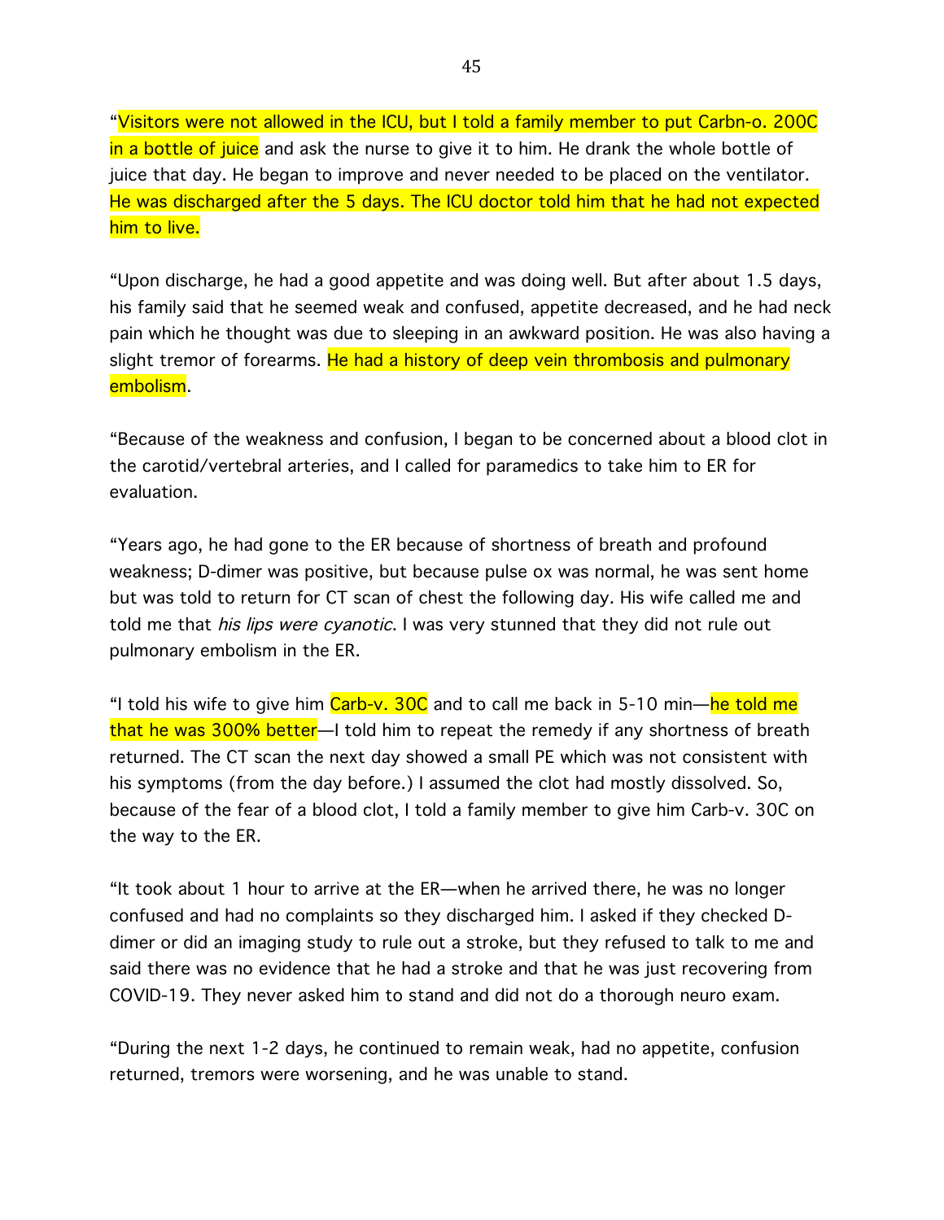"Visitors were not allowed in the ICU, but I told a family member to put Carbn-o. 200C in a bottle of juice and ask the nurse to give it to him. He drank the whole bottle of juice that day. He began to improve and never needed to be placed on the ventilator. He was discharged after the 5 days. The ICU doctor told him that he had not expected him to live.

"Upon discharge, he had a good appetite and was doing well. But after about 1.5 days, his family said that he seemed weak and confused, appetite decreased, and he had neck pain which he thought was due to sleeping in an awkward position. He was also having a slight tremor of forearms. He had a history of deep vein thrombosis and pulmonary embolism.

"Because of the weakness and confusion, I began to be concerned about a blood clot in the carotid/vertebral arteries, and I called for paramedics to take him to ER for evaluation.

"Years ago, he had gone to the ER because of shortness of breath and profound weakness; D-dimer was positive, but because pulse ox was normal, he was sent home but was told to return for CT scan of chest the following day. His wife called me and told me that *his lips were cyanotic*. I was very stunned that they did not rule out pulmonary embolism in the ER.

"I told his wife to give him Carb-v. 30C and to call me back in 5-10 min—he told me that he was 300% better—I told him to repeat the remedy if any shortness of breath returned. The CT scan the next day showed a small PE which was not consistent with his symptoms (from the day before.) I assumed the clot had mostly dissolved. So, because of the fear of a blood clot, I told a family member to give him Carb-v. 30C on the way to the ER.

"It took about 1 hour to arrive at the ER—when he arrived there, he was no longer confused and had no complaints so they discharged him. I asked if they checked D-dimer or did an imaging study to rule out a stroke, but they refused to talk to me and said there was no evidence that he had a stroke and that he was just recovering from COVID-19. They never asked him to stand and did not do a thorough neuro exam.

"During the next 1-2 days, he continued to remain weak, had no appetite, confusion returned, tremors were worsening, and he was unable to stand.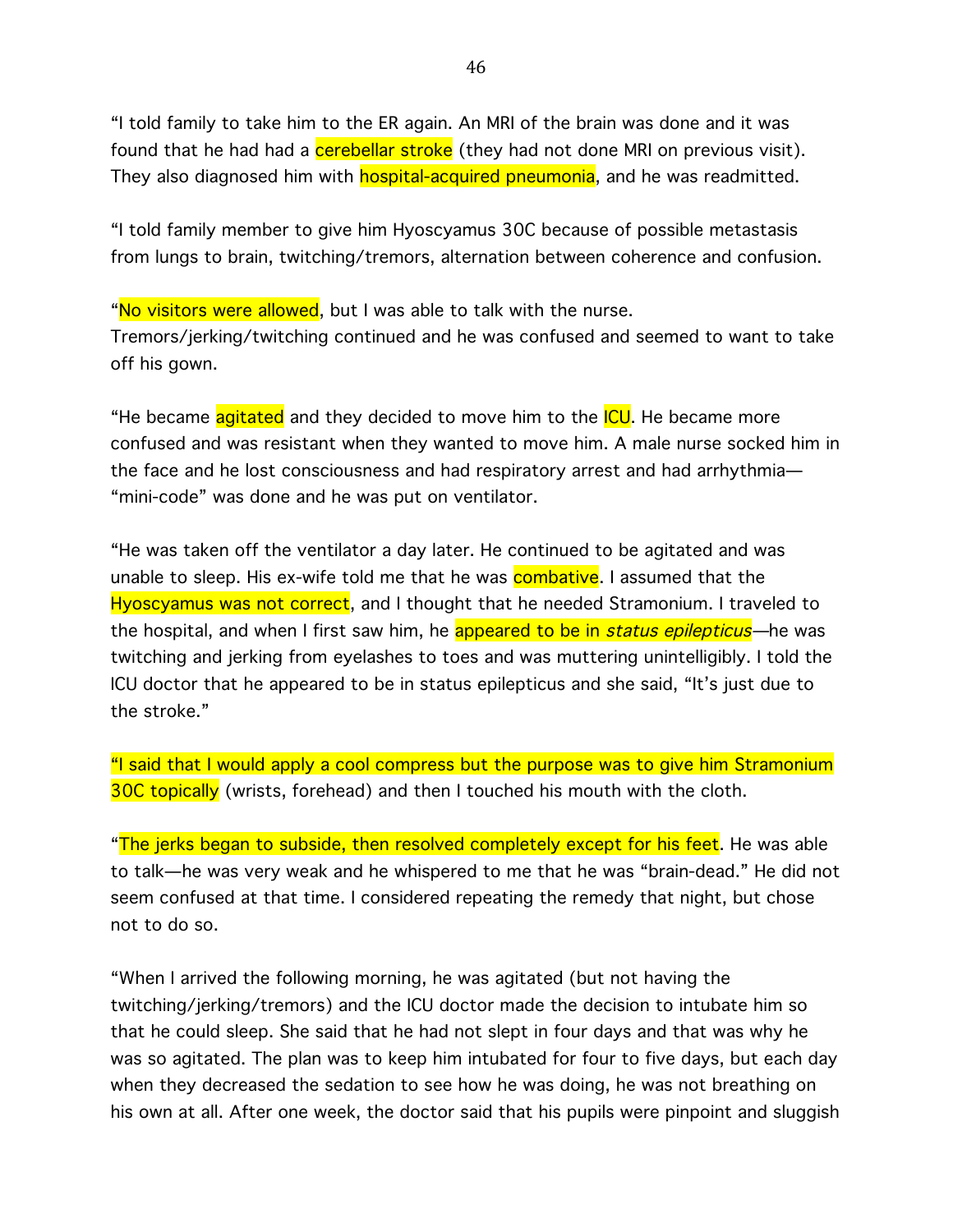"I told family to take him to the ER again. An MRI of the brain was done and it was found that he had had a cerebellar stroke (they had not done MRI on previous visit). They also diagnosed him with hospital-acquired pneumonia, and he was readmitted.

"I told family member to give him Hyoscyamus 30C because of possible metastasis from lungs to brain, twitching/tremors, alternation between coherence and confusion.

"No visitors were allowed, but I was able to talk with the nurse. Tremors/jerking/twitching continued and he was confused and seemed to want to take off his gown.

"He became agitated and they decided to move him to the ICU. He became more confused and was resistant when they wanted to move him. A male nurse socked him in the face and he lost consciousness and had respiratory arrest and had arrhythmia—"mini-code" was done and he was put on ventilator.

"He was taken off the ventilator a day later. He continued to be agitated and was unable to sleep. His ex-wife told me that he was combative. I assumed that the Hyoscyamus was not correct, and I thought that he needed Stramonium. I traveled to the hospital, and when I first saw him, he appeared to be in *status epilepticus*—he was twitching and jerking from eyelashes to toes and was muttering unintelligibly. I told the ICU doctor that he appeared to be in status epilepticus and she said, "It's just due to the stroke."

"I said that I would apply a cool compress but the purpose was to give him Stramonium 30C topically (wrists, forehead) and then I touched his mouth with the cloth.

"The jerks began to subside, then resolved completely except for his feet. He was able to talk—he was very weak and he whispered to me that he was "brain-dead." He did not seem confused at that time. I considered repeating the remedy that night, but chose not to do so.

"When I arrived the following morning, he was agitated (but not having the twitching/jerking/tremors) and the ICU doctor made the decision to intubate him so that he could sleep. She said that he had not slept in four days and that was why he was so agitated. The plan was to keep him intubated for four to five days, but each day when they decreased the sedation to see how he was doing, he was not breathing on his own at all. After one week, the doctor said that his pupils were pinpoint and sluggish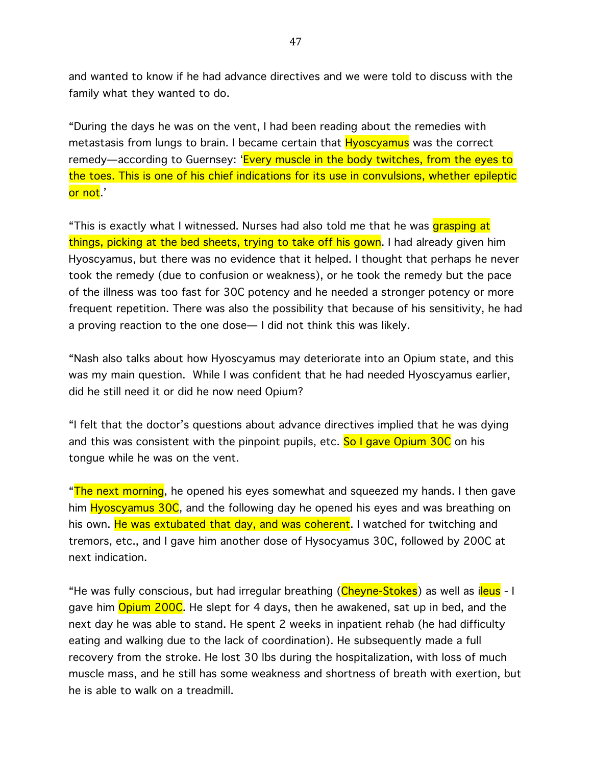and wanted to know if he had advance directives and we were told to discuss with the family what they wanted to do.

"During the days he was on the vent, I had been reading about the remedies with metastasis from lungs to brain. I became certain that Hyoscyamus was the correct remedy—according to Guernsey: 'Every muscle in the body twitches, from the eyes to the toes. This is one of his chief indications for its use in convulsions, whether epileptic or not.'

"This is exactly what I witnessed. Nurses had also told me that he was grasping at things, picking at the bed sheets, trying to take off his gown. I had already given him Hyoscyamus, but there was no evidence that it helped. I thought that perhaps he never took the remedy (due to confusion or weakness), or he took the remedy but the pace of the illness was too fast for 30C potency and he needed a stronger potency or more frequent repetition. There was also the possibility that because of his sensitivity, he had a proving reaction to the one dose— I did not think this was likely.

"Nash also talks about how Hyoscyamus may deteriorate into an Opium state, and this was my main question. While I was confident that he had needed Hyoscyamus earlier, did he still need it or did he now need Opium?

"I felt that the doctor's questions about advance directives implied that he was dying and this was consistent with the pinpoint pupils, etc. So I gave Opium 30C on his tongue while he was on the vent.

"The next morning, he opened his eyes somewhat and squeezed my hands. I then gave him Hyoscyamus 30C, and the following day he opened his eyes and was breathing on his own. He was extubated that day, and was coherent. I watched for twitching and tremors, etc., and I gave him another dose of Hysocyamus 30C, followed by 200C at next indication.

"He was fully conscious, but had irregular breathing (Cheyne-Stokes) as well as ileus - I gave him Opium 200C. He slept for 4 days, then he awakened, sat up in bed, and the next day he was able to stand. He spent 2 weeks in inpatient rehab (he had difficulty eating and walking due to the lack of coordination). He subsequently made a full recovery from the stroke. He lost 30 lbs during the hospitalization, with loss of much muscle mass, and he still has some weakness and shortness of breath with exertion, but he is able to walk on a treadmill.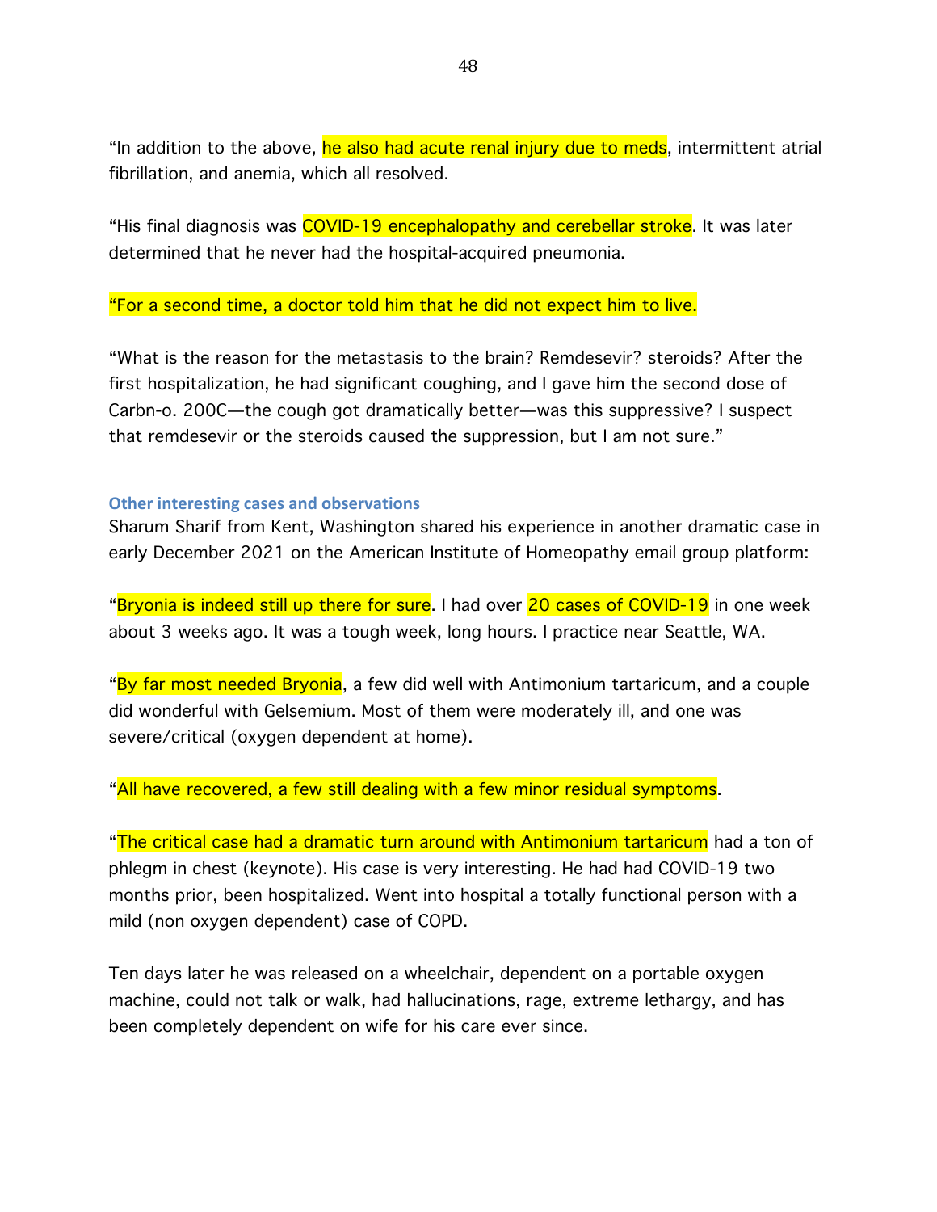"In addition to the above, he also had acute renal injury due to meds, intermittent atrial fibrillation, and anemia, which all resolved.

"His final diagnosis was COVID-19 encephalopathy and cerebellar stroke. It was later determined that he never had the hospital-acquired pneumonia.

"For a second time, a doctor told him that he did not expect him to live.

"What is the reason for the metastasis to the brain? Remdesevir? steroids? After the first hospitalization, he had significant coughing, and I gave him the second dose of Carbn-o. 200C—the cough got dramatically better—was this suppressive? I suspect that remdesevir or the steroids caused the suppression, but I am not sure."

### Other interesting cases and observations

Sharum Sharif from Kent, Washington shared his experience in another dramatic case in early December 2021 on the American Institute of Homeopathy email group platform:

"Bryonia is indeed still up there for sure. I had over 20 cases of COVID-19 in one week about 3 weeks ago. It was a tough week, long hours. I practice near Seattle, WA.

"By far most needed Bryonia, a few did well with Antimonium tartaricum, and a couple did wonderful with Gelsemium. Most of them were moderately ill, and one was severe/critical (oxygen dependent at home).

"All have recovered, a few still dealing with a few minor residual symptoms.

"The critical case had a dramatic turn around with Antimonium tartaricum had a ton of phlegm in chest (keynote). His case is very interesting. He had had COVID-19 two months prior, been hospitalized. Went into hospital a totally functional person with a mild (non oxygen dependent) case of COPD.

Ten days later he was released on a wheelchair, dependent on a portable oxygen machine, could not talk or walk, had hallucinations, rage, extreme lethargy, and has been completely dependent on wife for his care ever since.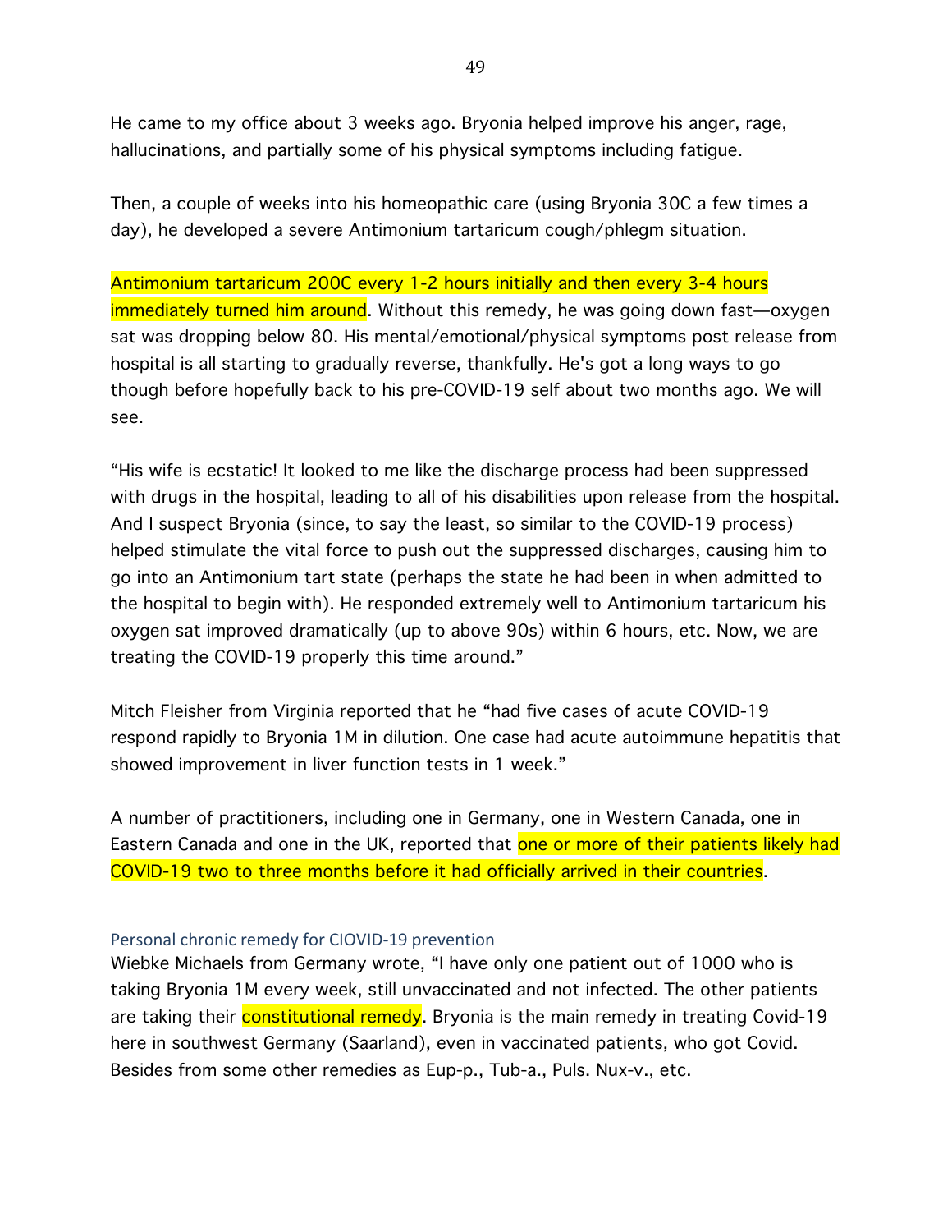He came to my office about 3 weeks ago. Bryonia helped improve his anger, rage, hallucinations, and partially some of his physical symptoms including fatigue.

Then, a couple of weeks into his homeopathic care (using Bryonia 30C a few times a day), he developed a severe Antimonium tartaricum cough/phlegm situation.

Antimonium tartaricum 200C every 1-2 hours initially and then every 3-4 hours immediately turned him around. Without this remedy, he was going down fast—oxygen sat was dropping below 80. His mental/emotional/physical symptoms post release from hospital is all starting to gradually reverse, thankfully. He's got a long ways to go though before hopefully back to his pre-COVID-19 self about two months ago. We will see.

"His wife is ecstatic! It looked to me like the discharge process had been suppressed with drugs in the hospital, leading to all of his disabilities upon release from the hospital. And I suspect Bryonia (since, to say the least, so similar to the COVID-19 process) helped stimulate the vital force to push out the suppressed discharges, causing him to go into an Antimonium tart state (perhaps the state he had been in when admitted to the hospital to begin with). He responded extremely well to Antimonium tartaricum his oxygen sat improved dramatically (up to above 90s) within 6 hours, etc. Now, we are treating the COVID-19 properly this time around."

Mitch Fleisher from Virginia reported that he "had five cases of acute COVID-19 respond rapidly to Bryonia 1M in dilution. One case had acute autoimmune hepatitis that showed improvement in liver function tests in 1 week."

A number of practitioners, including one in Germany, one in Western Canada, one in Eastern Canada and one in the UK, reported that one or more of their patients likely had COVID-19 two to three months before it had officially arrived in their countries.

### Personal chronic remedy for CIOVID-19 prevention

Wiebke Michaels from Germany wrote, "I have only one patient out of 1000 who is taking Bryonia 1M every week, still unvaccinated and not infected. The other patients are taking their constitutional remedy. Bryonia is the main remedy in treating Covid-19 here in southwest Germany (Saarland), even in vaccinated patients, who got Covid. Besides from some other remedies as Eup-p., Tub-a., Puls. Nux-v., etc.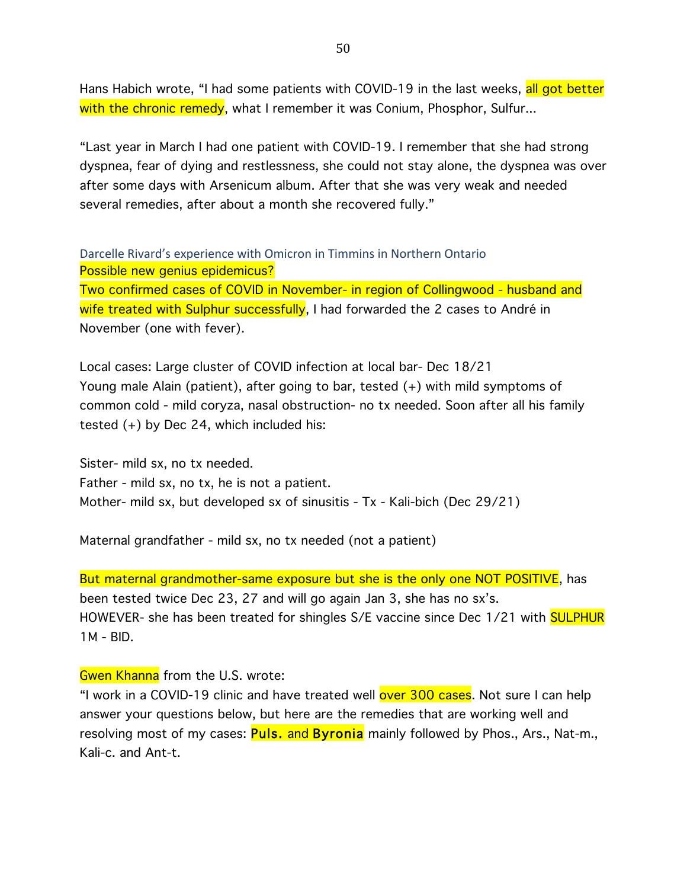Hans Habich wrote, "I had some patients with COVID-19 in the last weeks, all got better with the chronic remedy, what I remember it was Conium, Phosphor, Sulfur...

"Last year in March I had one patient with COVID-19. I remember that she had strong dyspnea, fear of dying and restlessness, she could not stay alone, the dyspnea was over after some days with Arsenicum album. After that she was very weak and needed several remedies, after about a month she recovered fully."

### Darcelle Rivard's experience with Omicron in Timmins in Northern Ontario

Possible new genius epidemicus?
Two confirmed cases of COVID in November- in region of Collingwood - husband and wife treated with Sulphur successfully, I had forwarded the 2 cases to André in November (one with fever).

Local cases: Large cluster of COVID infection at local bar- Dec 18/21
Young male Alain (patient), after going to bar, tested (+) with mild symptoms of common cold - mild coryza, nasal obstruction- no tx needed. Soon after all his family tested (+) by Dec 24, which included his:

Sister- mild sx, no tx needed.
Father - mild sx, no tx, he is not a patient.
Mother- mild sx, but developed sx of sinusitis - Tx - Kali-bich (Dec 29/21)

Maternal grandfather - mild sx, no tx needed (not a patient)

But maternal grandmother-same exposure but she is the only one NOT POSITIVE, has been tested twice Dec 23, 27 and will go again Jan 3, she has no sx's.
HOWEVER- she has been treated for shingles S/E vaccine since Dec 1/21 with SULPHUR 1M - BID.

Gwen Khanna from the U.S. wrote:
"I work in a COVID-19 clinic and have treated well over 300 cases. Not sure I can help answer your questions below, but here are the remedies that are working well and resolving most of my cases: **Puls.** and **Byronia** mainly followed by Phos., Ars., Nat-m., Kali-c. and Ant-t.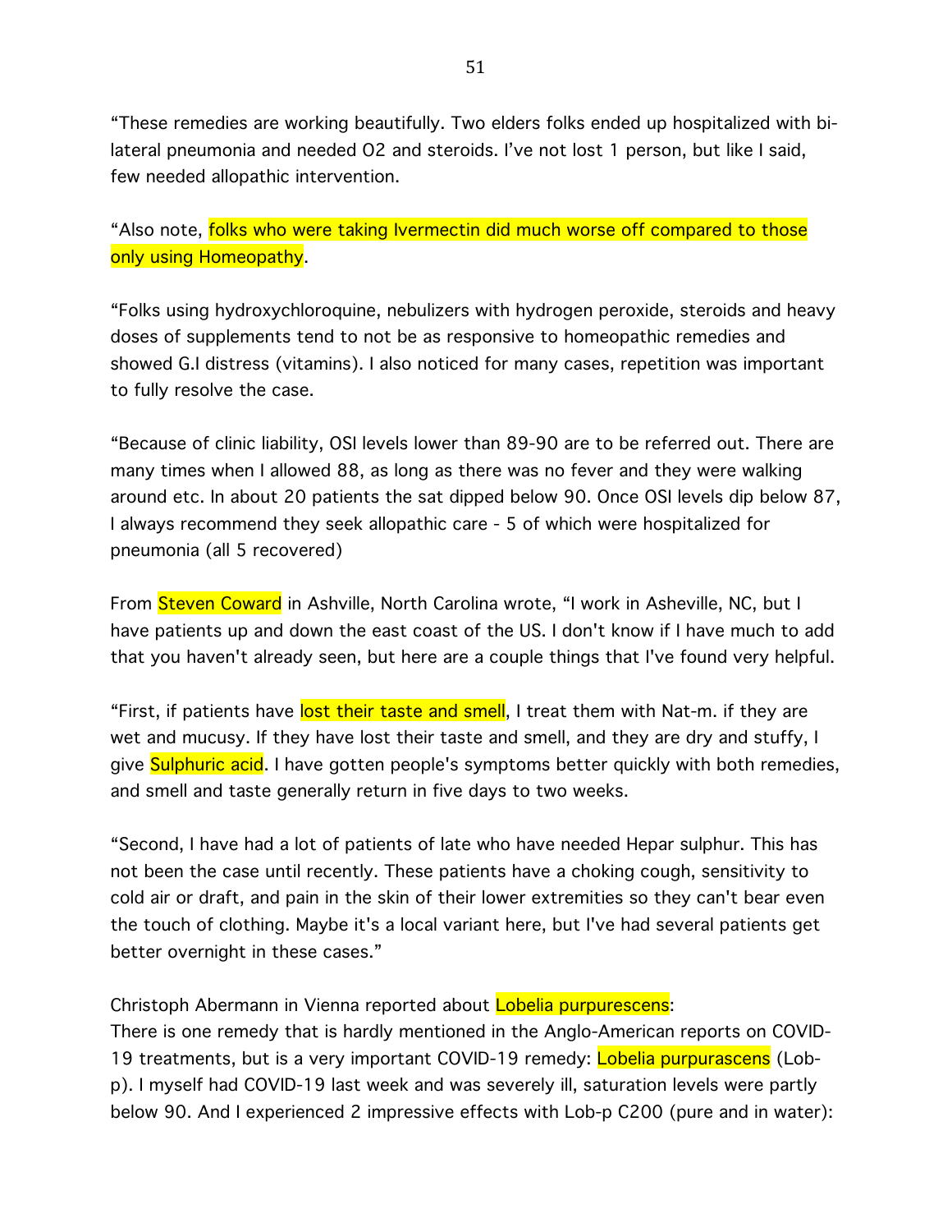"These remedies are working beautifully. Two elders folks ended up hospitalized with bi-lateral pneumonia and needed O2 and steroids. I've not lost 1 person, but like I said, few needed allopathic intervention.

"Also note, folks who were taking Ivermectin did much worse off compared to those only using Homeopathy.

"Folks using hydroxychloroquine, nebulizers with hydrogen peroxide, steroids and heavy doses of supplements tend to not be as responsive to homeopathic remedies and showed G.I distress (vitamins). I also noticed for many cases, repetition was important to fully resolve the case.

"Because of clinic liability, OSI levels lower than 89-90 are to be referred out. There are many times when I allowed 88, as long as there was no fever and they were walking around etc. In about 20 patients the sat dipped below 90. Once OSI levels dip below 87, I always recommend they seek allopathic care - 5 of which were hospitalized for pneumonia (all 5 recovered)

From Steven Coward in Ashville, North Carolina wrote, "I work in Asheville, NC, but I have patients up and down the east coast of the US. I don't know if I have much to add that you haven't already seen, but here are a couple things that I've found very helpful.

"First, if patients have lost their taste and smell, I treat them with Nat-m. if they are wet and mucusy. If they have lost their taste and smell, and they are dry and stuffy, I give Sulphuric acid. I have gotten people's symptoms better quickly with both remedies, and smell and taste generally return in five days to two weeks.

"Second, I have had a lot of patients of late who have needed Hepar sulphur. This has not been the case until recently. These patients have a choking cough, sensitivity to cold air or draft, and pain in the skin of their lower extremities so they can't bear even the touch of clothing. Maybe it's a local variant here, but I've had several patients get better overnight in these cases."

Christoph Abermann in Vienna reported about Lobelia purpurescens:
There is one remedy that is hardly mentioned in the Anglo-American reports on COVID-19 treatments, but is a very important COVID-19 remedy: Lobelia purpurascens (Lob-p). I myself had COVID-19 last week and was severely ill, saturation levels were partly below 90. And I experienced 2 impressive effects with Lob-p C200 (pure and in water):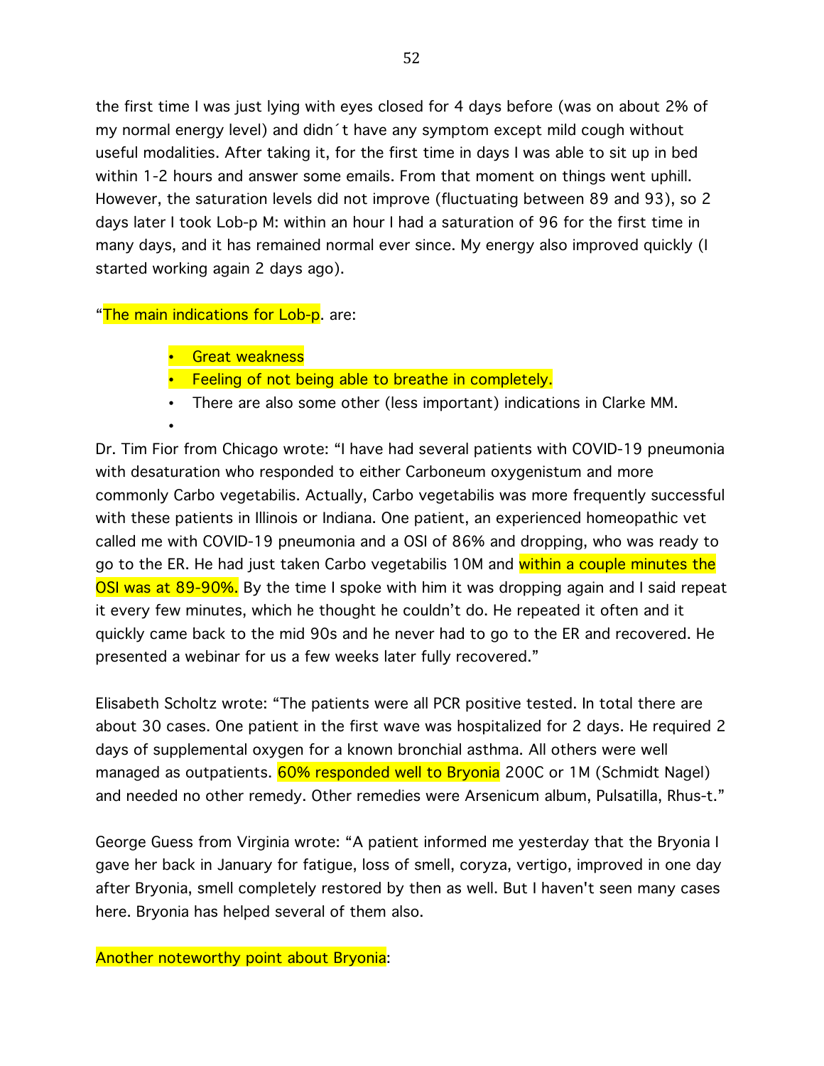the first time I was just lying with eyes closed for 4 days before (was on about 2% of my normal energy level) and didn´t have any symptom except mild cough without useful modalities. After taking it, for the first time in days I was able to sit up in bed within 1-2 hours and answer some emails. From that moment on things went uphill. However, the saturation levels did not improve (fluctuating between 89 and 93), so 2 days later I took Lob-p M: within an hour I had a saturation of 96 for the first time in many days, and it has remained normal ever since. My energy also improved quickly (I started working again 2 days ago).

"The main indications for Lob-p. are:

- Great weakness
- Feeling of not being able to breathe in completely.
- There are also some other (less important) indications in Clarke MM.

Dr. Tim Fior from Chicago wrote: "I have had several patients with COVID-19 pneumonia with desaturation who responded to either Carboneum oxygenistum and more commonly Carbo vegetabilis. Actually, Carbo vegetabilis was more frequently successful with these patients in Illinois or Indiana. One patient, an experienced homeopathic vet called me with COVID-19 pneumonia and a OSI of 86% and dropping, who was ready to go to the ER. He had just taken Carbo vegetabilis 10M and within a couple minutes the OSI was at 89-90%. By the time I spoke with him it was dropping again and I said repeat it every few minutes, which he thought he couldn't do. He repeated it often and it quickly came back to the mid 90s and he never had to go to the ER and recovered. He presented a webinar for us a few weeks later fully recovered."

Elisabeth Scholtz wrote: "The patients were all PCR positive tested. In total there are about 30 cases. One patient in the first wave was hospitalized for 2 days. He required 2 days of supplemental oxygen for a known bronchial asthma. All others were well managed as outpatients. 60% responded well to Bryonia 200C or 1M (Schmidt Nagel) and needed no other remedy. Other remedies were Arsenicum album, Pulsatilla, Rhus-t."

George Guess from Virginia wrote: "A patient informed me yesterday that the Bryonia I gave her back in January for fatigue, loss of smell, coryza, vertigo, improved in one day after Bryonia, smell completely restored by then as well. But I haven't seen many cases here. Bryonia has helped several of them also.

Another noteworthy point about Bryonia: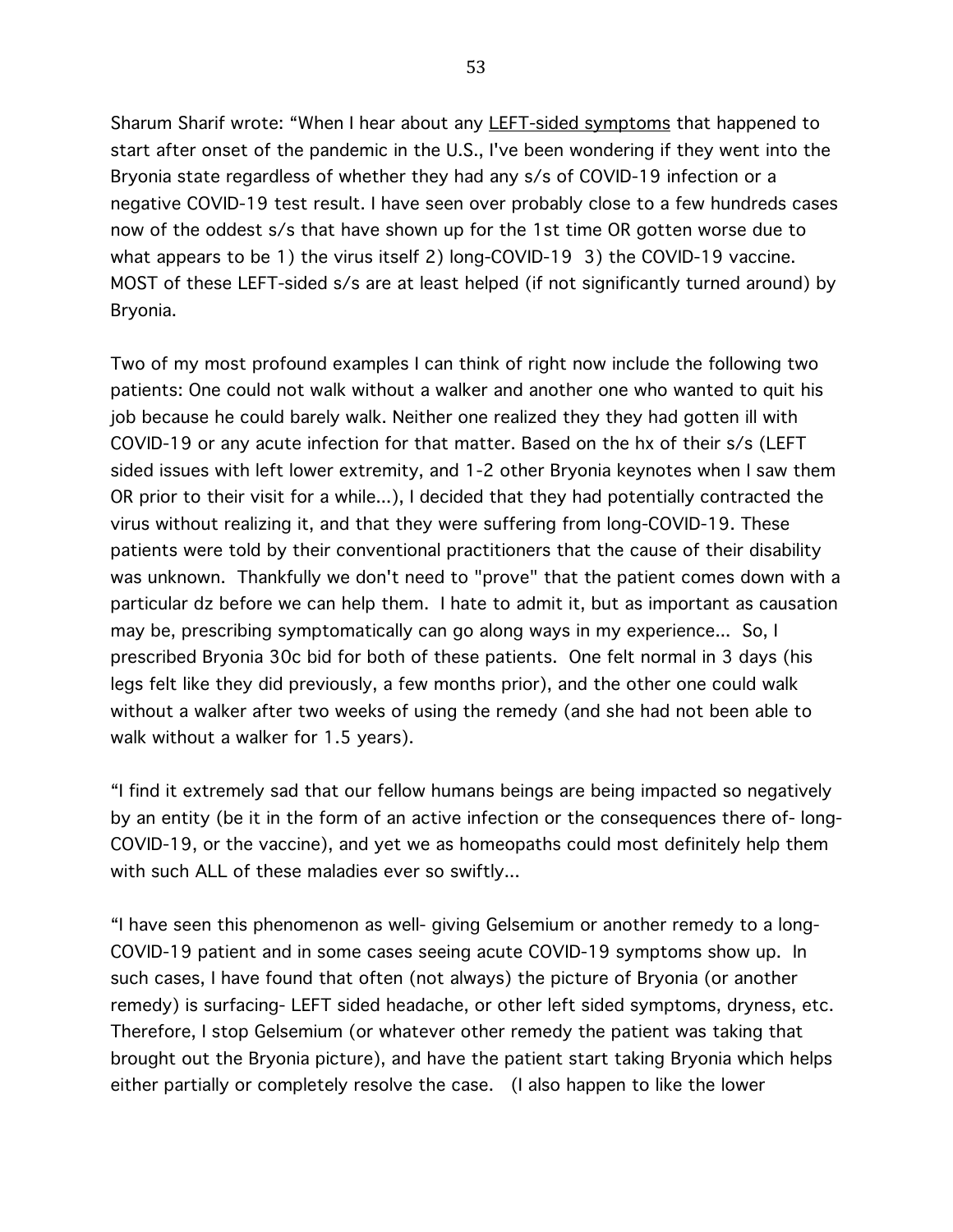Sharum Sharif wrote: "When I hear about any <u>LEFT-sided symptoms</u> that happened to start after onset of the pandemic in the U.S., I've been wondering if they went into the Bryonia state regardless of whether they had any s/s of COVID-19 infection or a negative COVID-19 test result. I have seen over probably close to a few hundreds cases now of the oddest s/s that have shown up for the 1st time OR gotten worse due to what appears to be 1) the virus itself 2) long-COVID-19 3) the COVID-19 vaccine. MOST of these LEFT-sided s/s are at least helped (if not significantly turned around) by Bryonia.

Two of my most profound examples I can think of right now include the following two patients: One could not walk without a walker and another one who wanted to quit his job because he could barely walk. Neither one realized they they had gotten ill with COVID-19 or any acute infection for that matter. Based on the hx of their s/s (LEFT sided issues with left lower extremity, and 1-2 other Bryonia keynotes when I saw them OR prior to their visit for a while...), I decided that they had potentially contracted the virus without realizing it, and that they were suffering from long-COVID-19. These patients were told by their conventional practitioners that the cause of their disability was unknown. Thankfully we don't need to "prove" that the patient comes down with a particular dz before we can help them. I hate to admit it, but as important as causation may be, prescribing symptomatically can go along ways in my experience... So, I prescribed Bryonia 30c bid for both of these patients. One felt normal in 3 days (his legs felt like they did previously, a few months prior), and the other one could walk without a walker after two weeks of using the remedy (and she had not been able to walk without a walker for 1.5 years).

"I find it extremely sad that our fellow humans beings are being impacted so negatively by an entity (be it in the form of an active infection or the consequences there of- long-COVID-19, or the vaccine), and yet we as homeopaths could most definitely help them with such ALL of these maladies ever so swiftly...

"I have seen this phenomenon as well- giving Gelsemium or another remedy to a long-COVID-19 patient and in some cases seeing acute COVID-19 symptoms show up. In such cases, I have found that often (not always) the picture of Bryonia (or another remedy) is surfacing- LEFT sided headache, or other left sided symptoms, dryness, etc. Therefore, I stop Gelsemium (or whatever other remedy the patient was taking that brought out the Bryonia picture), and have the patient start taking Bryonia which helps either partially or completely resolve the case. (I also happen to like the lower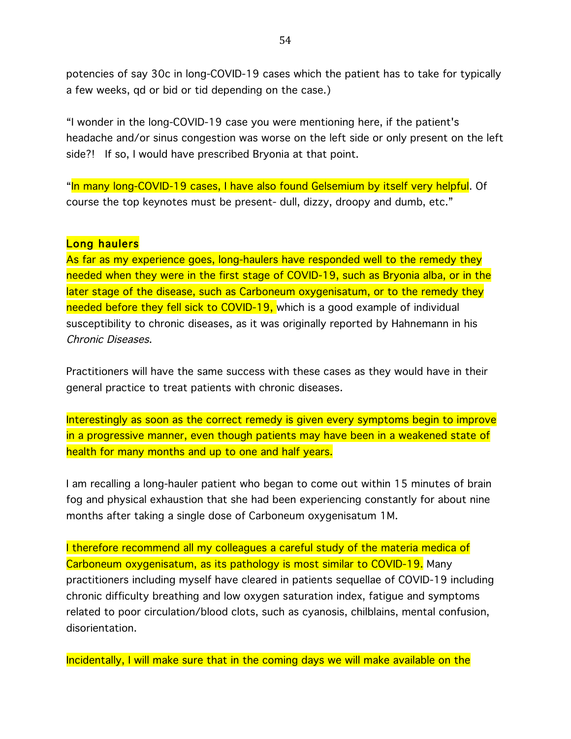potencies of say 30c in long-COVID-19 cases which the patient has to take for typically a few weeks, qd or bid or tid depending on the case.)

"I wonder in the long-COVID-19 case you were mentioning here, if the patient's headache and/or sinus congestion was worse on the left side or only present on the left side?! If so, I would have prescribed Bryonia at that point.

"In many long-COVID-19 cases, I have also found Gelsemium by itself very helpful. Of course the top keynotes must be present- dull, dizzy, droopy and dumb, etc."

## Long haulers

As far as my experience goes, long-haulers have responded well to the remedy they needed when they were in the first stage of COVID-19, such as Bryonia alba, or in the later stage of the disease, such as Carboneum oxygenisatum, or to the remedy they needed before they fell sick to COVID-19, which is a good example of individual susceptibility to chronic diseases, as it was originally reported by Hahnemann in his *Chronic Diseases*.

Practitioners will have the same success with these cases as they would have in their general practice to treat patients with chronic diseases.

Interestingly as soon as the correct remedy is given every symptoms begin to improve in a progressive manner, even though patients may have been in a weakened state of health for many months and up to one and half years.

I am recalling a long-hauler patient who began to come out within 15 minutes of brain fog and physical exhaustion that she had been experiencing constantly for about nine months after taking a single dose of Carboneum oxygenisatum 1M.

I therefore recommend all my colleagues a careful study of the materia medica of Carboneum oxygenisatum, as its pathology is most similar to COVID-19. Many practitioners including myself have cleared in patients sequellae of COVID-19 including chronic difficulty breathing and low oxygen saturation index, fatigue and symptoms related to poor circulation/blood clots, such as cyanosis, chilblains, mental confusion, disorientation.

Incidentally, I will make sure that in the coming days we will make available on the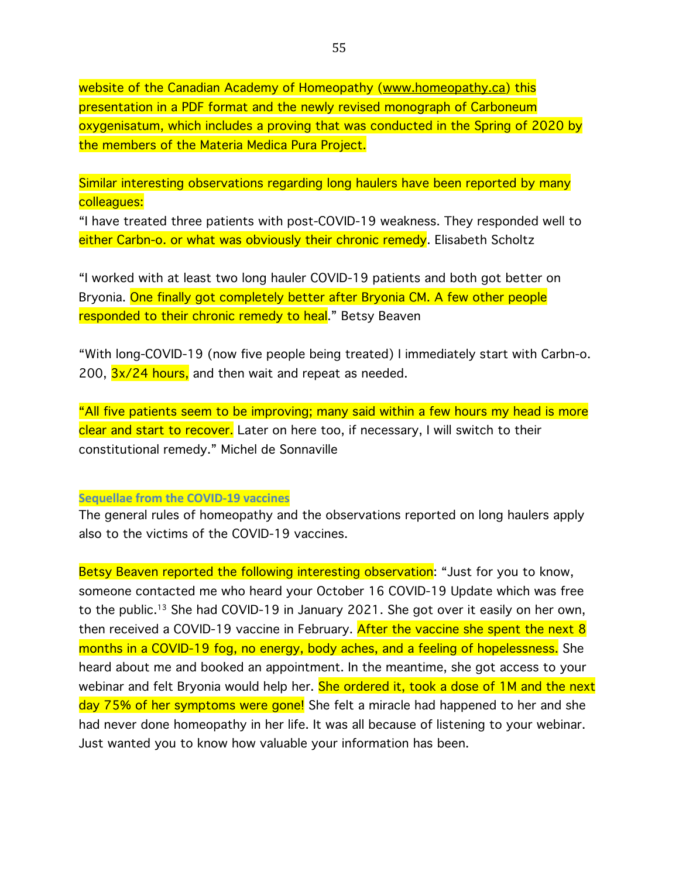website of the Canadian Academy of Homeopathy (www.homeopathy.ca) this presentation in a PDF format and the newly revised monograph of Carboneum oxygenisatum, which includes a proving that was conducted in the Spring of 2020 by the members of the Materia Medica Pura Project.

Similar interesting observations regarding long haulers have been reported by many colleagues:

"I have treated three patients with post-COVID-19 weakness. They responded well to either Carbn-o. or what was obviously their chronic remedy. Elisabeth Scholtz

"I worked with at least two long hauler COVID-19 patients and both got better on Bryonia. One finally got completely better after Bryonia CM. A few other people responded to their chronic remedy to heal." Betsy Beaven

"With long-COVID-19 (now five people being treated) I immediately start with Carbn-o. 200, 3x/24 hours, and then wait and repeat as needed.

"All five patients seem to be improving; many said within a few hours my head is more clear and start to recover. Later on here too, if necessary, I will switch to their constitutional remedy." Michel de Sonnaville

### Sequellae from the COVID-19 vaccines

The general rules of homeopathy and the observations reported on long haulers apply also to the victims of the COVID-19 vaccines.

Betsy Beaven reported the following interesting observation: "Just for you to know, someone contacted me who heard your October 16 COVID-19 Update which was free to the public.[13] She had COVID-19 in January 2021. She got over it easily on her own, then received a COVID-19 vaccine in February. After the vaccine she spent the next 8 months in a COVID-19 fog, no energy, body aches, and a feeling of hopelessness. She heard about me and booked an appointment. In the meantime, she got access to your webinar and felt Bryonia would help her. She ordered it, took a dose of 1M and the next day 75% of her symptoms were gone! She felt a miracle had happened to her and she had never done homeopathy in her life. It was all because of listening to your webinar. Just wanted you to know how valuable your information has been.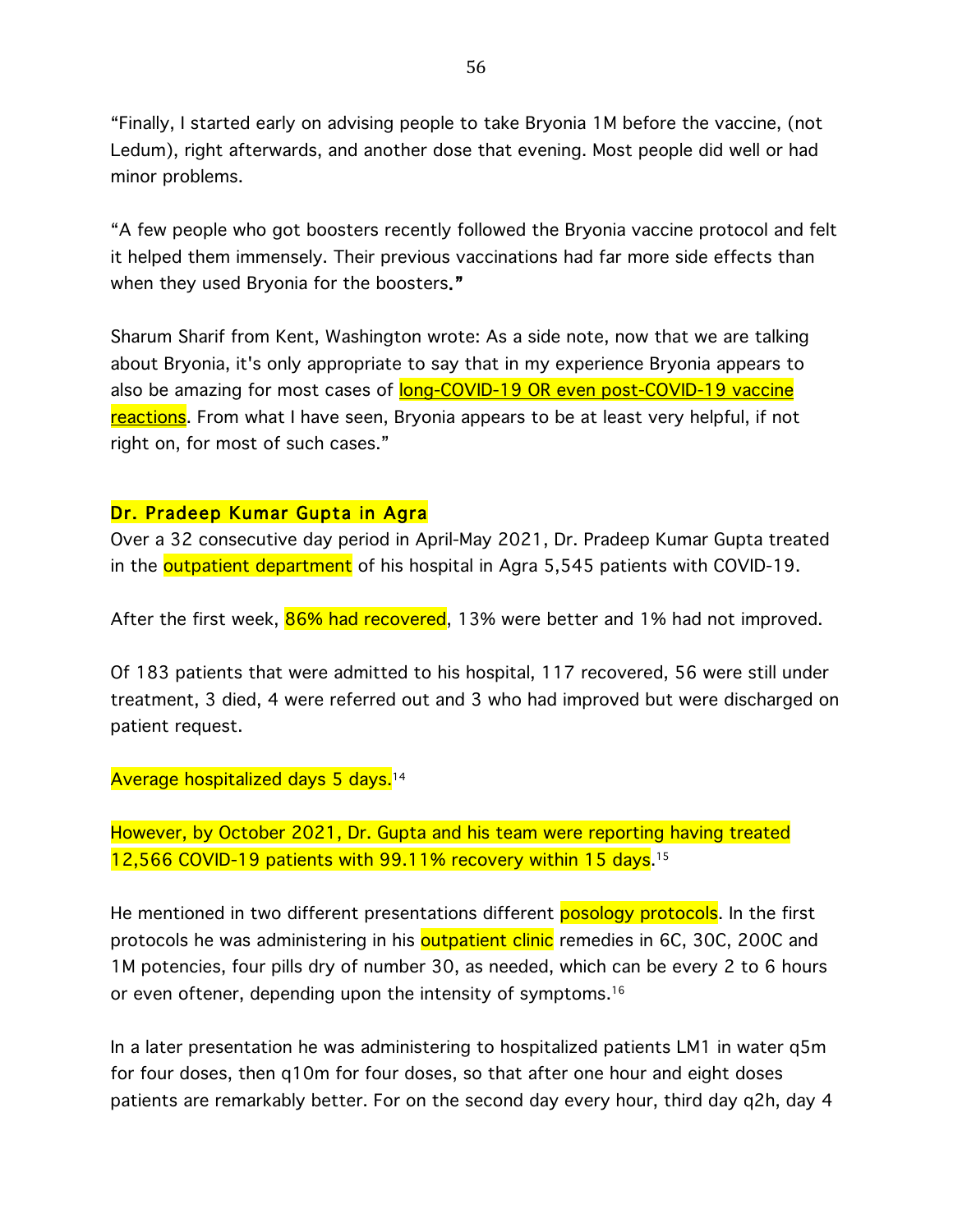"Finally, I started early on advising people to take Bryonia 1M before the vaccine, (not Ledum), right afterwards, and another dose that evening. Most people did well or had minor problems.

"A few people who got boosters recently followed the Bryonia vaccine protocol and felt it helped them immensely. Their previous vaccinations had far more side effects than when they used Bryonia for the boosters.**"**

Sharum Sharif from Kent, Washington wrote: As a side note, now that we are talking about Bryonia, it's only appropriate to say that in my experience Bryonia appears to also be amazing for most cases of long-COVID-19 OR even post-COVID-19 vaccine reactions. From what I have seen, Bryonia appears to be at least very helpful, if not right on, for most of such cases."

## Dr. Pradeep Kumar Gupta in Agra

Over a 32 consecutive day period in April-May 2021, Dr. Pradeep Kumar Gupta treated in the outpatient department of his hospital in Agra 5,545 patients with COVID-19.

After the first week, 86% had recovered, 13% were better and 1% had not improved.

Of 183 patients that were admitted to his hospital, 117 recovered, 56 were still under treatment, 3 died, 4 were referred out and 3 who had improved but were discharged on patient request.

Average hospitalized days 5 days.[14]

However, by October 2021, Dr. Gupta and his team were reporting having treated 12,566 COVID-19 patients with 99.11% recovery within 15 days.[15]

He mentioned in two different presentations different posology protocols. In the first protocols he was administering in his outpatient clinic remedies in 6C, 30C, 200C and 1M potencies, four pills dry of number 30, as needed, which can be every 2 to 6 hours or even oftener, depending upon the intensity of symptoms.[16]

In a later presentation he was administering to hospitalized patients LM1 in water q5m for four doses, then q10m for four doses, so that after one hour and eight doses patients are remarkably better. For on the second day every hour, third day q2h, day 4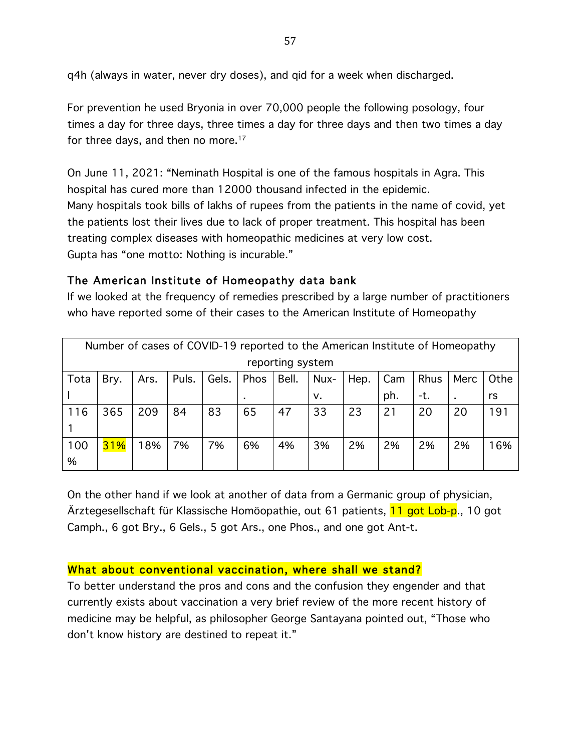q4h (always in water, never dry doses), and qid for a week when discharged.

For prevention he used Bryonia in over 70,000 people the following posology, four times a day for three days, three times a day for three days and then two times a day for three days, and then no more.[17]

On June 11, 2021: "Neminath Hospital is one of the famous hospitals in Agra. This hospital has cured more than 12000 thousand infected in the epidemic.
Many hospitals took bills of lakhs of rupees from the patients in the name of covid, yet the patients lost their lives due to lack of proper treatment. This hospital has been treating complex diseases with homeopathic medicines at very low cost.
Gupta has "one motto: Nothing is incurable."

### The American Institute of Homeopathy data bank

If we looked at the frequency of remedies prescribed by a large number of practitioners who have reported some of their cases to the American Institute of Homeopathy

| Number of cases of COVID-19 reported to the American Institute of Homeopathy reporting system | | | | | | | | | | | | |
|---|---|---|---|---|---|---|---|---|---|---|---|---|
| Total | Bry. | Ars. | Puls. | Gels. | Phos. | Bell. | Nux-v. | Hep. | Camph. | Rhus-t. | Merc. | Others |
| 1161 | 365 | 209 | 84 | 83 | 65 | 47 | 33 | 23 | 21 | 20 | 20 | 191 |
| 100% | 31% | 18% | 7% | 7% | 6% | 4% | 3% | 2% | 2% | 2% | 2% | 16% |

On the other hand if we look at another of data from a Germanic group of physician, Ärztegesellschaft für Klassische Homöopathie, out 61 patients, 11 got Lob-p., 10 got Camph., 6 got Bry., 6 Gels., 5 got Ars., one Phos., and one got Ant-t.

### What about conventional vaccination, where shall we stand?

To better understand the pros and cons and the confusion they engender and that currently exists about vaccination a very brief review of the more recent history of medicine may be helpful, as philosopher George Santayana pointed out, "Those who don't know history are destined to repeat it."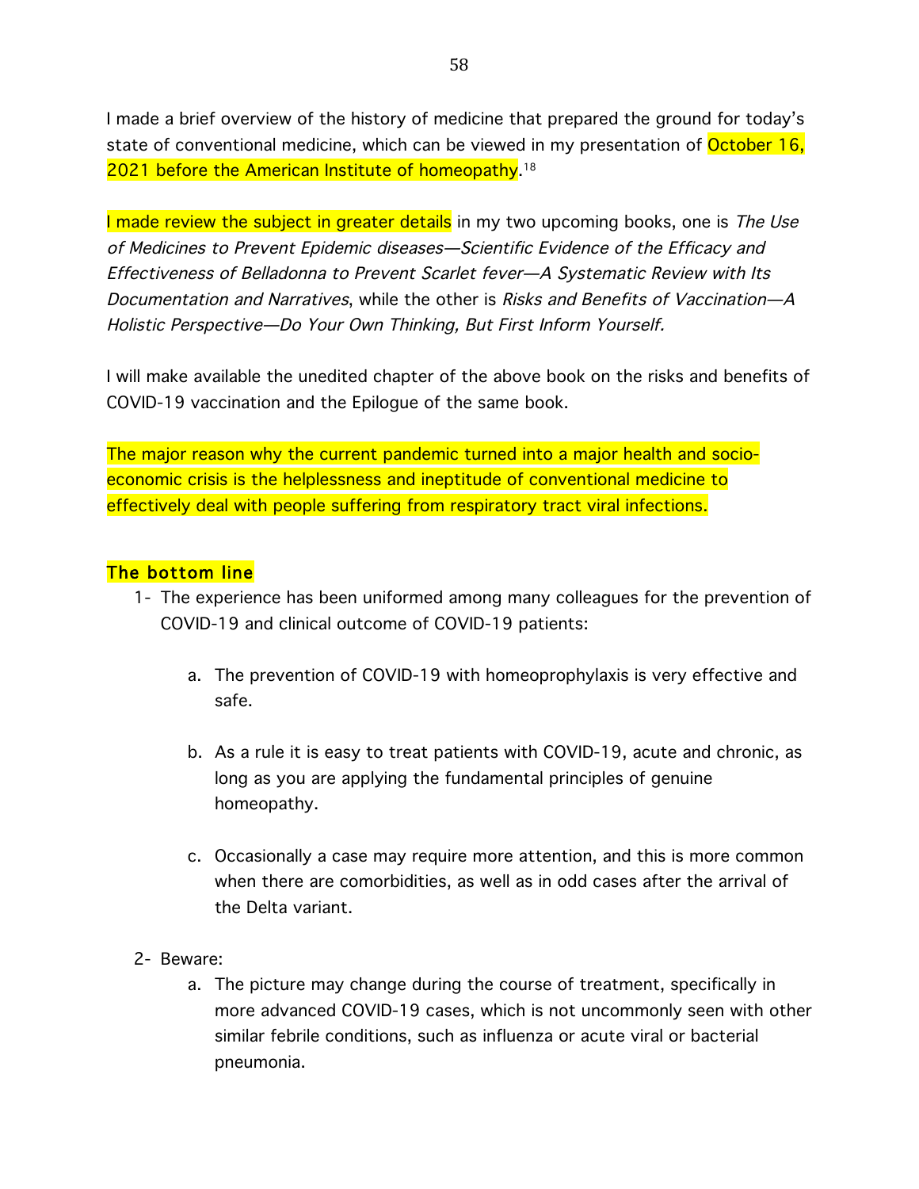I made a brief overview of the history of medicine that prepared the ground for today's state of conventional medicine, which can be viewed in my presentation of October 16, 2021 before the American Institute of homeopathy.[18]

I made review the subject in greater details in my two upcoming books, one is *The Use of Medicines to Prevent Epidemic diseases—Scientific Evidence of the Efficacy and Effectiveness of Belladonna to Prevent Scarlet fever—A Systematic Review with Its Documentation and Narratives*, while the other is *Risks and Benefits of Vaccination—A Holistic Perspective—Do Your Own Thinking, But First Inform Yourself.*

I will make available the unedited chapter of the above book on the risks and benefits of COVID-19 vaccination and the Epilogue of the same book.

The major reason why the current pandemic turned into a major health and socio-economic crisis is the helplessness and ineptitude of conventional medicine to effectively deal with people suffering from respiratory tract viral infections.

### The bottom line

1- The experience has been uniformed among many colleagues for the prevention of COVID-19 and clinical outcome of COVID-19 patients:

   a. The prevention of COVID-19 with homeoprophylaxis is very effective and safe.

   b. As a rule it is easy to treat patients with COVID-19, acute and chronic, as long as you are applying the fundamental principles of genuine homeopathy.

   c. Occasionally a case may require more attention, and this is more common when there are comorbidities, as well as in odd cases after the arrival of the Delta variant.

2- Beware:

   a. The picture may change during the course of treatment, specifically in more advanced COVID-19 cases, which is not uncommonly seen with other similar febrile conditions, such as influenza or acute viral or bacterial pneumonia.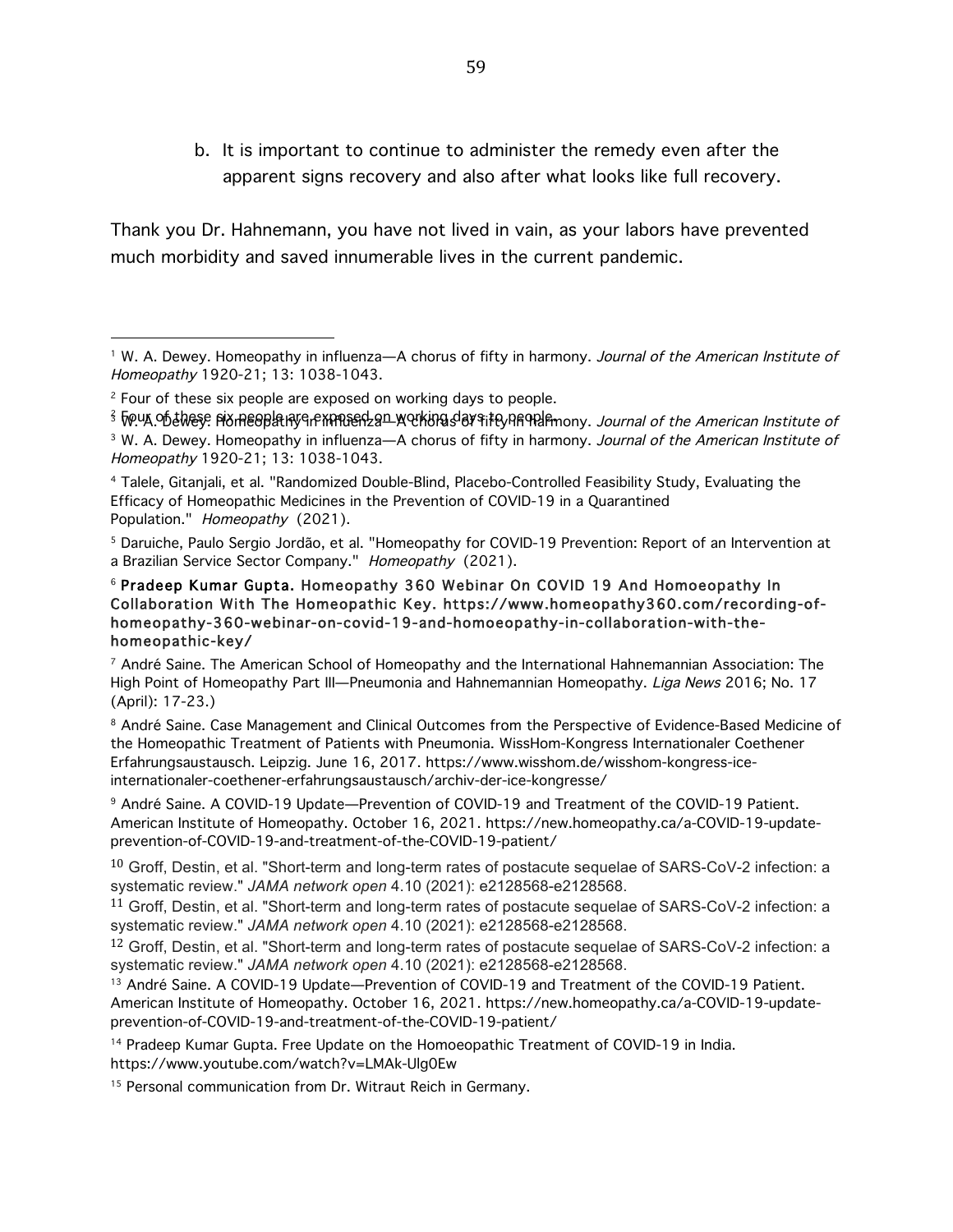b. It is important to continue to administer the remedy even after the apparent signs recovery and also after what looks like full recovery.

Thank you Dr. Hahnemann, you have not lived in vain, as your labors have prevented much morbidity and saved innumerable lives in the current pandemic.

---

[1] W. A. Dewey. Homeopathy in influenza—A chorus of fifty in harmony. *Journal of the American Institute of Homeopathy* 1920-21; 13: 1038-1043.

[2] Four of these six people are exposed on working days to people.

[3] W. A. Dewey. Homeopathy in influenza—A chorus of fifty in harmony. *Journal of the American Institute of Homeopathy* 1920-21; 13: 1038-1043.

[4] Talele, Gitanjali, et al. "Randomized Double-Blind, Placebo-Controlled Feasibility Study, Evaluating the Efficacy of Homeopathic Medicines in the Prevention of COVID-19 in a Quarantined Population." *Homeopathy* (2021).

[5] Daruiche, Paulo Sergio Jordão, et al. "Homeopathy for COVID-19 Prevention: Report of an Intervention at a Brazilian Service Sector Company." *Homeopathy* (2021).

[6] **Pradeep Kumar Gupta.** Homeopathy 360 Webinar On COVID 19 And Homoeopathy In Collaboration With The Homeopathic Key. https://www.homeopathy360.com/recording-of-homeopathy-360-webinar-on-covid-19-and-homoeopathy-in-collaboration-with-the-homeopathic-key/

[7] André Saine. The American School of Homeopathy and the International Hahnemannian Association: The High Point of Homeopathy Part III—Pneumonia and Hahnemannian Homeopathy. *Liga News* 2016; No. 17 (April): 17-23.)

[8] André Saine. Case Management and Clinical Outcomes from the Perspective of Evidence-Based Medicine of the Homeopathic Treatment of Patients with Pneumonia. WissHom-Kongress Internationaler Coethener Erfahrungsaustausch. Leipzig. June 16, 2017. https://www.wisshom.de/wisshom-kongress-ice-internationaler-coethener-erfahrungsaustausch/archiv-der-ice-kongresse/

[9] André Saine. A COVID-19 Update—Prevention of COVID-19 and Treatment of the COVID-19 Patient. American Institute of Homeopathy. October 16, 2021. https://new.homeopathy.ca/a-COVID-19-update-prevention-of-COVID-19-and-treatment-of-the-COVID-19-patient/

[10] Groff, Destin, et al. "Short-term and long-term rates of postacute sequelae of SARS-CoV-2 infection: a systematic review." *JAMA network open* 4.10 (2021): e2128568-e2128568.

[11] Groff, Destin, et al. "Short-term and long-term rates of postacute sequelae of SARS-CoV-2 infection: a systematic review." *JAMA network open* 4.10 (2021): e2128568-e2128568.

[12] Groff, Destin, et al. "Short-term and long-term rates of postacute sequelae of SARS-CoV-2 infection: a systematic review." *JAMA network open* 4.10 (2021): e2128568-e2128568.

[13] André Saine. A COVID-19 Update—Prevention of COVID-19 and Treatment of the COVID-19 Patient. American Institute of Homeopathy. October 16, 2021. https://new.homeopathy.ca/a-COVID-19-update-prevention-of-COVID-19-and-treatment-of-the-COVID-19-patient/

[14] Pradeep Kumar Gupta. Free Update on the Homoeopathic Treatment of COVID-19 in India. https://www.youtube.com/watch?v=LMAk-Ulg0Ew

[15] Personal communication from Dr. Witraut Reich in Germany.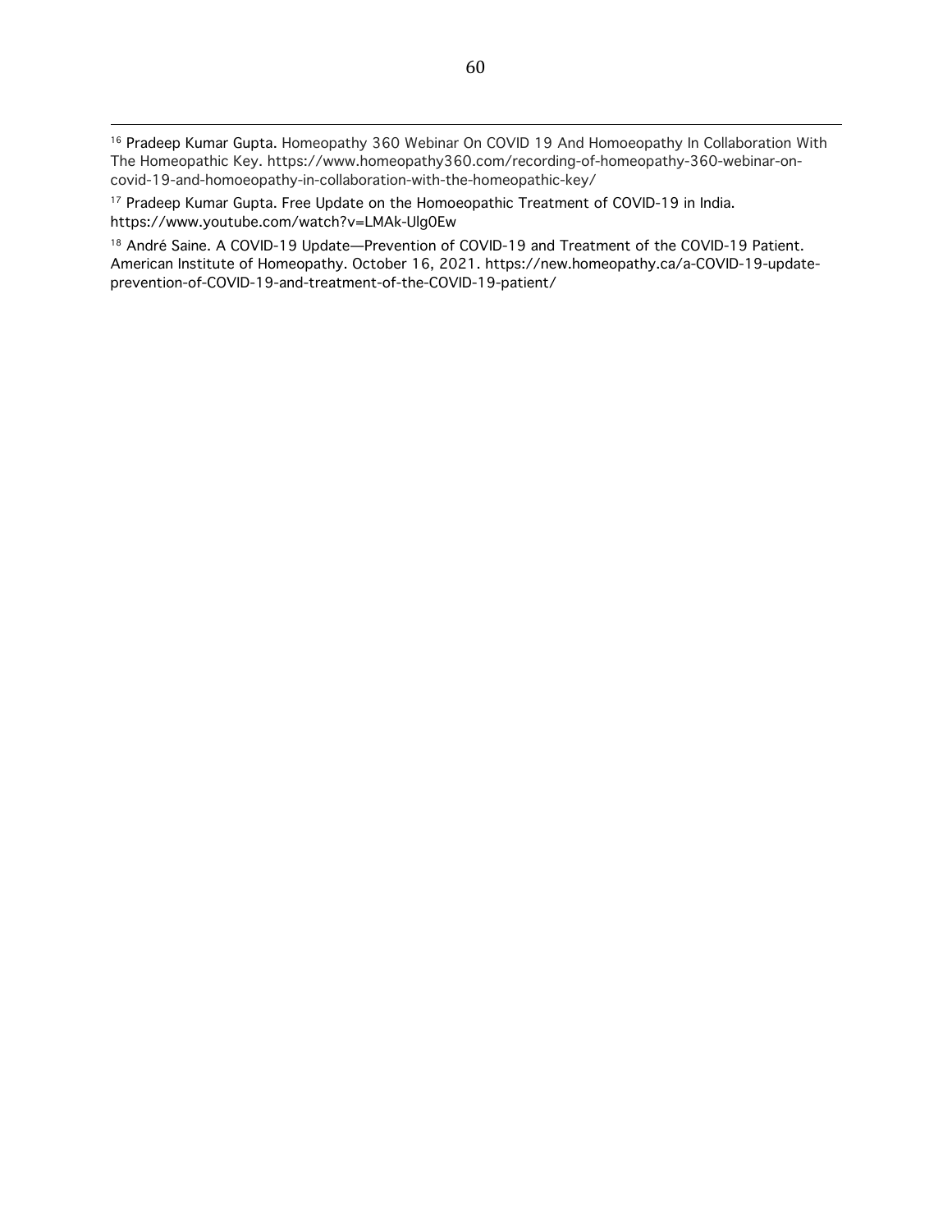[16] Pradeep Kumar Gupta. Homeopathy 360 Webinar On COVID 19 And Homoeopathy In Collaboration With The Homeopathic Key. https://www.homeopathy360.com/recording-of-homeopathy-360-webinar-on-covid-19-and-homoeopathy-in-collaboration-with-the-homeopathic-key/

[17] Pradeep Kumar Gupta. Free Update on the Homoeopathic Treatment of COVID-19 in India. https://www.youtube.com/watch?v=LMAk-Ulg0Ew

[18] André Saine. A COVID-19 Update—Prevention of COVID-19 and Treatment of the COVID-19 Patient. American Institute of Homeopathy. October 16, 2021. https://new.homeopathy.ca/a-COVID-19-update-prevention-of-COVID-19-and-treatment-of-the-COVID-19-patient/